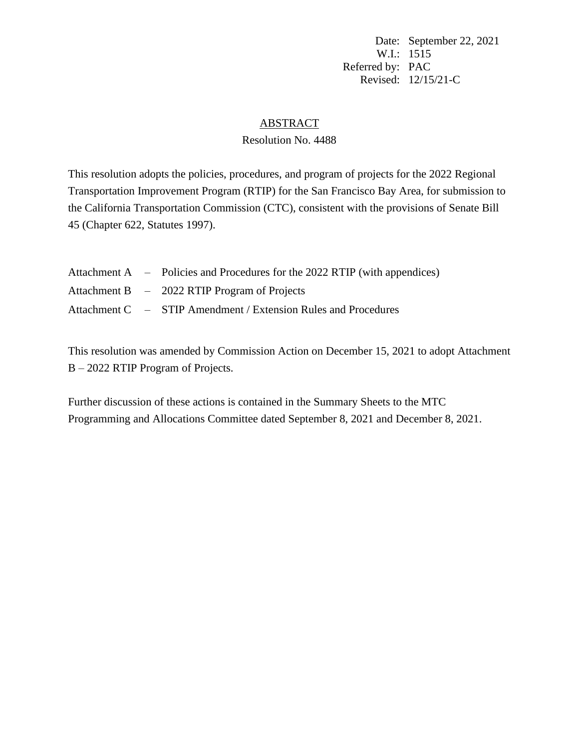Date: September 22, 2021
W.I.: 1515
Referred by: PAC
Revised: 12/15/21-C

## ABSTRACT

### Resolution No. 4488

This resolution adopts the policies, procedures, and program of projects for the 2022 Regional Transportation Improvement Program (RTIP) for the San Francisco Bay Area, for submission to the California Transportation Commission (CTC), consistent with the provisions of Senate Bill 45 (Chapter 622, Statutes 1997).

Attachment A – Policies and Procedures for the 2022 RTIP (with appendices)
Attachment B – 2022 RTIP Program of Projects
Attachment C – STIP Amendment / Extension Rules and Procedures

This resolution was amended by Commission Action on December 15, 2021 to adopt Attachment B – 2022 RTIP Program of Projects.

Further discussion of these actions is contained in the Summary Sheets to the MTC Programming and Allocations Committee dated September 8, 2021 and December 8, 2021.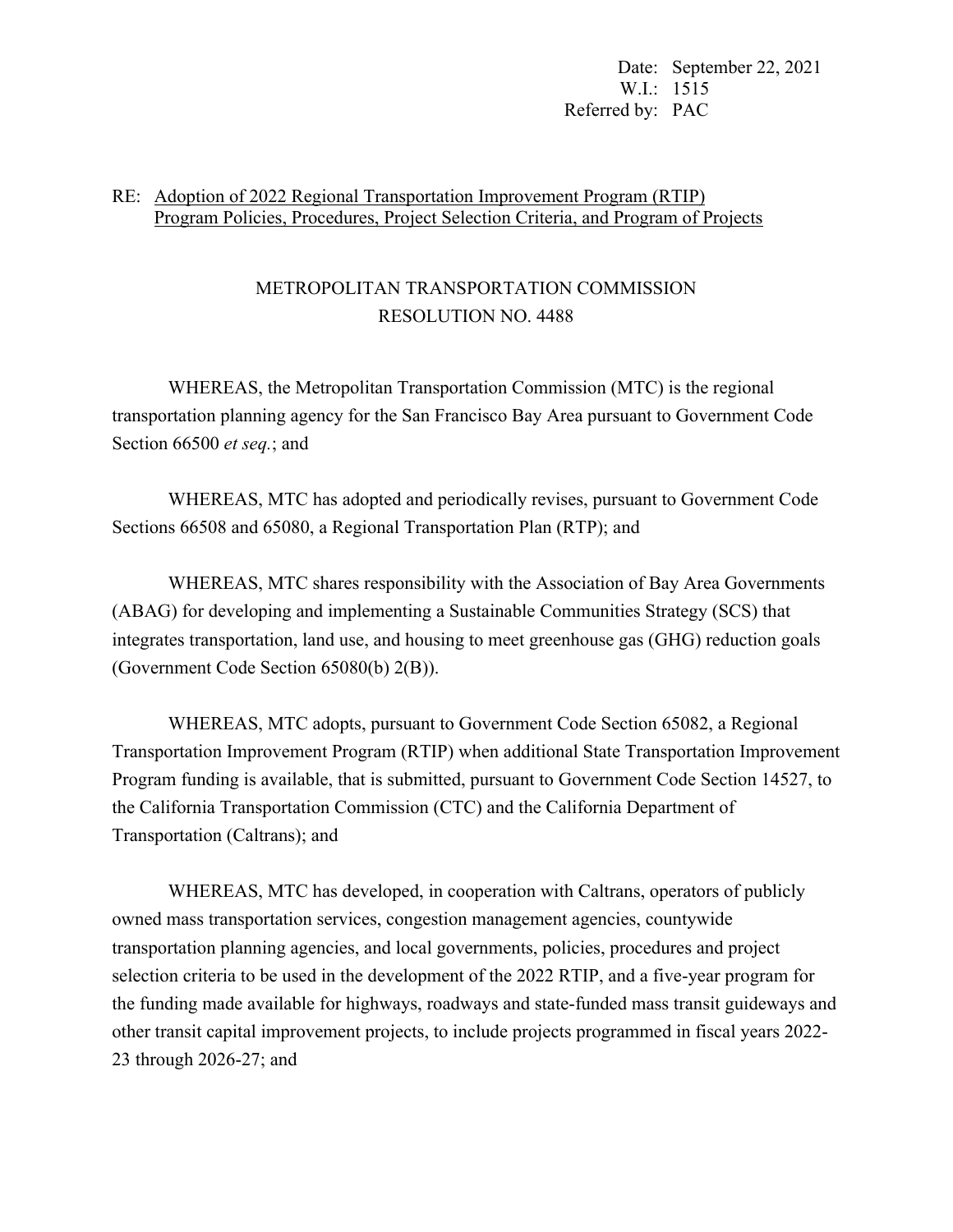Date: September 22, 2021
W.I.: 1515
Referred by: PAC

RE: Adoption of 2022 Regional Transportation Improvement Program (RTIP) Program Policies, Procedures, Project Selection Criteria, and Program of Projects

# METROPOLITAN TRANSPORTATION COMMISSION
# RESOLUTION NO. 4488

WHEREAS, the Metropolitan Transportation Commission (MTC) is the regional transportation planning agency for the San Francisco Bay Area pursuant to Government Code Section 66500 *et seq.*; and

WHEREAS, MTC has adopted and periodically revises, pursuant to Government Code Sections 66508 and 65080, a Regional Transportation Plan (RTP); and

WHEREAS, MTC shares responsibility with the Association of Bay Area Governments (ABAG) for developing and implementing a Sustainable Communities Strategy (SCS) that integrates transportation, land use, and housing to meet greenhouse gas (GHG) reduction goals (Government Code Section 65080(b) 2(B)).

WHEREAS, MTC adopts, pursuant to Government Code Section 65082, a Regional Transportation Improvement Program (RTIP) when additional State Transportation Improvement Program funding is available, that is submitted, pursuant to Government Code Section 14527, to the California Transportation Commission (CTC) and the California Department of Transportation (Caltrans); and

WHEREAS, MTC has developed, in cooperation with Caltrans, operators of publicly owned mass transportation services, congestion management agencies, countywide transportation planning agencies, and local governments, policies, procedures and project selection criteria to be used in the development of the 2022 RTIP, and a five-year program for the funding made available for highways, roadways and state-funded mass transit guideways and other transit capital improvement projects, to include projects programmed in fiscal years 2022-23 through 2026-27; and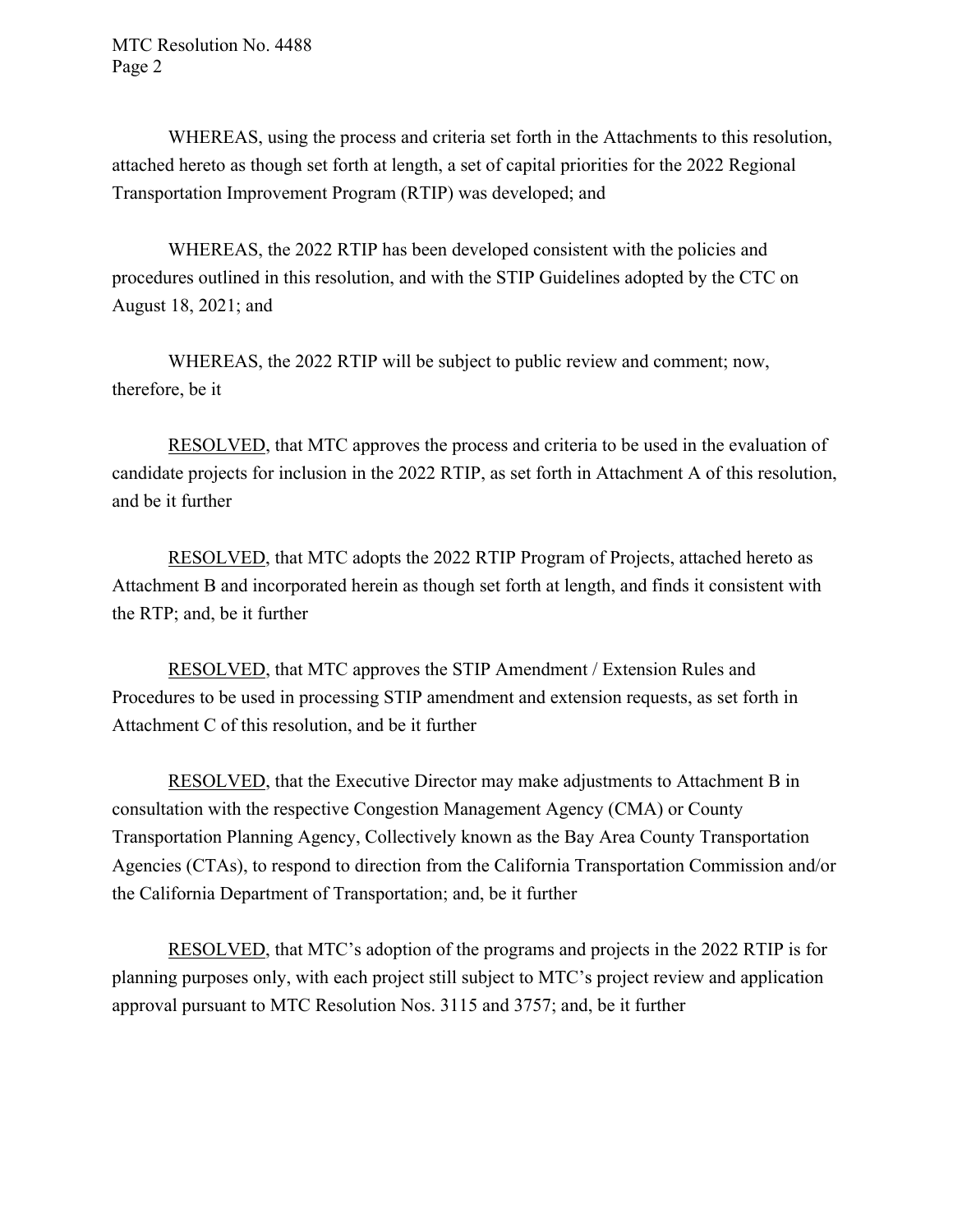WHEREAS, using the process and criteria set forth in the Attachments to this resolution, attached hereto as though set forth at length, a set of capital priorities for the 2022 Regional Transportation Improvement Program (RTIP) was developed; and

WHEREAS, the 2022 RTIP has been developed consistent with the policies and procedures outlined in this resolution, and with the STIP Guidelines adopted by the CTC on August 18, 2021; and

WHEREAS, the 2022 RTIP will be subject to public review and comment; now, therefore, be it

RESOLVED, that MTC approves the process and criteria to be used in the evaluation of candidate projects for inclusion in the 2022 RTIP, as set forth in Attachment A of this resolution, and be it further

RESOLVED, that MTC adopts the 2022 RTIP Program of Projects, attached hereto as Attachment B and incorporated herein as though set forth at length, and finds it consistent with the RTP; and, be it further

RESOLVED, that MTC approves the STIP Amendment / Extension Rules and Procedures to be used in processing STIP amendment and extension requests, as set forth in Attachment C of this resolution, and be it further

RESOLVED, that the Executive Director may make adjustments to Attachment B in consultation with the respective Congestion Management Agency (CMA) or County Transportation Planning Agency, Collectively known as the Bay Area County Transportation Agencies (CTAs), to respond to direction from the California Transportation Commission and/or the California Department of Transportation; and, be it further

RESOLVED, that MTC's adoption of the programs and projects in the 2022 RTIP is for planning purposes only, with each project still subject to MTC's project review and application approval pursuant to MTC Resolution Nos. 3115 and 3757; and, be it further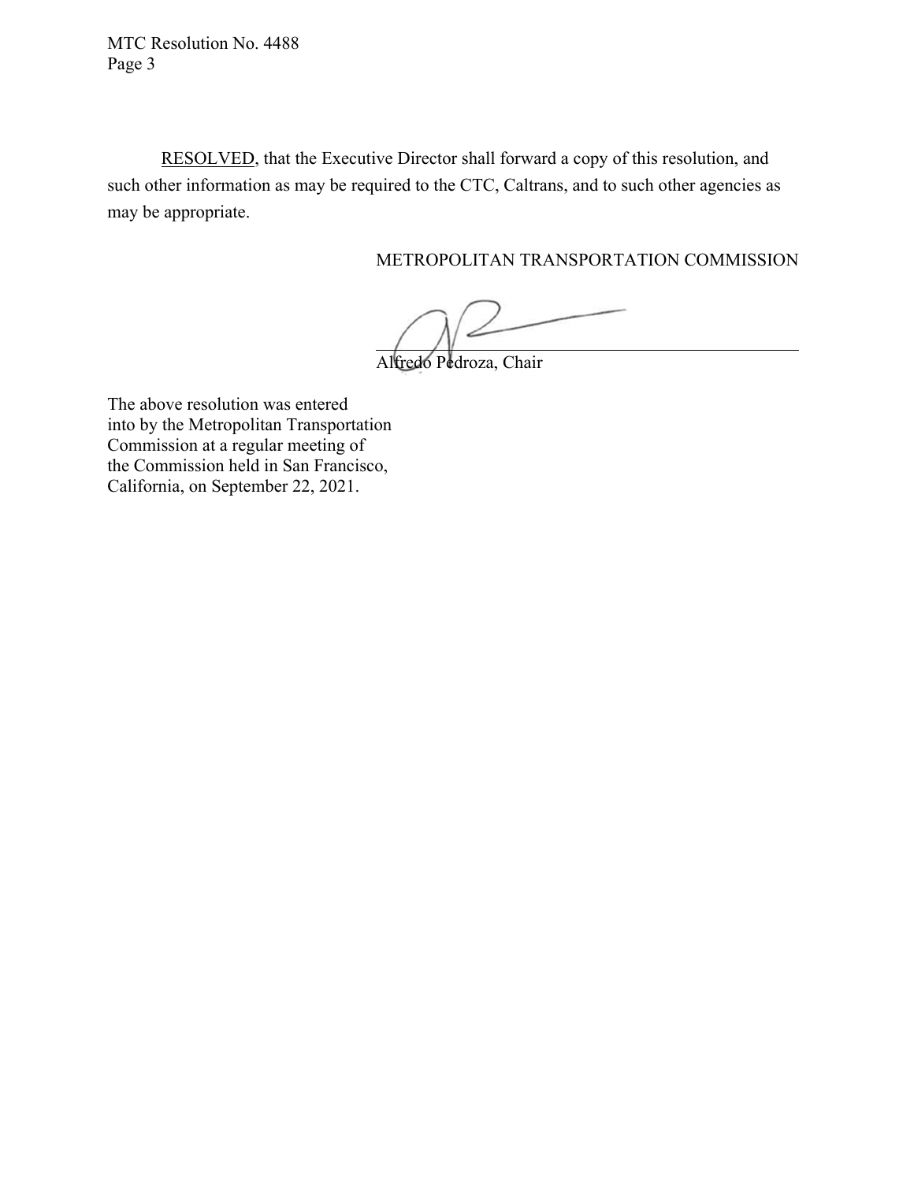RESOLVED, that the Executive Director shall forward a copy of this resolution, and such other information as may be required to the CTC, Caltrans, and to such other agencies as may be appropriate.

METROPOLITAN TRANSPORTATION COMMISSION

Alfredo Pedroza, Chair

The above resolution was entered into by the Metropolitan Transportation Commission at a regular meeting of the Commission held in San Francisco, California, on September 22, 2021.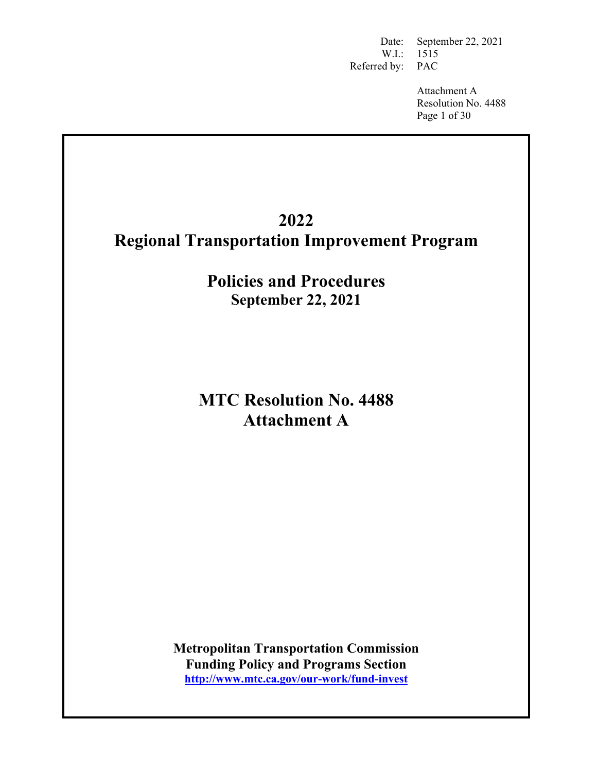Date: September 22, 2021
W.I.: 1515
Referred by: PAC

Attachment A
Resolution No. 4488

# 2022
# Regional Transportation Improvement Program

## Policies and Procedures
### September 22, 2021

## MTC Resolution No. 4488
## Attachment A

**Metropolitan Transportation Commission**
**Funding Policy and Programs Section**
**http://www.mtc.ca.gov/our-work/fund-invest**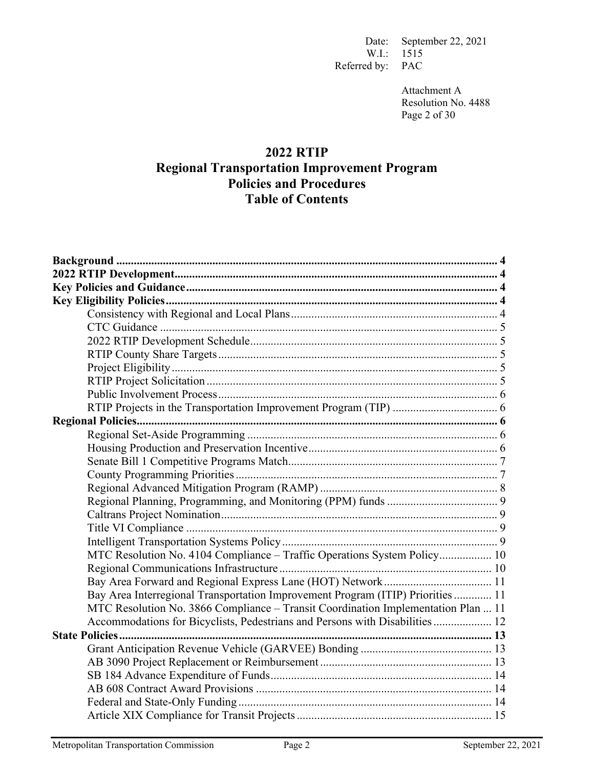Date: September 22, 2021
W.I.: 1515
Referred by: PAC

Attachment A
Resolution No. 4488
Page 2 of 30

# 2022 RTIP
# Regional Transportation Improvement Program
# Policies and Procedures
# Table of Contents

**Background** .......... 4
**2022 RTIP Development** .......... 4
**Key Policies and Guidance** .......... 4
**Key Eligibility Policies** .......... 4
- Consistency with Regional and Local Plans .......... 4
- CTC Guidance .......... 5
- 2022 RTIP Development Schedule .......... 5
- RTIP County Share Targets .......... 5
- Project Eligibility .......... 5
- RTIP Project Solicitation .......... 5
- Public Involvement Process .......... 6
- RTIP Projects in the Transportation Improvement Program (TIP) .......... 6

**Regional Policies** .......... 6
- Regional Set-Aside Programming .......... 6
- Housing Production and Preservation Incentive .......... 6
- Senate Bill 1 Competitive Programs Match .......... 7
- County Programming Priorities .......... 7
- Regional Advanced Mitigation Program (RAMP) .......... 8
- Regional Planning, Programming, and Monitoring (PPM) funds .......... 9
- Caltrans Project Nomination .......... 9
- Title VI Compliance .......... 9
- Intelligent Transportation Systems Policy .......... 9
- MTC Resolution No. 4104 Compliance – Traffic Operations System Policy .......... 10
- Regional Communications Infrastructure .......... 10
- Bay Area Forward and Regional Express Lane (HOT) Network .......... 11
- Bay Area Interregional Transportation Improvement Program (ITIP) Priorities .......... 11
- MTC Resolution No. 3866 Compliance – Transit Coordination Implementation Plan .......... 11
- Accommodations for Bicyclists, Pedestrians and Persons with Disabilities .......... 12

**State Policies** .......... 13
- Grant Anticipation Revenue Vehicle (GARVEE) Bonding .......... 13
- AB 3090 Project Replacement or Reimbursement .......... 13
- SB 184 Advance Expenditure of Funds .......... 14
- AB 608 Contract Award Provisions .......... 14
- Federal and State-Only Funding .......... 14
- Article XIX Compliance for Transit Projects .......... 15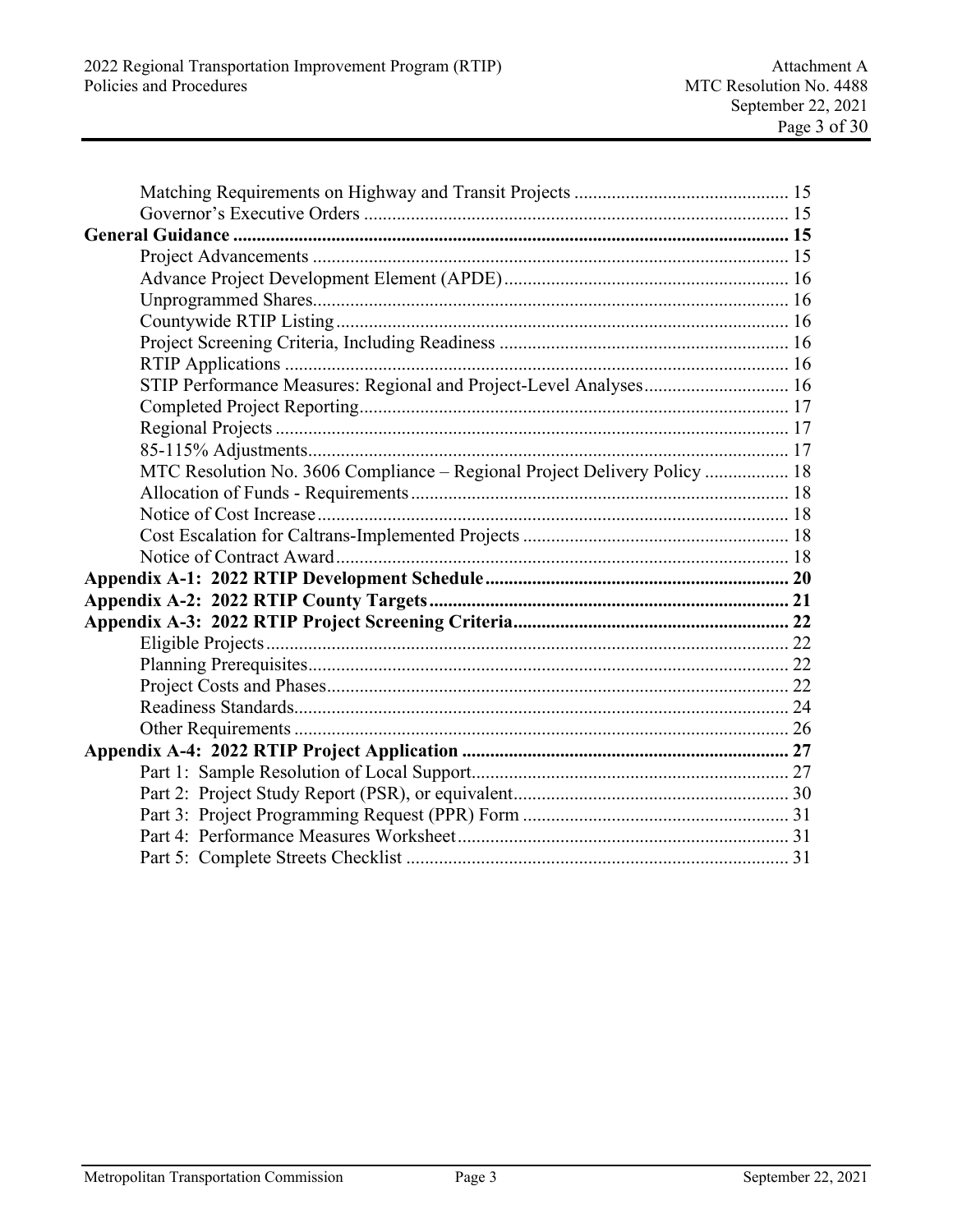Matching Requirements on Highway and Transit Projects ............................................. 15
Governor's Executive Orders ........................................................................................... 15

**General Guidance ........................................................................................................ 15**

Project Advancements ..................................................................................................... 15
Advance Project Development Element (APDE) ............................................................. 16
Unprogrammed Shares ..................................................................................................... 16
Countywide RTIP Listing ................................................................................................. 16
Project Screening Criteria, Including Readiness .............................................................. 16
RTIP Applications ............................................................................................................ 16
STIP Performance Measures: Regional and Project-Level Analyses ............................... 16
Completed Project Reporting ............................................................................................ 17
Regional Projects .............................................................................................................. 17
85-115% Adjustments ....................................................................................................... 17
MTC Resolution No. 3606 Compliance – Regional Project Delivery Policy .................. 18
Allocation of Funds - Requirements ................................................................................. 18
Notice of Cost Increase ..................................................................................................... 18
Cost Escalation for Caltrans-Implemented Projects .......................................................... 18
Notice of Contract Award ................................................................................................. 18

**Appendix A-1: 2022 RTIP Development Schedule ................................................................. 20**

**Appendix A-2: 2022 RTIP County Targets ............................................................................. 21**

**Appendix A-3: 2022 RTIP Project Screening Criteria ........................................................... 22**

Eligible Projects ................................................................................................................ 22
Planning Prerequisites ....................................................................................................... 22
Project Costs and Phases ................................................................................................... 22
Readiness Standards .......................................................................................................... 24
Other Requirements .......................................................................................................... 26

**Appendix A-4: 2022 RTIP Project Application ...................................................................... 27**

Part 1: Sample Resolution of Local Support .................................................................... 27
Part 2: Project Study Report (PSR), or equivalent ........................................................... 30
Part 3: Project Programming Request (PPR) Form ......................................................... 31
Part 4: Performance Measures Worksheet ....................................................................... 31
Part 5: Complete Streets Checklist .................................................................................. 31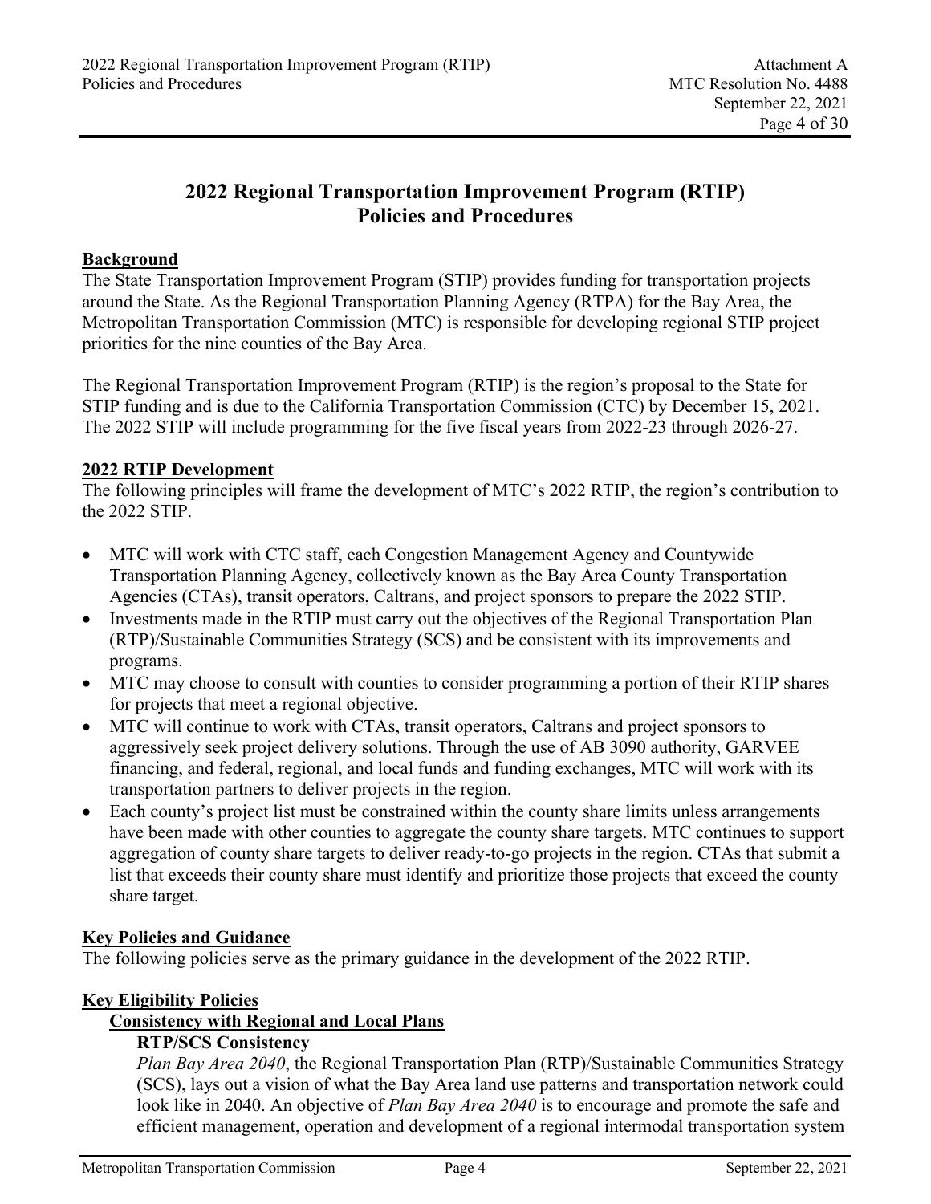# 2022 Regional Transportation Improvement Program (RTIP) Policies and Procedures

**Background**

The State Transportation Improvement Program (STIP) provides funding for transportation projects around the State. As the Regional Transportation Planning Agency (RTPA) for the Bay Area, the Metropolitan Transportation Commission (MTC) is responsible for developing regional STIP project priorities for the nine counties of the Bay Area.

The Regional Transportation Improvement Program (RTIP) is the region's proposal to the State for STIP funding and is due to the California Transportation Commission (CTC) by December 15, 2021. The 2022 STIP will include programming for the five fiscal years from 2022-23 through 2026-27.

**2022 RTIP Development**

The following principles will frame the development of MTC's 2022 RTIP, the region's contribution to the 2022 STIP.

- MTC will work with CTC staff, each Congestion Management Agency and Countywide Transportation Planning Agency, collectively known as the Bay Area County Transportation Agencies (CTAs), transit operators, Caltrans, and project sponsors to prepare the 2022 STIP.
- Investments made in the RTIP must carry out the objectives of the Regional Transportation Plan (RTP)/Sustainable Communities Strategy (SCS) and be consistent with its improvements and programs.
- MTC may choose to consult with counties to consider programming a portion of their RTIP shares for projects that meet a regional objective.
- MTC will continue to work with CTAs, transit operators, Caltrans and project sponsors to aggressively seek project delivery solutions. Through the use of AB 3090 authority, GARVEE financing, and federal, regional, and local funds and funding exchanges, MTC will work with its transportation partners to deliver projects in the region.
- Each county's project list must be constrained within the county share limits unless arrangements have been made with other counties to aggregate the county share targets. MTC continues to support aggregation of county share targets to deliver ready-to-go projects in the region. CTAs that submit a list that exceeds their county share must identify and prioritize those projects that exceed the county share target.

**Key Policies and Guidance**

The following policies serve as the primary guidance in the development of the 2022 RTIP.

**Key Eligibility Policies**

**Consistency with Regional and Local Plans**

**RTP/SCS Consistency**

*Plan Bay Area 2040*, the Regional Transportation Plan (RTP)/Sustainable Communities Strategy (SCS), lays out a vision of what the Bay Area land use patterns and transportation network could look like in 2040. An objective of *Plan Bay Area 2040* is to encourage and promote the safe and efficient management, operation and development of a regional intermodal transportation system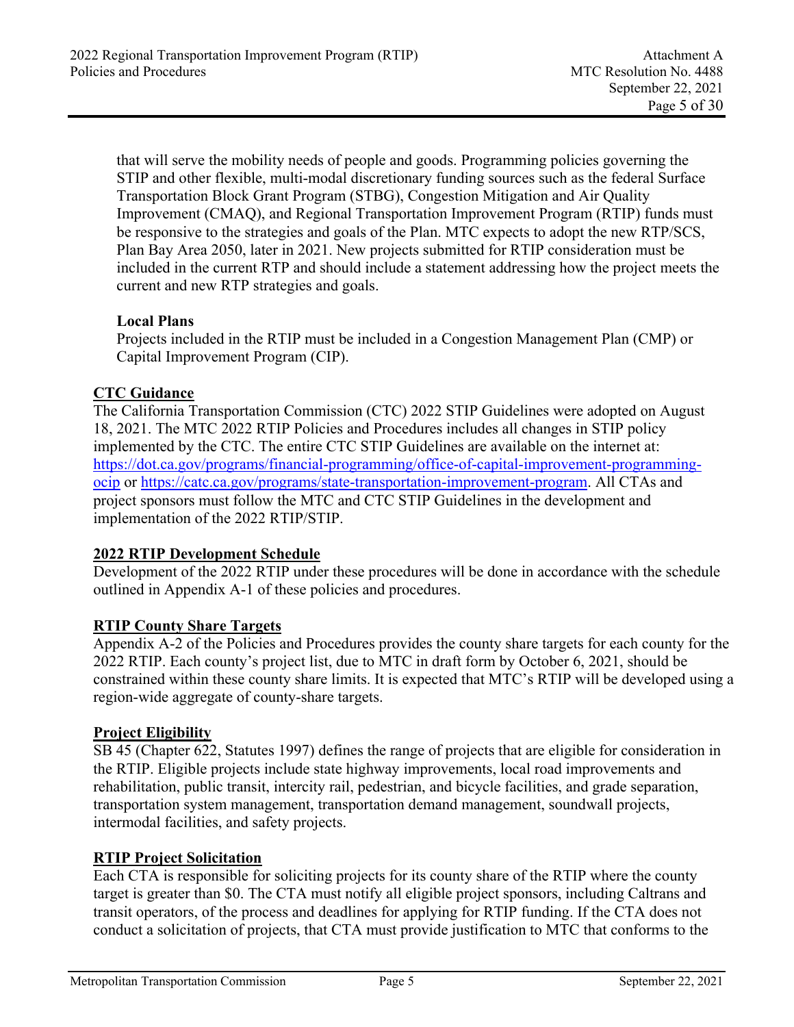that will serve the mobility needs of people and goods. Programming policies governing the STIP and other flexible, multi-modal discretionary funding sources such as the federal Surface Transportation Block Grant Program (STBG), Congestion Mitigation and Air Quality Improvement (CMAQ), and Regional Transportation Improvement Program (RTIP) funds must be responsive to the strategies and goals of the Plan. MTC expects to adopt the new RTP/SCS, Plan Bay Area 2050, later in 2021. New projects submitted for RTIP consideration must be included in the current RTP and should include a statement addressing how the project meets the current and new RTP strategies and goals.

**Local Plans**

Projects included in the RTIP must be included in a Congestion Management Plan (CMP) or Capital Improvement Program (CIP).

## CTC Guidance

The California Transportation Commission (CTC) 2022 STIP Guidelines were adopted on August 18, 2021. The MTC 2022 RTIP Policies and Procedures includes all changes in STIP policy implemented by the CTC. The entire CTC STIP Guidelines are available on the internet at: https://dot.ca.gov/programs/financial-programming/office-of-capital-improvement-programming-ocip or https://catc.ca.gov/programs/state-transportation-improvement-program. All CTAs and project sponsors must follow the MTC and CTC STIP Guidelines in the development and implementation of the 2022 RTIP/STIP.

## 2022 RTIP Development Schedule

Development of the 2022 RTIP under these procedures will be done in accordance with the schedule outlined in Appendix A-1 of these policies and procedures.

## RTIP County Share Targets

Appendix A-2 of the Policies and Procedures provides the county share targets for each county for the 2022 RTIP. Each county's project list, due to MTC in draft form by October 6, 2021, should be constrained within these county share limits. It is expected that MTC's RTIP will be developed using a region-wide aggregate of county-share targets.

## Project Eligibility

SB 45 (Chapter 622, Statutes 1997) defines the range of projects that are eligible for consideration in the RTIP. Eligible projects include state highway improvements, local road improvements and rehabilitation, public transit, intercity rail, pedestrian, and bicycle facilities, and grade separation, transportation system management, transportation demand management, soundwall projects, intermodal facilities, and safety projects.

## RTIP Project Solicitation

Each CTA is responsible for soliciting projects for its county share of the RTIP where the county target is greater than $0. The CTA must notify all eligible project sponsors, including Caltrans and transit operators, of the process and deadlines for applying for RTIP funding. If the CTA does not conduct a solicitation of projects, that CTA must provide justification to MTC that conforms to the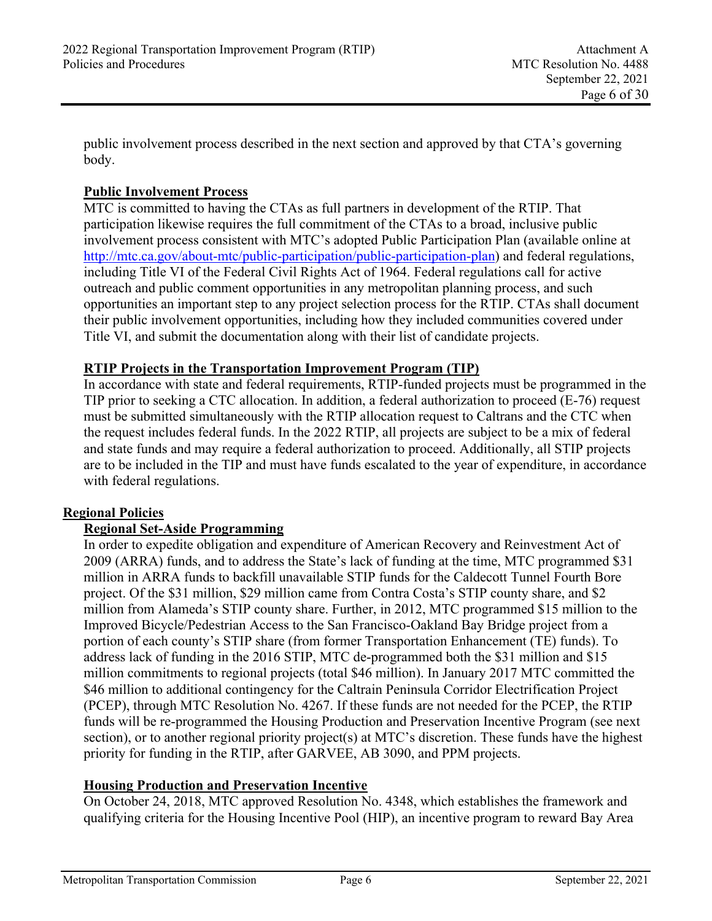public involvement process described in the next section and approved by that CTA's governing body.

### Public Involvement Process

MTC is committed to having the CTAs as full partners in development of the RTIP. That participation likewise requires the full commitment of the CTAs to a broad, inclusive public involvement process consistent with MTC's adopted Public Participation Plan (available online at http://mtc.ca.gov/about-mtc/public-participation/public-participation-plan) and federal regulations, including Title VI of the Federal Civil Rights Act of 1964. Federal regulations call for active outreach and public comment opportunities in any metropolitan planning process, and such opportunities an important step to any project selection process for the RTIP. CTAs shall document their public involvement opportunities, including how they included communities covered under Title VI, and submit the documentation along with their list of candidate projects.

### RTIP Projects in the Transportation Improvement Program (TIP)

In accordance with state and federal requirements, RTIP-funded projects must be programmed in the TIP prior to seeking a CTC allocation. In addition, a federal authorization to proceed (E-76) request must be submitted simultaneously with the RTIP allocation request to Caltrans and the CTC when the request includes federal funds. In the 2022 RTIP, all projects are subject to be a mix of federal and state funds and may require a federal authorization to proceed. Additionally, all STIP projects are to be included in the TIP and must have funds escalated to the year of expenditure, in accordance with federal regulations.

## Regional Policies

### Regional Set-Aside Programming

In order to expedite obligation and expenditure of American Recovery and Reinvestment Act of 2009 (ARRA) funds, and to address the State's lack of funding at the time, MTC programmed $31 million in ARRA funds to backfill unavailable STIP funds for the Caldecott Tunnel Fourth Bore project. Of the $31 million, $29 million came from Contra Costa's STIP county share, and $2 million from Alameda's STIP county share. Further, in 2012, MTC programmed $15 million to the Improved Bicycle/Pedestrian Access to the San Francisco-Oakland Bay Bridge project from a portion of each county's STIP share (from former Transportation Enhancement (TE) funds). To address lack of funding in the 2016 STIP, MTC de-programmed both the $31 million and $15 million commitments to regional projects (total $46 million). In January 2017 MTC committed the $46 million to additional contingency for the Caltrain Peninsula Corridor Electrification Project (PCEP), through MTC Resolution No. 4267. If these funds are not needed for the PCEP, the RTIP funds will be re-programmed the Housing Production and Preservation Incentive Program (see next section), or to another regional priority project(s) at MTC's discretion. These funds have the highest priority for funding in the RTIP, after GARVEE, AB 3090, and PPM projects.

### Housing Production and Preservation Incentive

On October 24, 2018, MTC approved Resolution No. 4348, which establishes the framework and qualifying criteria for the Housing Incentive Pool (HIP), an incentive program to reward Bay Area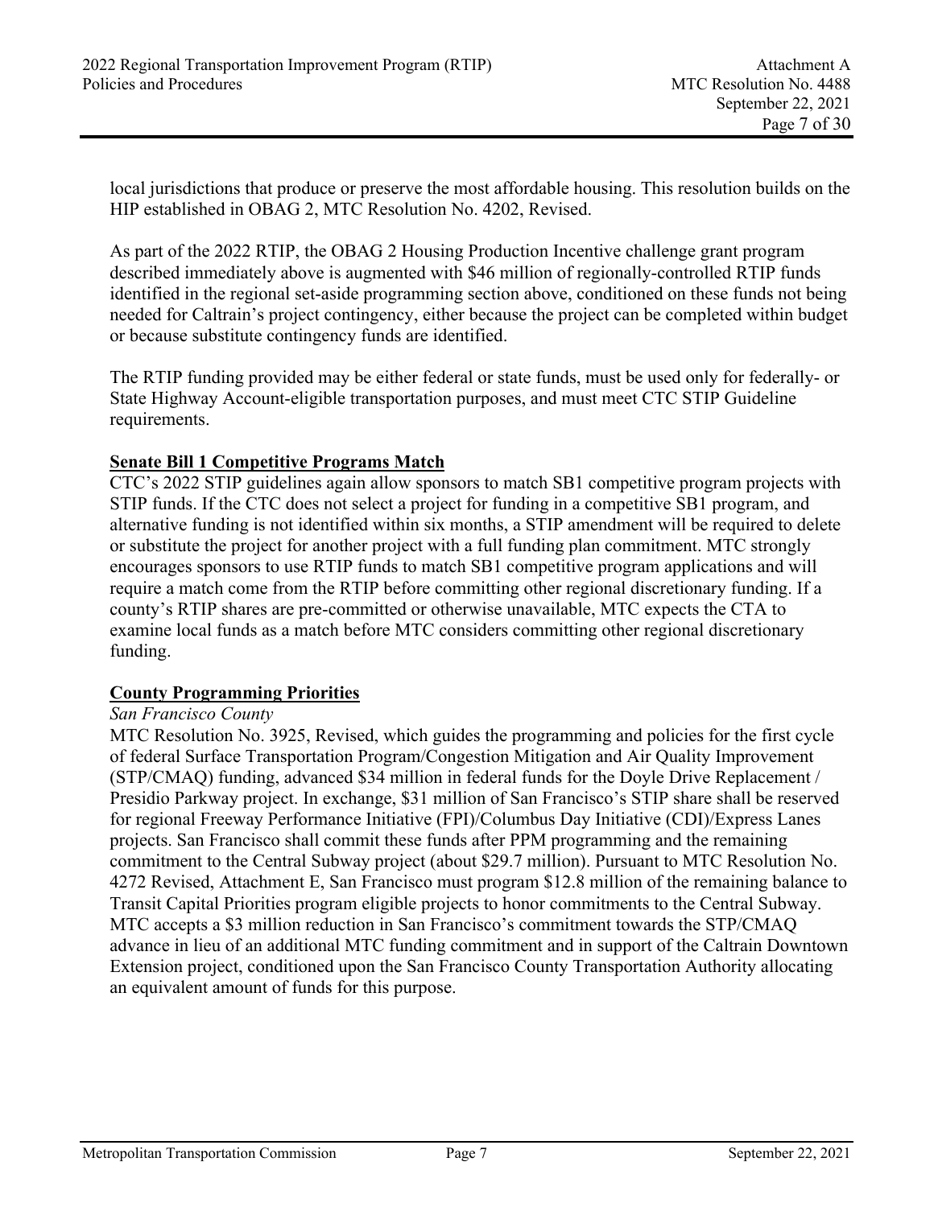local jurisdictions that produce or preserve the most affordable housing. This resolution builds on the HIP established in OBAG 2, MTC Resolution No. 4202, Revised.

As part of the 2022 RTIP, the OBAG 2 Housing Production Incentive challenge grant program described immediately above is augmented with $46 million of regionally-controlled RTIP funds identified in the regional set-aside programming section above, conditioned on these funds not being needed for Caltrain's project contingency, either because the project can be completed within budget or because substitute contingency funds are identified.

The RTIP funding provided may be either federal or state funds, must be used only for federally- or State Highway Account-eligible transportation purposes, and must meet CTC STIP Guideline requirements.

**Senate Bill 1 Competitive Programs Match**

CTC's 2022 STIP guidelines again allow sponsors to match SB1 competitive program projects with STIP funds. If the CTC does not select a project for funding in a competitive SB1 program, and alternative funding is not identified within six months, a STIP amendment will be required to delete or substitute the project for another project with a full funding plan commitment. MTC strongly encourages sponsors to use RTIP funds to match SB1 competitive program applications and will require a match come from the RTIP before committing other regional discretionary funding. If a county's RTIP shares are pre-committed or otherwise unavailable, MTC expects the CTA to examine local funds as a match before MTC considers committing other regional discretionary funding.

**County Programming Priorities**

*San Francisco County*

MTC Resolution No. 3925, Revised, which guides the programming and policies for the first cycle of federal Surface Transportation Program/Congestion Mitigation and Air Quality Improvement (STP/CMAQ) funding, advanced $34 million in federal funds for the Doyle Drive Replacement / Presidio Parkway project. In exchange, $31 million of San Francisco's STIP share shall be reserved for regional Freeway Performance Initiative (FPI)/Columbus Day Initiative (CDI)/Express Lanes projects. San Francisco shall commit these funds after PPM programming and the remaining commitment to the Central Subway project (about $29.7 million). Pursuant to MTC Resolution No. 4272 Revised, Attachment E, San Francisco must program $12.8 million of the remaining balance to Transit Capital Priorities program eligible projects to honor commitments to the Central Subway. MTC accepts a $3 million reduction in San Francisco's commitment towards the STP/CMAQ advance in lieu of an additional MTC funding commitment and in support of the Caltrain Downtown Extension project, conditioned upon the San Francisco County Transportation Authority allocating an equivalent amount of funds for this purpose.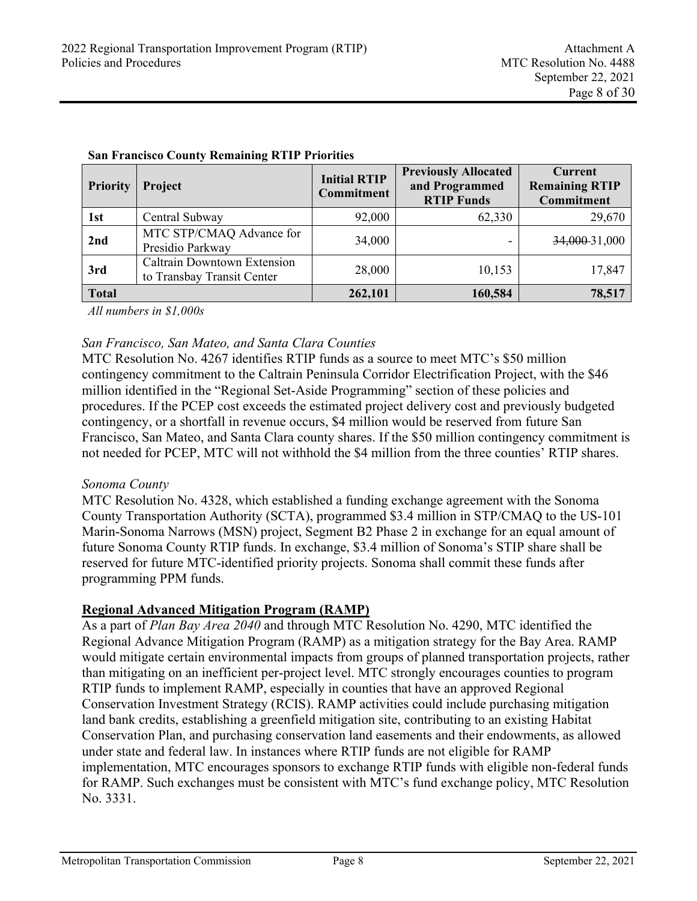**San Francisco County Remaining RTIP Priorities**

| Priority | Project | Initial RTIP Commitment | Previously Allocated and Programmed RTIP Funds | Current Remaining RTIP Commitment |
|---|---|---|---|---|
| **1st** | Central Subway | 92,000 | 62,330 | 29,670 |
| **2nd** | MTC STP/CMAQ Advance for Presidio Parkway | 34,000 | - | ~~34,000~~ 31,000 |
| **3rd** | Caltrain Downtown Extension to Transbay Transit Center | 28,000 | 10,153 | 17,847 |
| **Total** | | **262,101** | **160,584** | **78,517** |

*All numbers in $1,000s*

*San Francisco, San Mateo, and Santa Clara Counties*

MTC Resolution No. 4267 identifies RTIP funds as a source to meet MTC's $50 million contingency commitment to the Caltrain Peninsula Corridor Electrification Project, with the $46 million identified in the "Regional Set-Aside Programming" section of these policies and procedures. If the PCEP cost exceeds the estimated project delivery cost and previously budgeted contingency, or a shortfall in revenue occurs, $4 million would be reserved from future San Francisco, San Mateo, and Santa Clara county shares. If the $50 million contingency commitment is not needed for PCEP, MTC will not withhold the $4 million from the three counties' RTIP shares.

*Sonoma County*

MTC Resolution No. 4328, which established a funding exchange agreement with the Sonoma County Transportation Authority (SCTA), programmed $3.4 million in STP/CMAQ to the US-101 Marin-Sonoma Narrows (MSN) project, Segment B2 Phase 2 in exchange for an equal amount of future Sonoma County RTIP funds. In exchange, $3.4 million of Sonoma's STIP share shall be reserved for future MTC-identified priority projects. Sonoma shall commit these funds after programming PPM funds.

**Regional Advanced Mitigation Program (RAMP)**

As a part of *Plan Bay Area 2040* and through MTC Resolution No. 4290, MTC identified the Regional Advance Mitigation Program (RAMP) as a mitigation strategy for the Bay Area. RAMP would mitigate certain environmental impacts from groups of planned transportation projects, rather than mitigating on an inefficient per-project level. MTC strongly encourages counties to program RTIP funds to implement RAMP, especially in counties that have an approved Regional Conservation Investment Strategy (RCIS). RAMP activities could include purchasing mitigation land bank credits, establishing a greenfield mitigation site, contributing to an existing Habitat Conservation Plan, and purchasing conservation land easements and their endowments, as allowed under state and federal law. In instances where RTIP funds are not eligible for RAMP implementation, MTC encourages sponsors to exchange RTIP funds with eligible non-federal funds for RAMP. Such exchanges must be consistent with MTC's fund exchange policy, MTC Resolution No. 3331.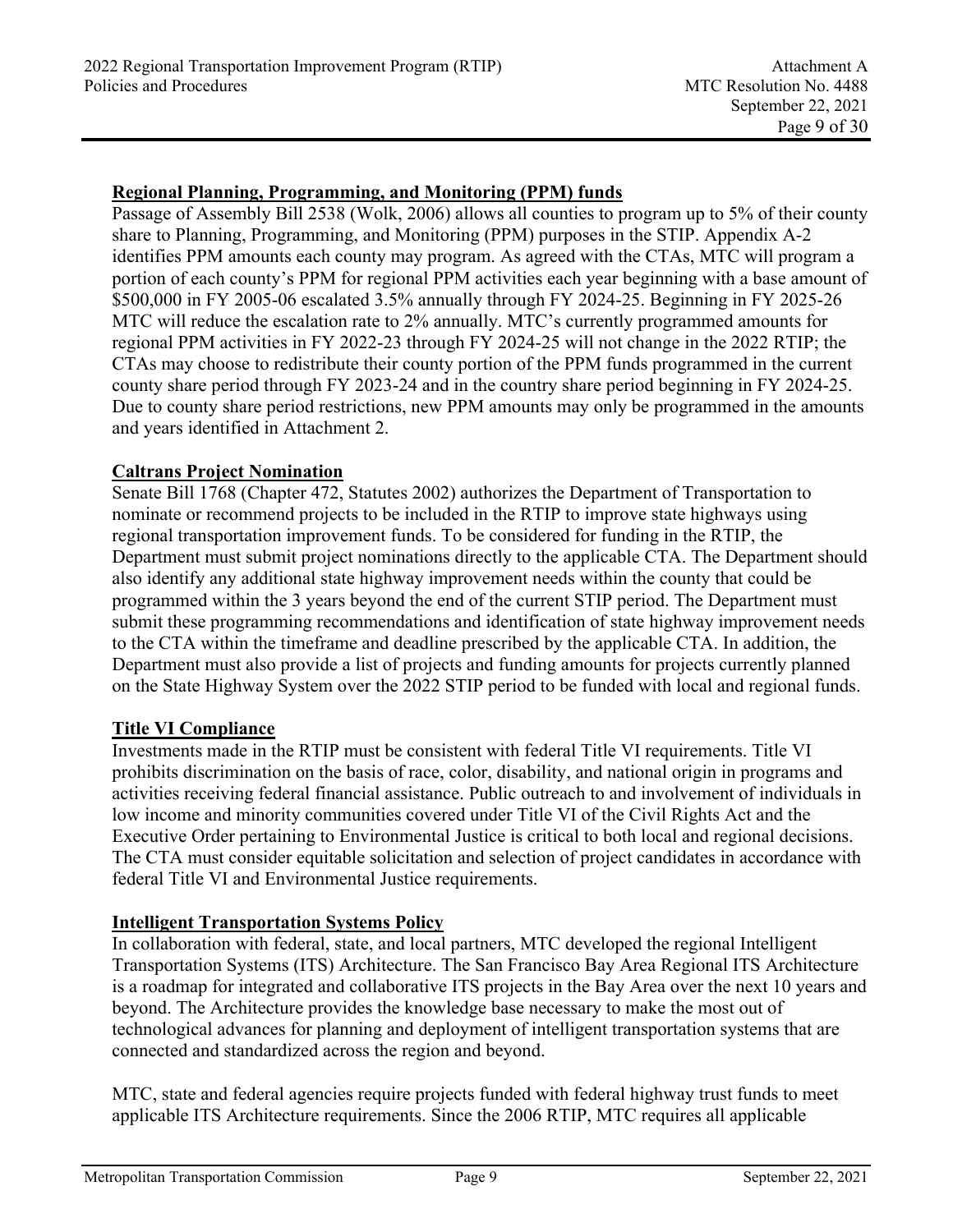## Regional Planning, Programming, and Monitoring (PPM) funds

Passage of Assembly Bill 2538 (Wolk, 2006) allows all counties to program up to 5% of their county share to Planning, Programming, and Monitoring (PPM) purposes in the STIP. Appendix A-2 identifies PPM amounts each county may program. As agreed with the CTAs, MTC will program a portion of each county's PPM for regional PPM activities each year beginning with a base amount of $500,000 in FY 2005-06 escalated 3.5% annually through FY 2024-25. Beginning in FY 2025-26 MTC will reduce the escalation rate to 2% annually. MTC's currently programmed amounts for regional PPM activities in FY 2022-23 through FY 2024-25 will not change in the 2022 RTIP; the CTAs may choose to redistribute their county portion of the PPM funds programmed in the current county share period through FY 2023-24 and in the country share period beginning in FY 2024-25. Due to county share period restrictions, new PPM amounts may only be programmed in the amounts and years identified in Attachment 2.

## Caltrans Project Nomination

Senate Bill 1768 (Chapter 472, Statutes 2002) authorizes the Department of Transportation to nominate or recommend projects to be included in the RTIP to improve state highways using regional transportation improvement funds. To be considered for funding in the RTIP, the Department must submit project nominations directly to the applicable CTA. The Department should also identify any additional state highway improvement needs within the county that could be programmed within the 3 years beyond the end of the current STIP period. The Department must submit these programming recommendations and identification of state highway improvement needs to the CTA within the timeframe and deadline prescribed by the applicable CTA. In addition, the Department must also provide a list of projects and funding amounts for projects currently planned on the State Highway System over the 2022 STIP period to be funded with local and regional funds.

## Title VI Compliance

Investments made in the RTIP must be consistent with federal Title VI requirements. Title VI prohibits discrimination on the basis of race, color, disability, and national origin in programs and activities receiving federal financial assistance. Public outreach to and involvement of individuals in low income and minority communities covered under Title VI of the Civil Rights Act and the Executive Order pertaining to Environmental Justice is critical to both local and regional decisions. The CTA must consider equitable solicitation and selection of project candidates in accordance with federal Title VI and Environmental Justice requirements.

## Intelligent Transportation Systems Policy

In collaboration with federal, state, and local partners, MTC developed the regional Intelligent Transportation Systems (ITS) Architecture. The San Francisco Bay Area Regional ITS Architecture is a roadmap for integrated and collaborative ITS projects in the Bay Area over the next 10 years and beyond. The Architecture provides the knowledge base necessary to make the most out of technological advances for planning and deployment of intelligent transportation systems that are connected and standardized across the region and beyond.

MTC, state and federal agencies require projects funded with federal highway trust funds to meet applicable ITS Architecture requirements. Since the 2006 RTIP, MTC requires all applicable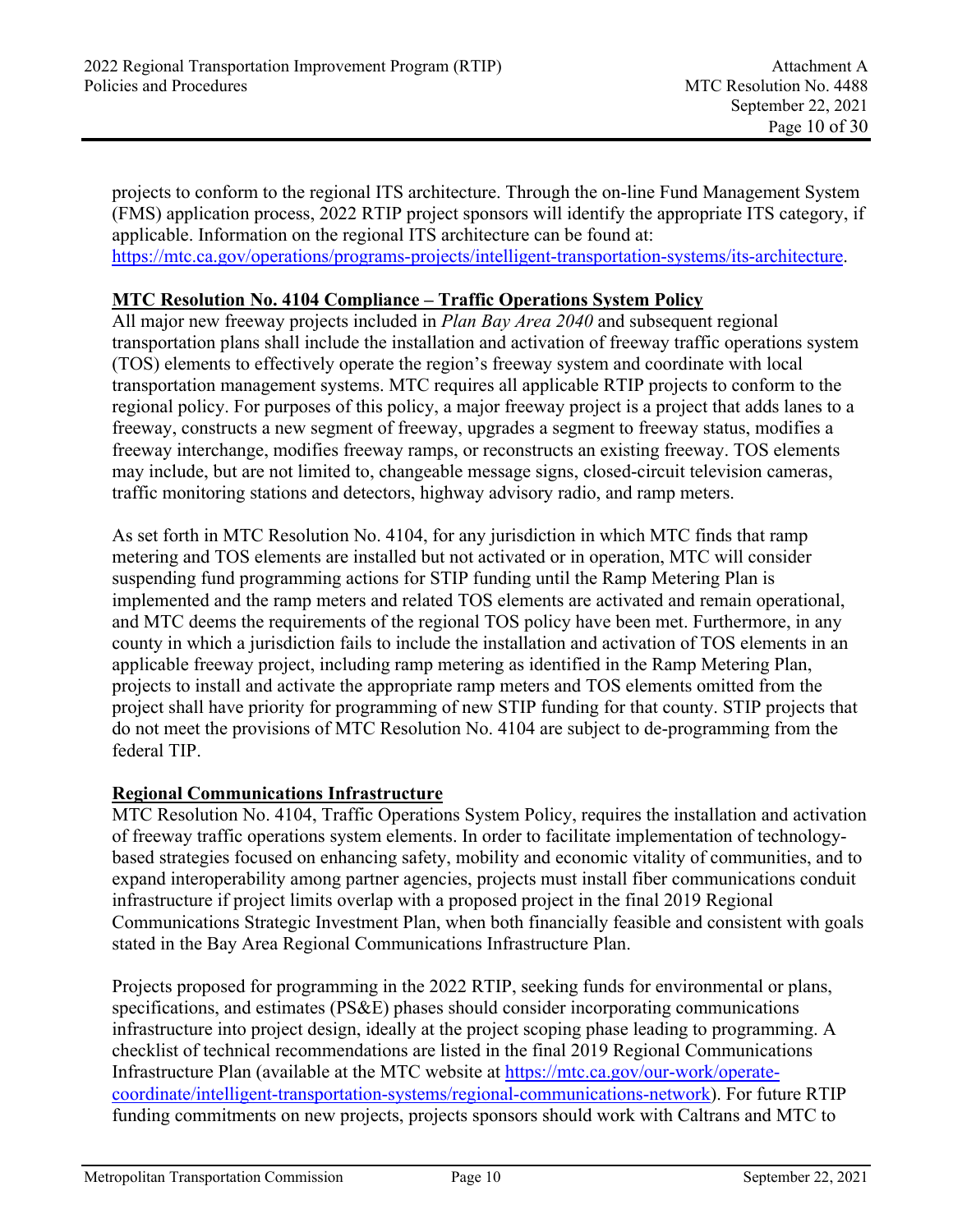projects to conform to the regional ITS architecture. Through the on-line Fund Management System (FMS) application process, 2022 RTIP project sponsors will identify the appropriate ITS category, if applicable. Information on the regional ITS architecture can be found at: https://mtc.ca.gov/operations/programs-projects/intelligent-transportation-systems/its-architecture.

**MTC Resolution No. 4104 Compliance – Traffic Operations System Policy**

All major new freeway projects included in *Plan Bay Area 2040* and subsequent regional transportation plans shall include the installation and activation of freeway traffic operations system (TOS) elements to effectively operate the region's freeway system and coordinate with local transportation management systems. MTC requires all applicable RTIP projects to conform to the regional policy. For purposes of this policy, a major freeway project is a project that adds lanes to a freeway, constructs a new segment of freeway, upgrades a segment to freeway status, modifies a freeway interchange, modifies freeway ramps, or reconstructs an existing freeway. TOS elements may include, but are not limited to, changeable message signs, closed-circuit television cameras, traffic monitoring stations and detectors, highway advisory radio, and ramp meters.

As set forth in MTC Resolution No. 4104, for any jurisdiction in which MTC finds that ramp metering and TOS elements are installed but not activated or in operation, MTC will consider suspending fund programming actions for STIP funding until the Ramp Metering Plan is implemented and the ramp meters and related TOS elements are activated and remain operational, and MTC deems the requirements of the regional TOS policy have been met. Furthermore, in any county in which a jurisdiction fails to include the installation and activation of TOS elements in an applicable freeway project, including ramp metering as identified in the Ramp Metering Plan, projects to install and activate the appropriate ramp meters and TOS elements omitted from the project shall have priority for programming of new STIP funding for that county. STIP projects that do not meet the provisions of MTC Resolution No. 4104 are subject to de-programming from the federal TIP.

**Regional Communications Infrastructure**

MTC Resolution No. 4104, Traffic Operations System Policy, requires the installation and activation of freeway traffic operations system elements. In order to facilitate implementation of technology-based strategies focused on enhancing safety, mobility and economic vitality of communities, and to expand interoperability among partner agencies, projects must install fiber communications conduit infrastructure if project limits overlap with a proposed project in the final 2019 Regional Communications Strategic Investment Plan, when both financially feasible and consistent with goals stated in the Bay Area Regional Communications Infrastructure Plan.

Projects proposed for programming in the 2022 RTIP, seeking funds for environmental or plans, specifications, and estimates (PS&E) phases should consider incorporating communications infrastructure into project design, ideally at the project scoping phase leading to programming. A checklist of technical recommendations are listed in the final 2019 Regional Communications Infrastructure Plan (available at the MTC website at https://mtc.ca.gov/our-work/operate-coordinate/intelligent-transportation-systems/regional-communications-network). For future RTIP funding commitments on new projects, projects sponsors should work with Caltrans and MTC to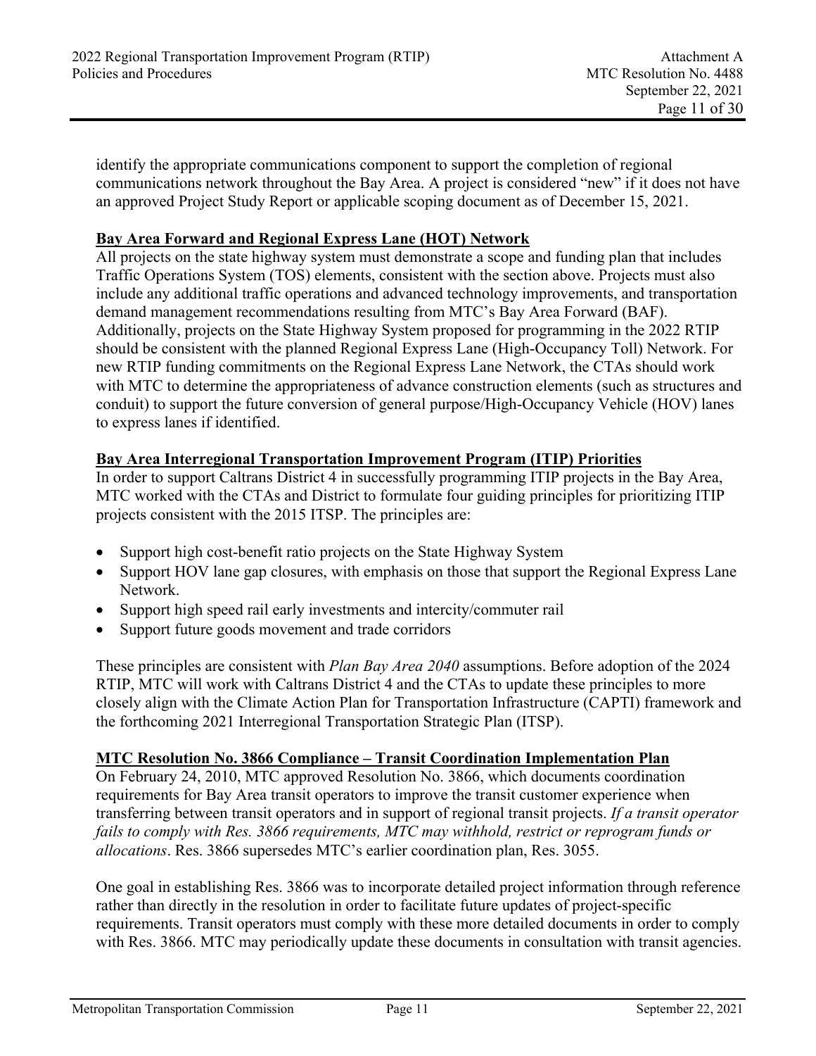identify the appropriate communications component to support the completion of regional communications network throughout the Bay Area. A project is considered "new" if it does not have an approved Project Study Report or applicable scoping document as of December 15, 2021.

**Bay Area Forward and Regional Express Lane (HOT) Network**

All projects on the state highway system must demonstrate a scope and funding plan that includes Traffic Operations System (TOS) elements, consistent with the section above. Projects must also include any additional traffic operations and advanced technology improvements, and transportation demand management recommendations resulting from MTC's Bay Area Forward (BAF). Additionally, projects on the State Highway System proposed for programming in the 2022 RTIP should be consistent with the planned Regional Express Lane (High-Occupancy Toll) Network. For new RTIP funding commitments on the Regional Express Lane Network, the CTAs should work with MTC to determine the appropriateness of advance construction elements (such as structures and conduit) to support the future conversion of general purpose/High-Occupancy Vehicle (HOV) lanes to express lanes if identified.

**Bay Area Interregional Transportation Improvement Program (ITIP) Priorities**

In order to support Caltrans District 4 in successfully programming ITIP projects in the Bay Area, MTC worked with the CTAs and District to formulate four guiding principles for prioritizing ITIP projects consistent with the 2015 ITSP. The principles are:

- Support high cost-benefit ratio projects on the State Highway System
- Support HOV lane gap closures, with emphasis on those that support the Regional Express Lane Network.
- Support high speed rail early investments and intercity/commuter rail
- Support future goods movement and trade corridors

These principles are consistent with *Plan Bay Area 2040* assumptions. Before adoption of the 2024 RTIP, MTC will work with Caltrans District 4 and the CTAs to update these principles to more closely align with the Climate Action Plan for Transportation Infrastructure (CAPTI) framework and the forthcoming 2021 Interregional Transportation Strategic Plan (ITSP).

**MTC Resolution No. 3866 Compliance – Transit Coordination Implementation Plan**

On February 24, 2010, MTC approved Resolution No. 3866, which documents coordination requirements for Bay Area transit operators to improve the transit customer experience when transferring between transit operators and in support of regional transit projects. *If a transit operator fails to comply with Res. 3866 requirements, MTC may withhold, restrict or reprogram funds or allocations*. Res. 3866 supersedes MTC's earlier coordination plan, Res. 3055.

One goal in establishing Res. 3866 was to incorporate detailed project information through reference rather than directly in the resolution in order to facilitate future updates of project-specific requirements. Transit operators must comply with these more detailed documents in order to comply with Res. 3866. MTC may periodically update these documents in consultation with transit agencies.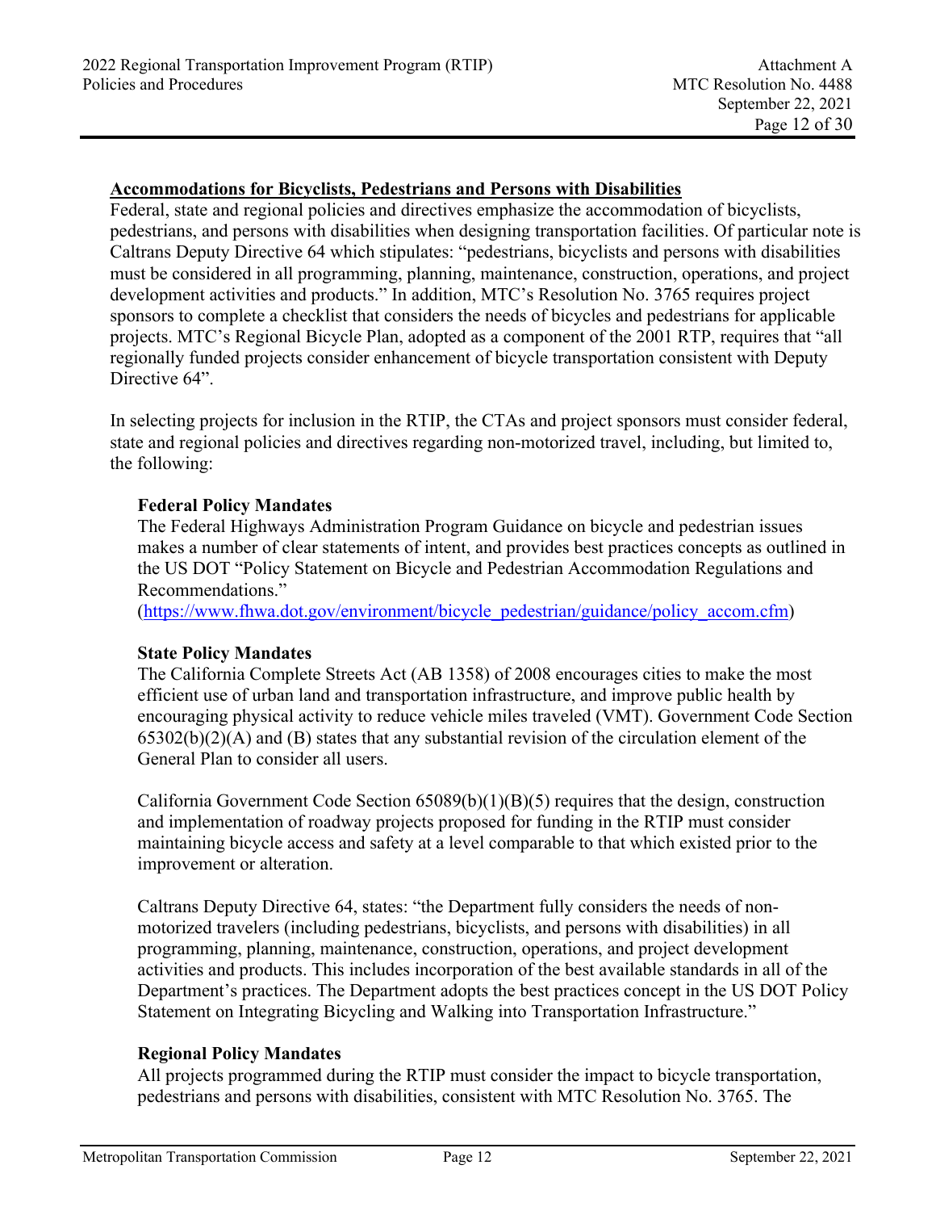**Accommodations for Bicyclists, Pedestrians and Persons with Disabilities**

Federal, state and regional policies and directives emphasize the accommodation of bicyclists, pedestrians, and persons with disabilities when designing transportation facilities. Of particular note is Caltrans Deputy Directive 64 which stipulates: "pedestrians, bicyclists and persons with disabilities must be considered in all programming, planning, maintenance, construction, operations, and project development activities and products." In addition, MTC's Resolution No. 3765 requires project sponsors to complete a checklist that considers the needs of bicycles and pedestrians for applicable projects. MTC's Regional Bicycle Plan, adopted as a component of the 2001 RTP, requires that "all regionally funded projects consider enhancement of bicycle transportation consistent with Deputy Directive 64".

In selecting projects for inclusion in the RTIP, the CTAs and project sponsors must consider federal, state and regional policies and directives regarding non-motorized travel, including, but limited to, the following:

**Federal Policy Mandates**

The Federal Highways Administration Program Guidance on bicycle and pedestrian issues makes a number of clear statements of intent, and provides best practices concepts as outlined in the US DOT "Policy Statement on Bicycle and Pedestrian Accommodation Regulations and Recommendations."
(https://www.fhwa.dot.gov/environment/bicycle_pedestrian/guidance/policy_accom.cfm)

**State Policy Mandates**

The California Complete Streets Act (AB 1358) of 2008 encourages cities to make the most efficient use of urban land and transportation infrastructure, and improve public health by encouraging physical activity to reduce vehicle miles traveled (VMT). Government Code Section 65302(b)(2)(A) and (B) states that any substantial revision of the circulation element of the General Plan to consider all users.

California Government Code Section 65089(b)(1)(B)(5) requires that the design, construction and implementation of roadway projects proposed for funding in the RTIP must consider maintaining bicycle access and safety at a level comparable to that which existed prior to the improvement or alteration.

Caltrans Deputy Directive 64, states: "the Department fully considers the needs of non-motorized travelers (including pedestrians, bicyclists, and persons with disabilities) in all programming, planning, maintenance, construction, operations, and project development activities and products. This includes incorporation of the best available standards in all of the Department's practices. The Department adopts the best practices concept in the US DOT Policy Statement on Integrating Bicycling and Walking into Transportation Infrastructure."

**Regional Policy Mandates**

All projects programmed during the RTIP must consider the impact to bicycle transportation, pedestrians and persons with disabilities, consistent with MTC Resolution No. 3765. The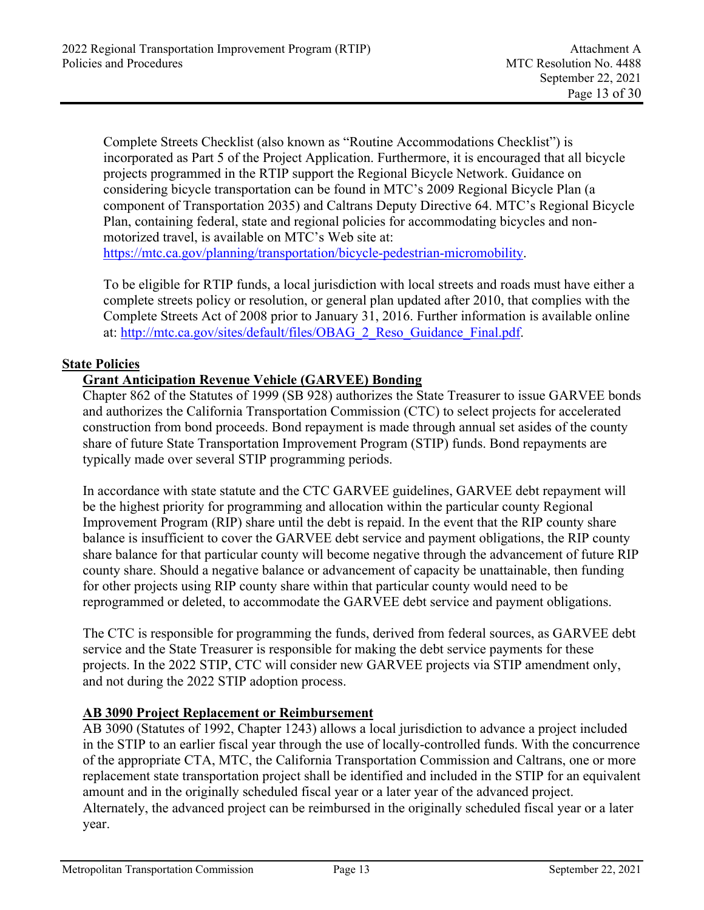Complete Streets Checklist (also known as "Routine Accommodations Checklist") is incorporated as Part 5 of the Project Application. Furthermore, it is encouraged that all bicycle projects programmed in the RTIP support the Regional Bicycle Network. Guidance on considering bicycle transportation can be found in MTC's 2009 Regional Bicycle Plan (a component of Transportation 2035) and Caltrans Deputy Directive 64. MTC's Regional Bicycle Plan, containing federal, state and regional policies for accommodating bicycles and non-motorized travel, is available on MTC's Web site at: [https://mtc.ca.gov/planning/transportation/bicycle-pedestrian-micromobility](https://mtc.ca.gov/planning/transportation/bicycle-pedestrian-micromobility).

To be eligible for RTIP funds, a local jurisdiction with local streets and roads must have either a complete streets policy or resolution, or general plan updated after 2010, that complies with the Complete Streets Act of 2008 prior to January 31, 2016. Further information is available online at: [http://mtc.ca.gov/sites/default/files/OBAG_2_Reso_Guidance_Final.pdf](http://mtc.ca.gov/sites/default/files/OBAG_2_Reso_Guidance_Final.pdf).

## State Policies

### Grant Anticipation Revenue Vehicle (GARVEE) Bonding

Chapter 862 of the Statutes of 1999 (SB 928) authorizes the State Treasurer to issue GARVEE bonds and authorizes the California Transportation Commission (CTC) to select projects for accelerated construction from bond proceeds. Bond repayment is made through annual set asides of the county share of future State Transportation Improvement Program (STIP) funds. Bond repayments are typically made over several STIP programming periods.

In accordance with state statute and the CTC GARVEE guidelines, GARVEE debt repayment will be the highest priority for programming and allocation within the particular county Regional Improvement Program (RIP) share until the debt is repaid. In the event that the RIP county share balance is insufficient to cover the GARVEE debt service and payment obligations, the RIP county share balance for that particular county will become negative through the advancement of future RIP county share. Should a negative balance or advancement of capacity be unattainable, then funding for other projects using RIP county share within that particular county would need to be reprogrammed or deleted, to accommodate the GARVEE debt service and payment obligations.

The CTC is responsible for programming the funds, derived from federal sources, as GARVEE debt service and the State Treasurer is responsible for making the debt service payments for these projects. In the 2022 STIP, CTC will consider new GARVEE projects via STIP amendment only, and not during the 2022 STIP adoption process.

### AB 3090 Project Replacement or Reimbursement

AB 3090 (Statutes of 1992, Chapter 1243) allows a local jurisdiction to advance a project included in the STIP to an earlier fiscal year through the use of locally-controlled funds. With the concurrence of the appropriate CTA, MTC, the California Transportation Commission and Caltrans, one or more replacement state transportation project shall be identified and included in the STIP for an equivalent amount and in the originally scheduled fiscal year or a later year of the advanced project. Alternately, the advanced project can be reimbursed in the originally scheduled fiscal year or a later year.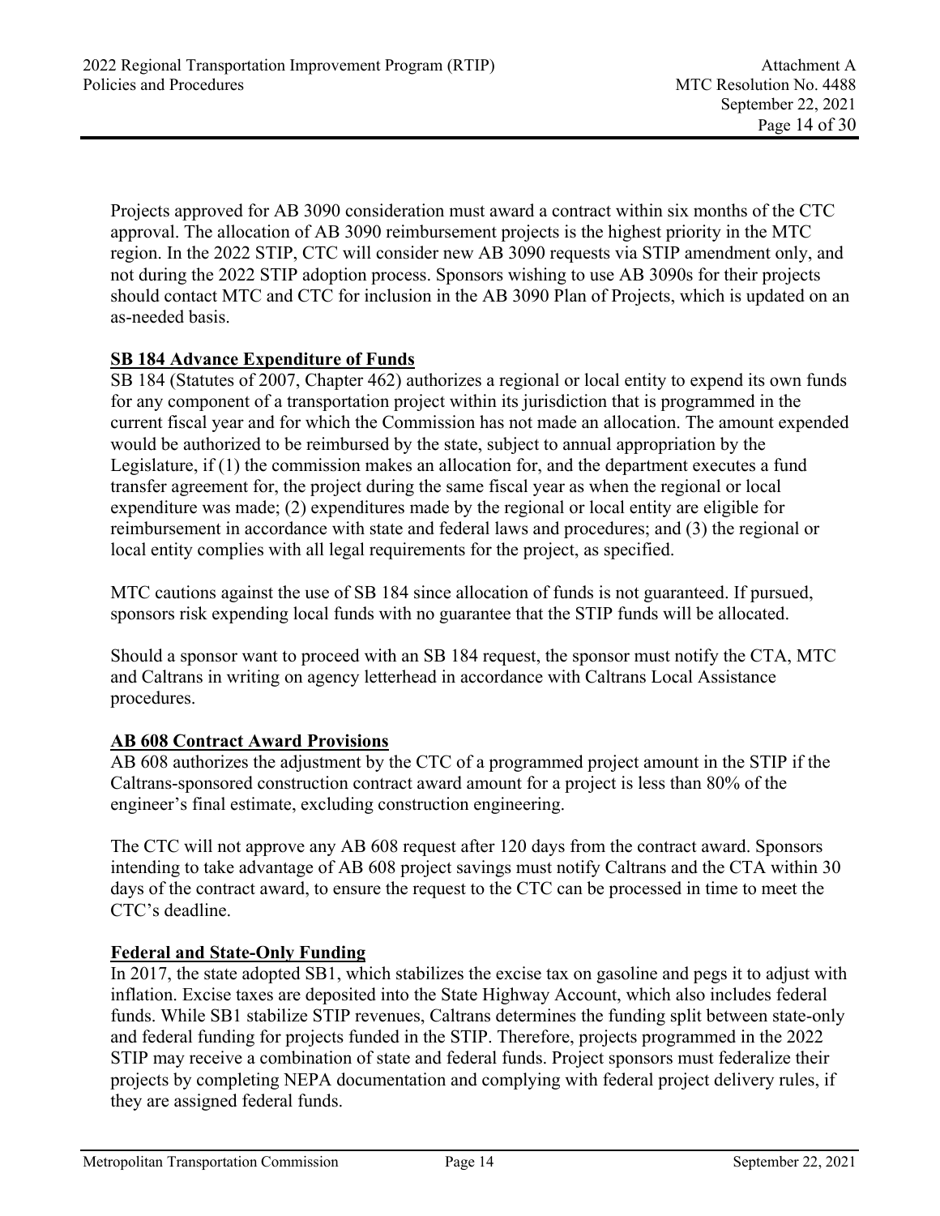Projects approved for AB 3090 consideration must award a contract within six months of the CTC approval. The allocation of AB 3090 reimbursement projects is the highest priority in the MTC region. In the 2022 STIP, CTC will consider new AB 3090 requests via STIP amendment only, and not during the 2022 STIP adoption process. Sponsors wishing to use AB 3090s for their projects should contact MTC and CTC for inclusion in the AB 3090 Plan of Projects, which is updated on an as-needed basis.

### SB 184 Advance Expenditure of Funds

SB 184 (Statutes of 2007, Chapter 462) authorizes a regional or local entity to expend its own funds for any component of a transportation project within its jurisdiction that is programmed in the current fiscal year and for which the Commission has not made an allocation. The amount expended would be authorized to be reimbursed by the state, subject to annual appropriation by the Legislature, if (1) the commission makes an allocation for, and the department executes a fund transfer agreement for, the project during the same fiscal year as when the regional or local expenditure was made; (2) expenditures made by the regional or local entity are eligible for reimbursement in accordance with state and federal laws and procedures; and (3) the regional or local entity complies with all legal requirements for the project, as specified.

MTC cautions against the use of SB 184 since allocation of funds is not guaranteed. If pursued, sponsors risk expending local funds with no guarantee that the STIP funds will be allocated.

Should a sponsor want to proceed with an SB 184 request, the sponsor must notify the CTA, MTC and Caltrans in writing on agency letterhead in accordance with Caltrans Local Assistance procedures.

### AB 608 Contract Award Provisions

AB 608 authorizes the adjustment by the CTC of a programmed project amount in the STIP if the Caltrans-sponsored construction contract award amount for a project is less than 80% of the engineer's final estimate, excluding construction engineering.

The CTC will not approve any AB 608 request after 120 days from the contract award. Sponsors intending to take advantage of AB 608 project savings must notify Caltrans and the CTA within 30 days of the contract award, to ensure the request to the CTC can be processed in time to meet the CTC's deadline.

### Federal and State-Only Funding

In 2017, the state adopted SB1, which stabilizes the excise tax on gasoline and pegs it to adjust with inflation. Excise taxes are deposited into the State Highway Account, which also includes federal funds. While SB1 stabilize STIP revenues, Caltrans determines the funding split between state-only and federal funding for projects funded in the STIP. Therefore, projects programmed in the 2022 STIP may receive a combination of state and federal funds. Project sponsors must federalize their projects by completing NEPA documentation and complying with federal project delivery rules, if they are assigned federal funds.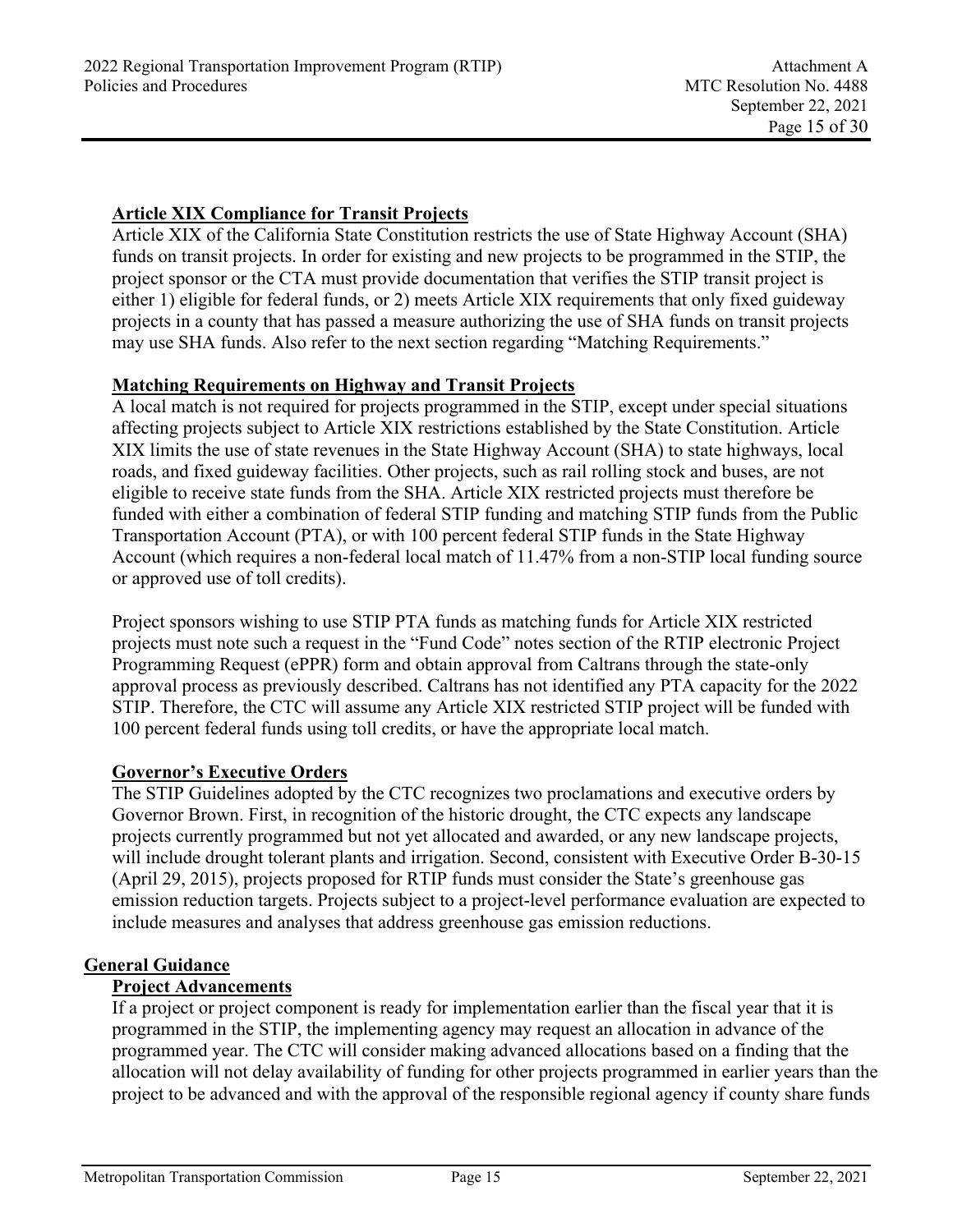### Article XIX Compliance for Transit Projects

Article XIX of the California State Constitution restricts the use of State Highway Account (SHA) funds on transit projects. In order for existing and new projects to be programmed in the STIP, the project sponsor or the CTA must provide documentation that verifies the STIP transit project is either 1) eligible for federal funds, or 2) meets Article XIX requirements that only fixed guideway projects in a county that has passed a measure authorizing the use of SHA funds on transit projects may use SHA funds. Also refer to the next section regarding "Matching Requirements."

### Matching Requirements on Highway and Transit Projects

A local match is not required for projects programmed in the STIP, except under special situations affecting projects subject to Article XIX restrictions established by the State Constitution. Article XIX limits the use of state revenues in the State Highway Account (SHA) to state highways, local roads, and fixed guideway facilities. Other projects, such as rail rolling stock and buses, are not eligible to receive state funds from the SHA. Article XIX restricted projects must therefore be funded with either a combination of federal STIP funding and matching STIP funds from the Public Transportation Account (PTA), or with 100 percent federal STIP funds in the State Highway Account (which requires a non-federal local match of 11.47% from a non-STIP local funding source or approved use of toll credits).

Project sponsors wishing to use STIP PTA funds as matching funds for Article XIX restricted projects must note such a request in the "Fund Code" notes section of the RTIP electronic Project Programming Request (ePPR) form and obtain approval from Caltrans through the state-only approval process as previously described. Caltrans has not identified any PTA capacity for the 2022 STIP. Therefore, the CTC will assume any Article XIX restricted STIP project will be funded with 100 percent federal funds using toll credits, or have the appropriate local match.

### Governor's Executive Orders

The STIP Guidelines adopted by the CTC recognizes two proclamations and executive orders by Governor Brown. First, in recognition of the historic drought, the CTC expects any landscape projects currently programmed but not yet allocated and awarded, or any new landscape projects, will include drought tolerant plants and irrigation. Second, consistent with Executive Order B-30-15 (April 29, 2015), projects proposed for RTIP funds must consider the State's greenhouse gas emission reduction targets. Projects subject to a project-level performance evaluation are expected to include measures and analyses that address greenhouse gas emission reductions.

## General Guidance

### Project Advancements

If a project or project component is ready for implementation earlier than the fiscal year that it is programmed in the STIP, the implementing agency may request an allocation in advance of the programmed year. The CTC will consider making advanced allocations based on a finding that the allocation will not delay availability of funding for other projects programmed in earlier years than the project to be advanced and with the approval of the responsible regional agency if county share funds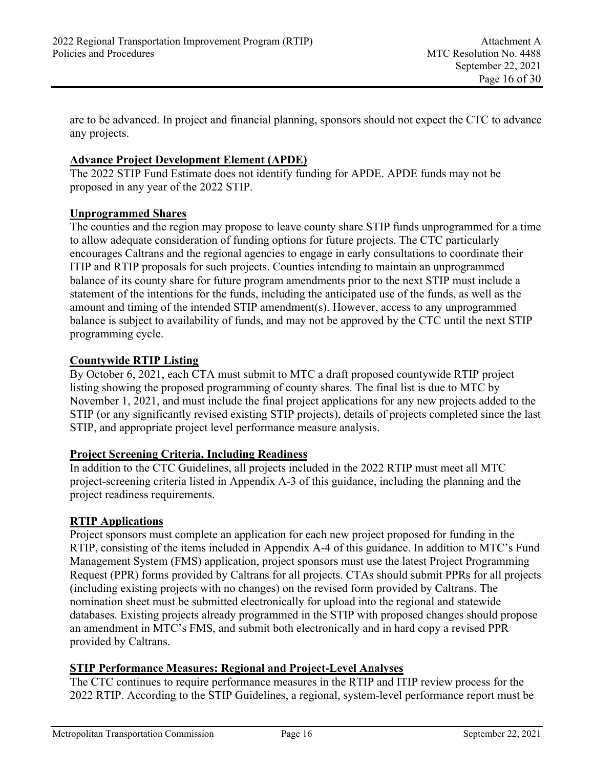are to be advanced. In project and financial planning, sponsors should not expect the CTC to advance any projects.

**Advance Project Development Element (APDE)**

The 2022 STIP Fund Estimate does not identify funding for APDE. APDE funds may not be proposed in any year of the 2022 STIP.

**Unprogrammed Shares**

The counties and the region may propose to leave county share STIP funds unprogrammed for a time to allow adequate consideration of funding options for future projects. The CTC particularly encourages Caltrans and the regional agencies to engage in early consultations to coordinate their ITIP and RTIP proposals for such projects. Counties intending to maintain an unprogrammed balance of its county share for future program amendments prior to the next STIP must include a statement of the intentions for the funds, including the anticipated use of the funds, as well as the amount and timing of the intended STIP amendment(s). However, access to any unprogrammed balance is subject to availability of funds, and may not be approved by the CTC until the next STIP programming cycle.

**Countywide RTIP Listing**

By October 6, 2021, each CTA must submit to MTC a draft proposed countywide RTIP project listing showing the proposed programming of county shares. The final list is due to MTC by November 1, 2021, and must include the final project applications for any new projects added to the STIP (or any significantly revised existing STIP projects), details of projects completed since the last STIP, and appropriate project level performance measure analysis.

**Project Screening Criteria, Including Readiness**

In addition to the CTC Guidelines, all projects included in the 2022 RTIP must meet all MTC project-screening criteria listed in Appendix A-3 of this guidance, including the planning and the project readiness requirements.

**RTIP Applications**

Project sponsors must complete an application for each new project proposed for funding in the RTIP, consisting of the items included in Appendix A-4 of this guidance. In addition to MTC's Fund Management System (FMS) application, project sponsors must use the latest Project Programming Request (PPR) forms provided by Caltrans for all projects. CTAs should submit PPRs for all projects (including existing projects with no changes) on the revised form provided by Caltrans. The nomination sheet must be submitted electronically for upload into the regional and statewide databases. Existing projects already programmed in the STIP with proposed changes should propose an amendment in MTC's FMS, and submit both electronically and in hard copy a revised PPR provided by Caltrans.

**STIP Performance Measures: Regional and Project-Level Analyses**

The CTC continues to require performance measures in the RTIP and ITIP review process for the 2022 RTIP. According to the STIP Guidelines, a regional, system-level performance report must be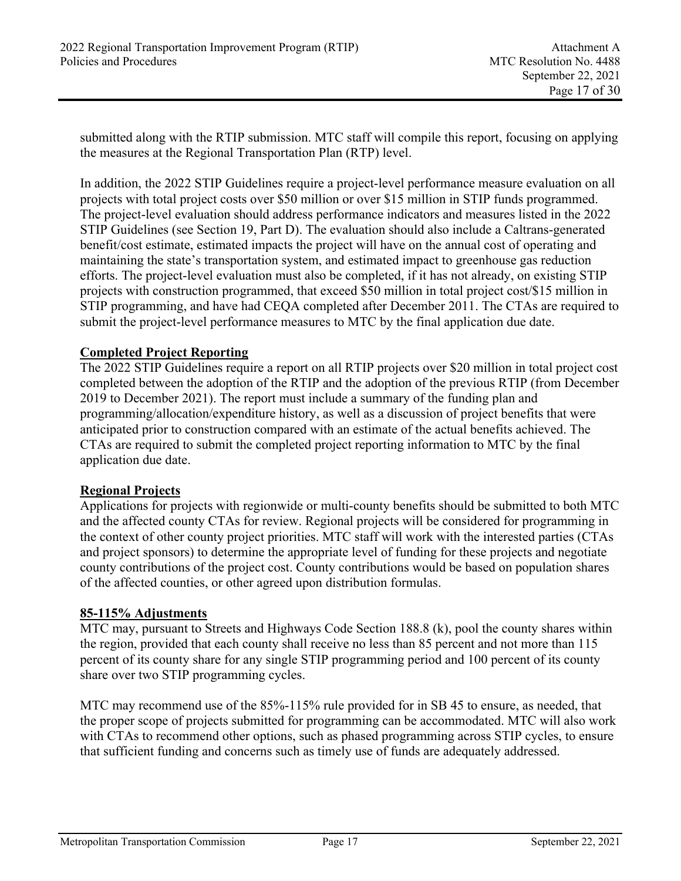submitted along with the RTIP submission. MTC staff will compile this report, focusing on applying the measures at the Regional Transportation Plan (RTP) level.

In addition, the 2022 STIP Guidelines require a project-level performance measure evaluation on all projects with total project costs over $50 million or over $15 million in STIP funds programmed. The project-level evaluation should address performance indicators and measures listed in the 2022 STIP Guidelines (see Section 19, Part D). The evaluation should also include a Caltrans-generated benefit/cost estimate, estimated impacts the project will have on the annual cost of operating and maintaining the state's transportation system, and estimated impact to greenhouse gas reduction efforts. The project-level evaluation must also be completed, if it has not already, on existing STIP projects with construction programmed, that exceed $50 million in total project cost/$15 million in STIP programming, and have had CEQA completed after December 2011. The CTAs are required to submit the project-level performance measures to MTC by the final application due date.

**Completed Project Reporting**

The 2022 STIP Guidelines require a report on all RTIP projects over $20 million in total project cost completed between the adoption of the RTIP and the adoption of the previous RTIP (from December 2019 to December 2021). The report must include a summary of the funding plan and programming/allocation/expenditure history, as well as a discussion of project benefits that were anticipated prior to construction compared with an estimate of the actual benefits achieved. The CTAs are required to submit the completed project reporting information to MTC by the final application due date.

**Regional Projects**

Applications for projects with regionwide or multi-county benefits should be submitted to both MTC and the affected county CTAs for review. Regional projects will be considered for programming in the context of other county project priorities. MTC staff will work with the interested parties (CTAs and project sponsors) to determine the appropriate level of funding for these projects and negotiate county contributions of the project cost. County contributions would be based on population shares of the affected counties, or other agreed upon distribution formulas.

**85-115% Adjustments**

MTC may, pursuant to Streets and Highways Code Section 188.8 (k), pool the county shares within the region, provided that each county shall receive no less than 85 percent and not more than 115 percent of its county share for any single STIP programming period and 100 percent of its county share over two STIP programming cycles.

MTC may recommend use of the 85%-115% rule provided for in SB 45 to ensure, as needed, that the proper scope of projects submitted for programming can be accommodated. MTC will also work with CTAs to recommend other options, such as phased programming across STIP cycles, to ensure that sufficient funding and concerns such as timely use of funds are adequately addressed.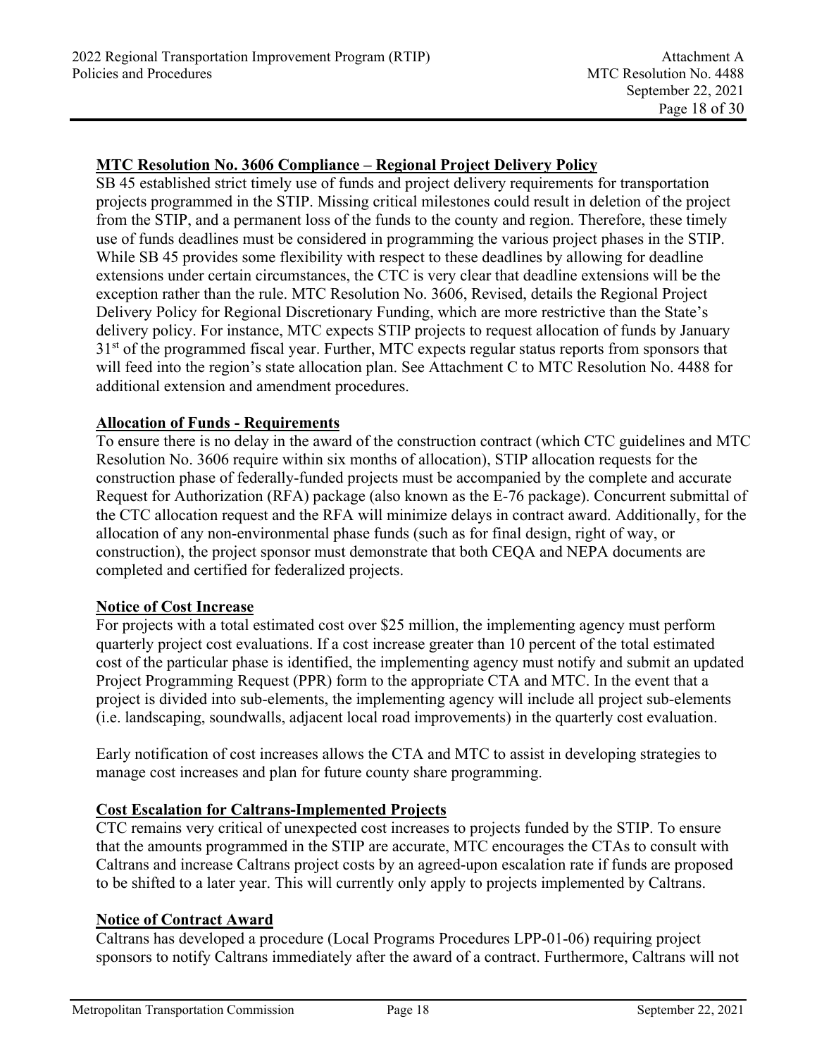**MTC Resolution No. 3606 Compliance – Regional Project Delivery Policy**

SB 45 established strict timely use of funds and project delivery requirements for transportation projects programmed in the STIP. Missing critical milestones could result in deletion of the project from the STIP, and a permanent loss of the funds to the county and region. Therefore, these timely use of funds deadlines must be considered in programming the various project phases in the STIP. While SB 45 provides some flexibility with respect to these deadlines by allowing for deadline extensions under certain circumstances, the CTC is very clear that deadline extensions will be the exception rather than the rule. MTC Resolution No. 3606, Revised, details the Regional Project Delivery Policy for Regional Discretionary Funding, which are more restrictive than the State's delivery policy. For instance, MTC expects STIP projects to request allocation of funds by January 31st of the programmed fiscal year. Further, MTC expects regular status reports from sponsors that will feed into the region's state allocation plan. See Attachment C to MTC Resolution No. 4488 for additional extension and amendment procedures.

**Allocation of Funds - Requirements**

To ensure there is no delay in the award of the construction contract (which CTC guidelines and MTC Resolution No. 3606 require within six months of allocation), STIP allocation requests for the construction phase of federally-funded projects must be accompanied by the complete and accurate Request for Authorization (RFA) package (also known as the E-76 package). Concurrent submittal of the CTC allocation request and the RFA will minimize delays in contract award. Additionally, for the allocation of any non-environmental phase funds (such as for final design, right of way, or construction), the project sponsor must demonstrate that both CEQA and NEPA documents are completed and certified for federalized projects.

**Notice of Cost Increase**

For projects with a total estimated cost over $25 million, the implementing agency must perform quarterly project cost evaluations. If a cost increase greater than 10 percent of the total estimated cost of the particular phase is identified, the implementing agency must notify and submit an updated Project Programming Request (PPR) form to the appropriate CTA and MTC. In the event that a project is divided into sub-elements, the implementing agency will include all project sub-elements (i.e. landscaping, soundwalls, adjacent local road improvements) in the quarterly cost evaluation.

Early notification of cost increases allows the CTA and MTC to assist in developing strategies to manage cost increases and plan for future county share programming.

**Cost Escalation for Caltrans-Implemented Projects**

CTC remains very critical of unexpected cost increases to projects funded by the STIP. To ensure that the amounts programmed in the STIP are accurate, MTC encourages the CTAs to consult with Caltrans and increase Caltrans project costs by an agreed-upon escalation rate if funds are proposed to be shifted to a later year. This will currently only apply to projects implemented by Caltrans.

**Notice of Contract Award**

Caltrans has developed a procedure (Local Programs Procedures LPP-01-06) requiring project sponsors to notify Caltrans immediately after the award of a contract. Furthermore, Caltrans will not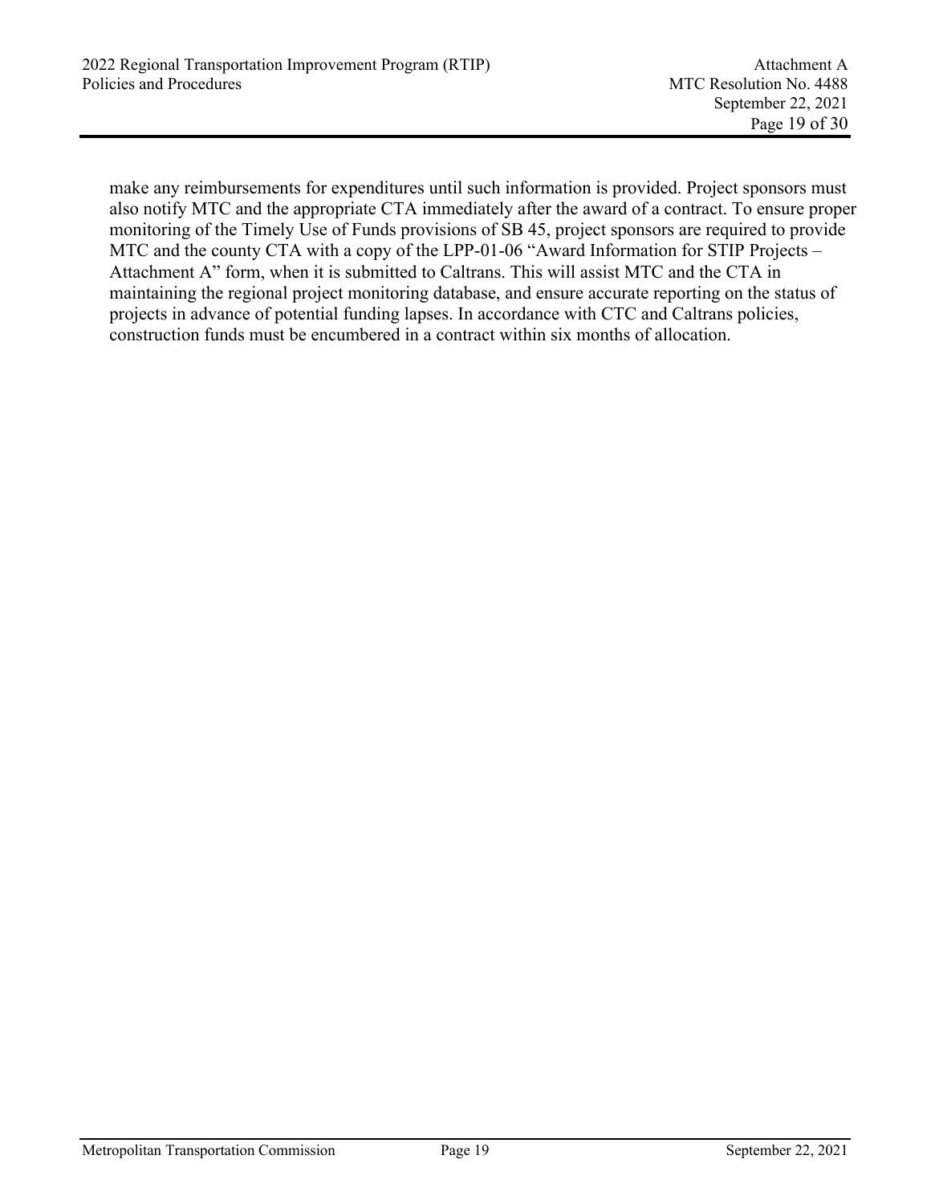make any reimbursements for expenditures until such information is provided. Project sponsors must also notify MTC and the appropriate CTA immediately after the award of a contract. To ensure proper monitoring of the Timely Use of Funds provisions of SB 45, project sponsors are required to provide MTC and the county CTA with a copy of the LPP-01-06 "Award Information for STIP Projects – Attachment A" form, when it is submitted to Caltrans. This will assist MTC and the CTA in maintaining the regional project monitoring database, and ensure accurate reporting on the status of projects in advance of potential funding lapses. In accordance with CTC and Caltrans policies, construction funds must be encumbered in a contract within six months of allocation.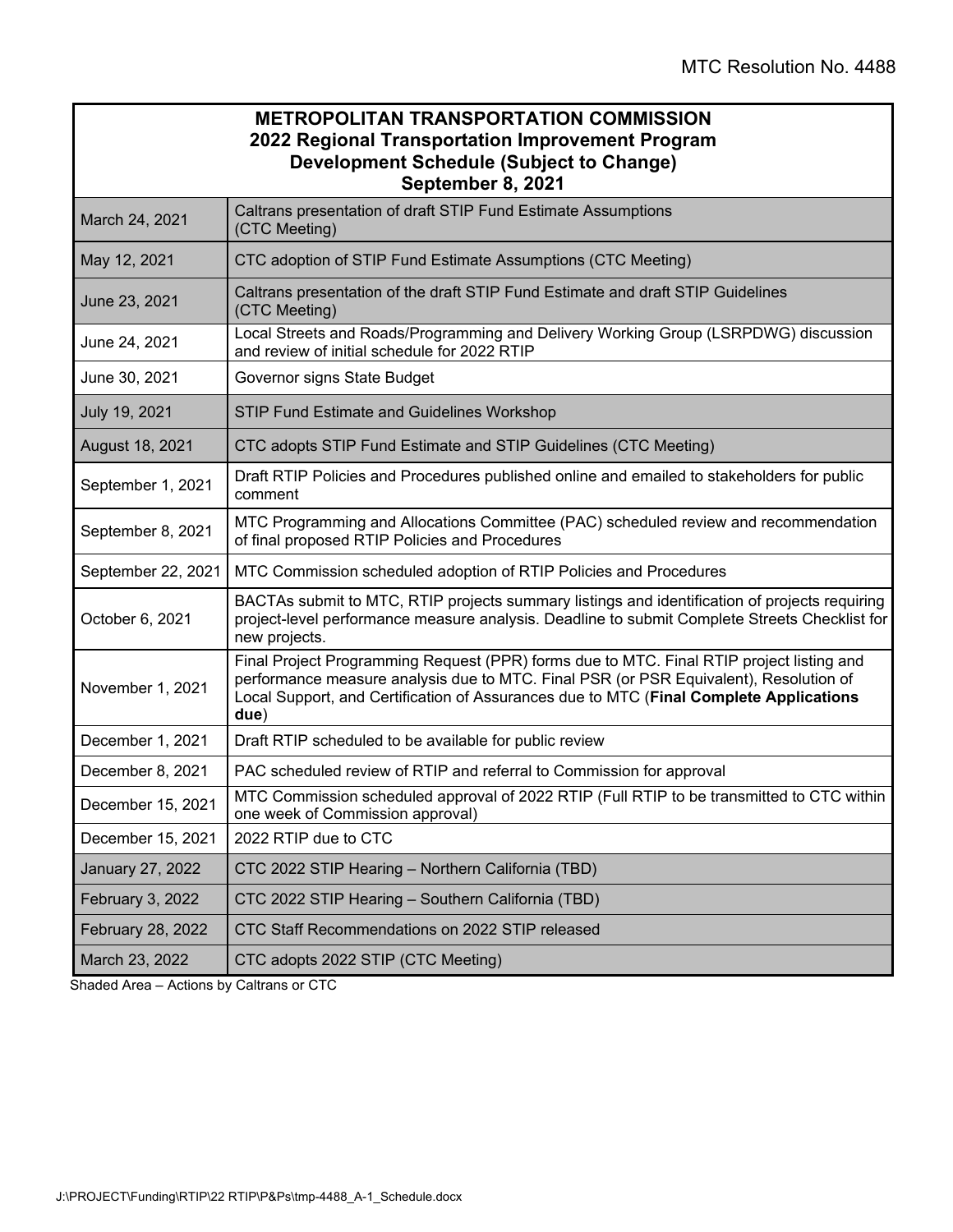MTC Resolution No. 4488

| METROPOLITAN TRANSPORTATION COMMISSION<br>2022 Regional Transportation Improvement Program<br>Development Schedule (Subject to Change)<br>September 8, 2021 | |
|---|---|
| March 24, 2021 | Caltrans presentation of draft STIP Fund Estimate Assumptions (CTC Meeting) |
| May 12, 2021 | CTC adoption of STIP Fund Estimate Assumptions (CTC Meeting) |
| June 23, 2021 | Caltrans presentation of the draft STIP Fund Estimate and draft STIP Guidelines (CTC Meeting) |
| June 24, 2021 | Local Streets and Roads/Programming and Delivery Working Group (LSRPDWG) discussion and review of initial schedule for 2022 RTIP |
| June 30, 2021 | Governor signs State Budget |
| July 19, 2021 | STIP Fund Estimate and Guidelines Workshop |
| August 18, 2021 | CTC adopts STIP Fund Estimate and STIP Guidelines (CTC Meeting) |
| September 1, 2021 | Draft RTIP Policies and Procedures published online and emailed to stakeholders for public comment |
| September 8, 2021 | MTC Programming and Allocations Committee (PAC) scheduled review and recommendation of final proposed RTIP Policies and Procedures |
| September 22, 2021 | MTC Commission scheduled adoption of RTIP Policies and Procedures |
| October 6, 2021 | BACTAs submit to MTC, RTIP projects summary listings and identification of projects requiring project-level performance measure analysis. Deadline to submit Complete Streets Checklist for new projects. |
| November 1, 2021 | Final Project Programming Request (PPR) forms due to MTC. Final RTIP project listing and performance measure analysis due to MTC. Final PSR (or PSR Equivalent), Resolution of Local Support, and Certification of Assurances due to MTC (**Final Complete Applications due**) |
| December 1, 2021 | Draft RTIP scheduled to be available for public review |
| December 8, 2021 | PAC scheduled review of RTIP and referral to Commission for approval |
| December 15, 2021 | MTC Commission scheduled approval of 2022 RTIP (Full RTIP to be transmitted to CTC within one week of Commission approval) |
| December 15, 2021 | 2022 RTIP due to CTC |
| January 27, 2022 | CTC 2022 STIP Hearing – Northern California (TBD) |
| February 3, 2022 | CTC 2022 STIP Hearing – Southern California (TBD) |
| February 28, 2022 | CTC Staff Recommendations on 2022 STIP released |
| March 23, 2022 | CTC adopts 2022 STIP (CTC Meeting) |

Shaded Area – Actions by Caltrans or CTC

J:\PROJECT\Funding\RTIP\22 RTIP\P&Ps\tmp-4488_A-1_Schedule.docx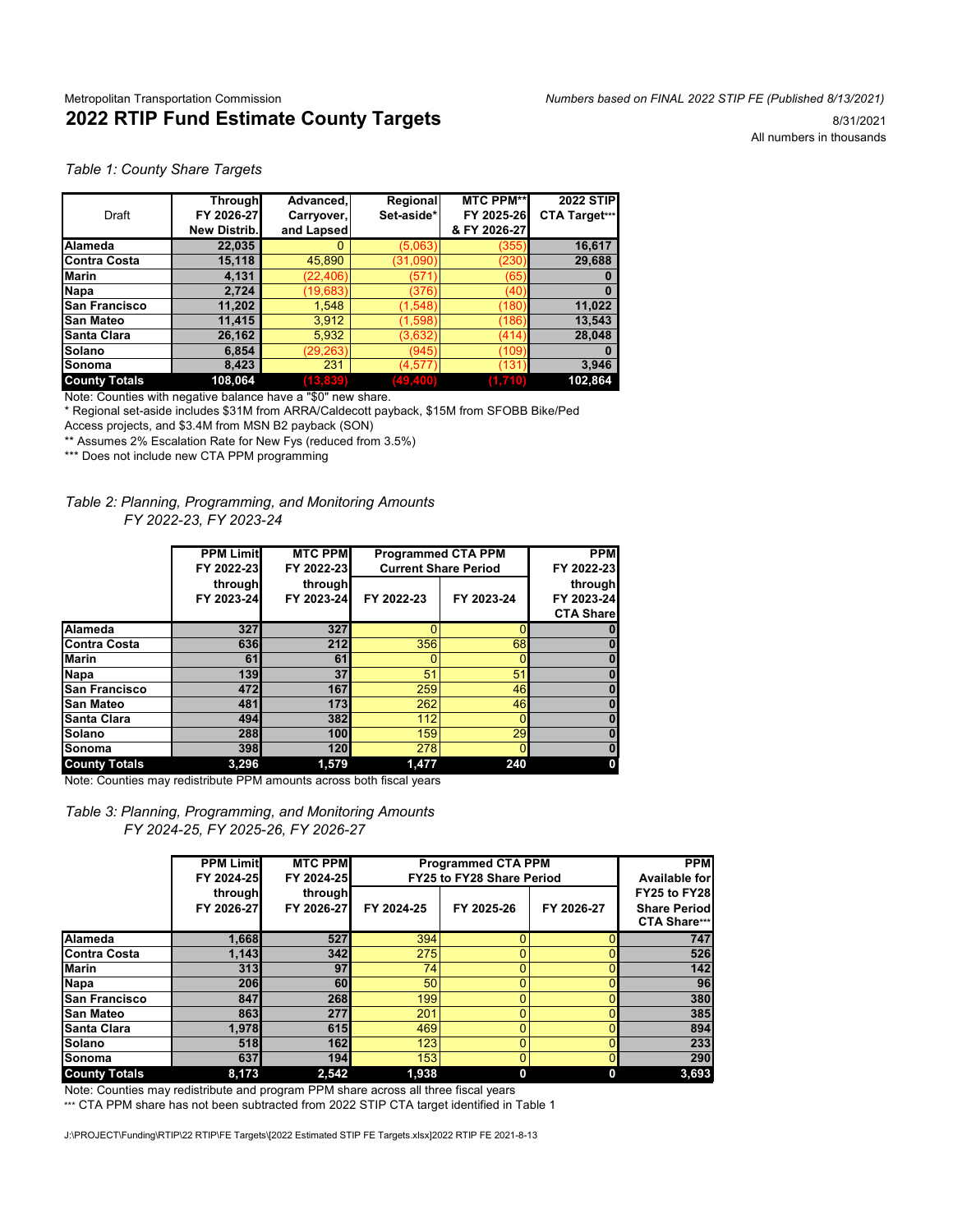Metropolitan Transportation Commission

*Numbers based on FINAL 2022 STIP FE (Published 8/13/2021)*

# 2022 RTIP Fund Estimate County Targets

8/31/2021

All numbers in thousands

*Table 1: County Share Targets*

| Draft | Through FY 2026-27 New Distrib. | Advanced, Carryover, and Lapsed | Regional Set-aside* | MTC PPM** FY 2025-26 & FY 2026-27 | 2022 STIP CTA Target*** |
|---|---|---|---|---|---|
| **Alameda** | 22,035 | 0 | (5,063) | (355) | 16,617 |
| **Contra Costa** | 15,118 | 45,890 | (31,090) | (230) | 29,688 |
| **Marin** | 4,131 | (22,406) | (571) | (65) | 0 |
| **Napa** | 2,724 | (19,683) | (376) | (40) | 0 |
| **San Francisco** | 11,202 | 1,548 | (1,548) | (180) | 11,022 |
| **San Mateo** | 11,415 | 3,912 | (1,598) | (186) | 13,543 |
| **Santa Clara** | 26,162 | 5,932 | (3,632) | (414) | 28,048 |
| **Solano** | 6,854 | (29,263) | (945) | (109) | 0 |
| **Sonoma** | 8,423 | 231 | (4,577) | (131) | 3,946 |
| **County Totals** | 108,064 | (13,839) | (49,400) | (1,710) | 102,864 |

Note: Counties with negative balance have a "$0" new share.

* Regional set-aside includes $31M from ARRA/Caldecott payback, $15M from SFOBB Bike/Ped Access projects, and $3.4M from MSN B2 payback (SON)

** Assumes 2% Escalation Rate for New Fys (reduced from 3.5%)

*** Does not include new CTA PPM programming

*Table 2: Planning, Programming, and Monitoring Amounts FY 2022-23, FY 2023-24*

| | PPM Limit FY 2022-23 through FY 2023-24 | MTC PPM FY 2022-23 through FY 2023-24 | Programmed CTA PPM Current Share Period | | PPM FY 2022-23 through FY 2023-24 CTA Share |
|---|---|---|---|---|---|
| | | | FY 2022-23 | FY 2023-24 | |
| **Alameda** | 327 | 327 | 0 | 0 | 0 |
| **Contra Costa** | 636 | 212 | 356 | 68 | 0 |
| **Marin** | 61 | 61 | 0 | 0 | 0 |
| **Napa** | 139 | 37 | 51 | 51 | 0 |
| **San Francisco** | 472 | 167 | 259 | 46 | 0 |
| **San Mateo** | 481 | 173 | 262 | 46 | 0 |
| **Santa Clara** | 494 | 382 | 112 | 0 | 0 |
| **Solano** | 288 | 100 | 159 | 29 | 0 |
| **Sonoma** | 398 | 120 | 278 | 0 | 0 |
| **County Totals** | 3,296 | 1,579 | 1,477 | 240 | 0 |

Note: Counties may redistribute PPM amounts across both fiscal years

*Table 3: Planning, Programming, and Monitoring Amounts FY 2024-25, FY 2025-26, FY 2026-27*

| | PPM Limit FY 2024-25 through FY 2026-27 | MTC PPM FY 2024-25 through FY 2026-27 | Programmed CTA PPM FY25 to FY28 Share Period | | | PPM Available for FY25 to FY28 Share Period CTA Share*** |
|---|---|---|---|---|---|---|
| | | | FY 2024-25 | FY 2025-26 | FY 2026-27 | |
| **Alameda** | 1,668 | 527 | 394 | 0 | 0 | 747 |
| **Contra Costa** | 1,143 | 342 | 275 | 0 | 0 | 526 |
| **Marin** | 313 | 97 | 74 | 0 | 0 | 142 |
| **Napa** | 206 | 60 | 50 | 0 | 0 | 96 |
| **San Francisco** | 847 | 268 | 199 | 0 | 0 | 380 |
| **San Mateo** | 863 | 277 | 201 | 0 | 0 | 385 |
| **Santa Clara** | 1,978 | 615 | 469 | 0 | 0 | 894 |
| **Solano** | 518 | 162 | 123 | 0 | 0 | 233 |
| **Sonoma** | 637 | 194 | 153 | 0 | 0 | 290 |
| **County Totals** | 8,173 | 2,542 | 1,938 | 0 | 0 | 3,693 |

Note: Counties may redistribute and program PPM share across all three fiscal years

*** CTA PPM share has not been subtracted from 2022 STIP CTA target identified in Table 1

J:\PROJECT\Funding\RTIP\22 RTIP\FE Targets\[2022 Estimated STIP FE Targets.xlsx]2022 RTIP FE 2021-8-13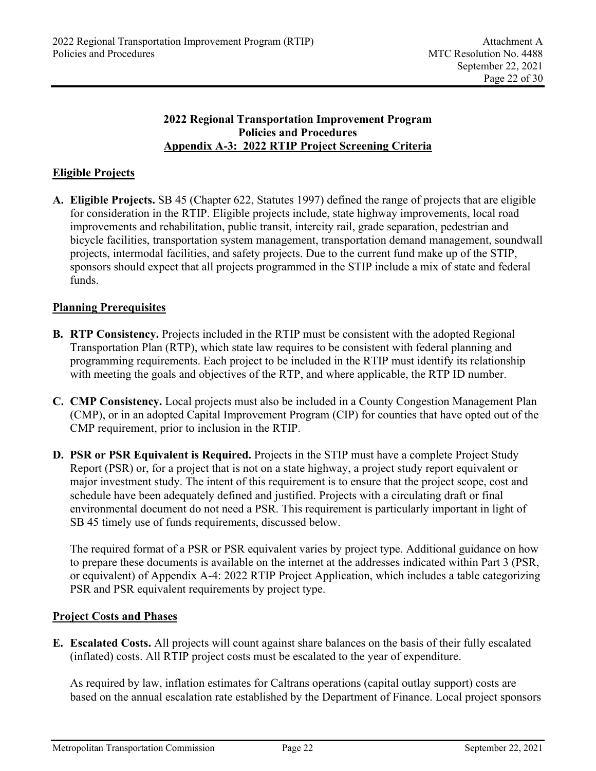**2022 Regional Transportation Improvement Program**
**Policies and Procedures**
**Appendix A-3: 2022 RTIP Project Screening Criteria**

## Eligible Projects

**A. Eligible Projects.** SB 45 (Chapter 622, Statutes 1997) defined the range of projects that are eligible for consideration in the RTIP. Eligible projects include, state highway improvements, local road improvements and rehabilitation, public transit, intercity rail, grade separation, pedestrian and bicycle facilities, transportation system management, transportation demand management, soundwall projects, intermodal facilities, and safety projects. Due to the current fund make up of the STIP, sponsors should expect that all projects programmed in the STIP include a mix of state and federal funds.

## Planning Prerequisites

**B. RTP Consistency.** Projects included in the RTIP must be consistent with the adopted Regional Transportation Plan (RTP), which state law requires to be consistent with federal planning and programming requirements. Each project to be included in the RTIP must identify its relationship with meeting the goals and objectives of the RTP, and where applicable, the RTP ID number.

**C. CMP Consistency.** Local projects must also be included in a County Congestion Management Plan (CMP), or in an adopted Capital Improvement Program (CIP) for counties that have opted out of the CMP requirement, prior to inclusion in the RTIP.

**D. PSR or PSR Equivalent is Required.** Projects in the STIP must have a complete Project Study Report (PSR) or, for a project that is not on a state highway, a project study report equivalent or major investment study. The intent of this requirement is to ensure that the project scope, cost and schedule have been adequately defined and justified. Projects with a circulating draft or final environmental document do not need a PSR. This requirement is particularly important in light of SB 45 timely use of funds requirements, discussed below.

The required format of a PSR or PSR equivalent varies by project type. Additional guidance on how to prepare these documents is available on the internet at the addresses indicated within Part 3 (PSR, or equivalent) of Appendix A-4: 2022 RTIP Project Application, which includes a table categorizing PSR and PSR equivalent requirements by project type.

## Project Costs and Phases

**E. Escalated Costs.** All projects will count against share balances on the basis of their fully escalated (inflated) costs. All RTIP project costs must be escalated to the year of expenditure.

As required by law, inflation estimates for Caltrans operations (capital outlay support) costs are based on the annual escalation rate established by the Department of Finance. Local project sponsors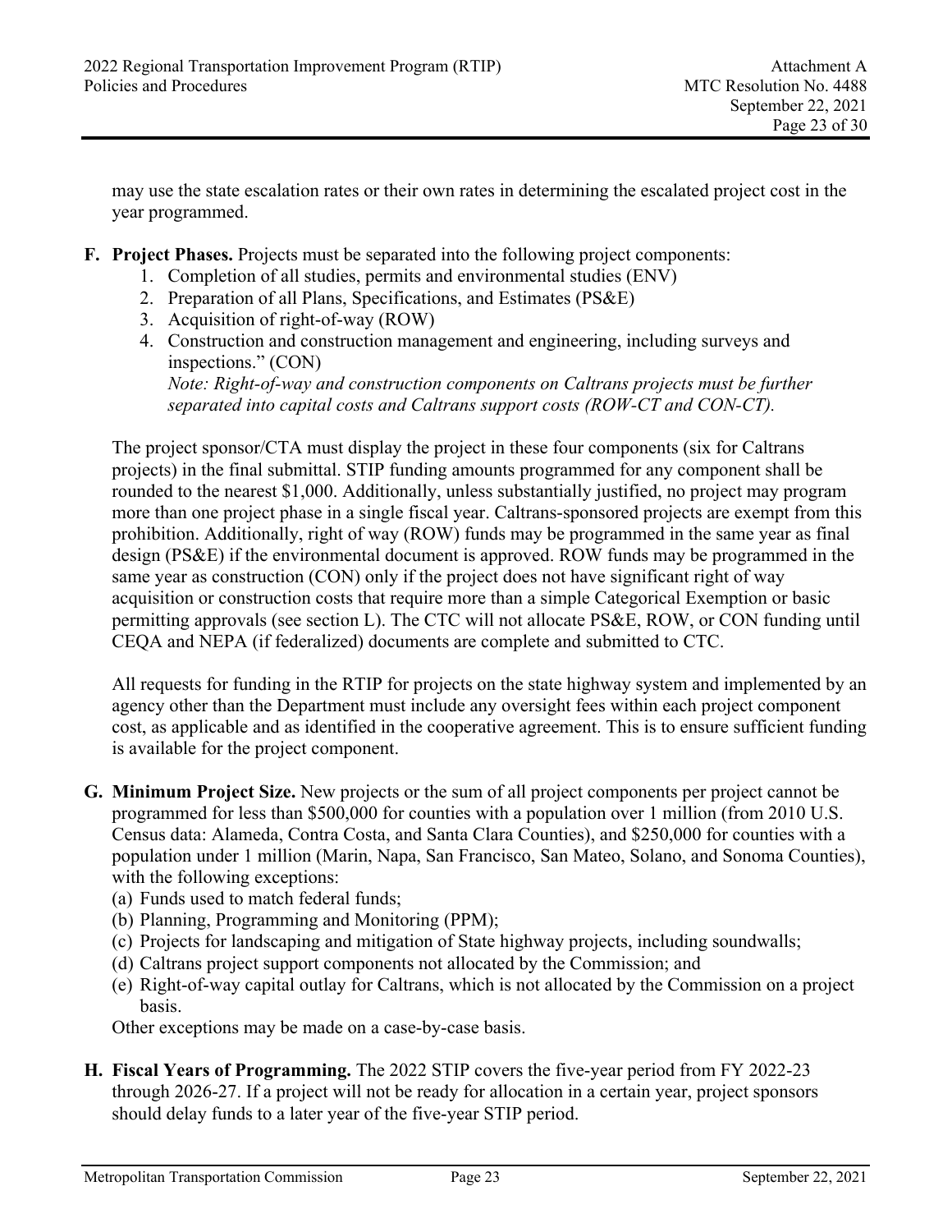may use the state escalation rates or their own rates in determining the escalated project cost in the year programmed.

**F. Project Phases.** Projects must be separated into the following project components:

1. Completion of all studies, permits and environmental studies (ENV)
2. Preparation of all Plans, Specifications, and Estimates (PS&E)
3. Acquisition of right-of-way (ROW)
4. Construction and construction management and engineering, including surveys and inspections." (CON)
   *Note: Right-of-way and construction components on Caltrans projects must be further separated into capital costs and Caltrans support costs (ROW-CT and CON-CT).*

The project sponsor/CTA must display the project in these four components (six for Caltrans projects) in the final submittal. STIP funding amounts programmed for any component shall be rounded to the nearest $1,000. Additionally, unless substantially justified, no project may program more than one project phase in a single fiscal year. Caltrans-sponsored projects are exempt from this prohibition. Additionally, right of way (ROW) funds may be programmed in the same year as final design (PS&E) if the environmental document is approved. ROW funds may be programmed in the same year as construction (CON) only if the project does not have significant right of way acquisition or construction costs that require more than a simple Categorical Exemption or basic permitting approvals (see section L). The CTC will not allocate PS&E, ROW, or CON funding until CEQA and NEPA (if federalized) documents are complete and submitted to CTC.

All requests for funding in the RTIP for projects on the state highway system and implemented by an agency other than the Department must include any oversight fees within each project component cost, as applicable and as identified in the cooperative agreement. This is to ensure sufficient funding is available for the project component.

**G. Minimum Project Size.** New projects or the sum of all project components per project cannot be programmed for less than $500,000 for counties with a population over 1 million (from 2010 U.S. Census data: Alameda, Contra Costa, and Santa Clara Counties), and $250,000 for counties with a population under 1 million (Marin, Napa, San Francisco, San Mateo, Solano, and Sonoma Counties), with the following exceptions:

(a) Funds used to match federal funds;
(b) Planning, Programming and Monitoring (PPM);
(c) Projects for landscaping and mitigation of State highway projects, including soundwalls;
(d) Caltrans project support components not allocated by the Commission; and
(e) Right-of-way capital outlay for Caltrans, which is not allocated by the Commission on a project basis.

Other exceptions may be made on a case-by-case basis.

**H. Fiscal Years of Programming.** The 2022 STIP covers the five-year period from FY 2022-23 through 2026-27. If a project will not be ready for allocation in a certain year, project sponsors should delay funds to a later year of the five-year STIP period.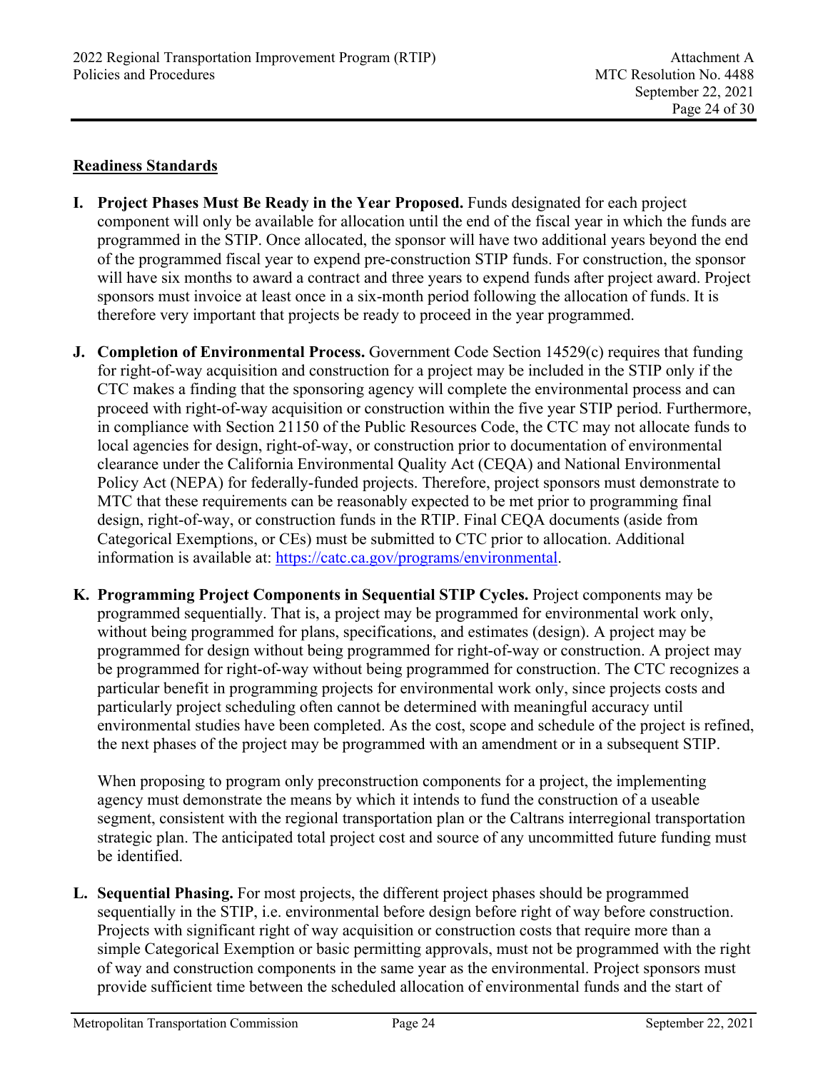## Readiness Standards

**I. Project Phases Must Be Ready in the Year Proposed.** Funds designated for each project component will only be available for allocation until the end of the fiscal year in which the funds are programmed in the STIP. Once allocated, the sponsor will have two additional years beyond the end of the programmed fiscal year to expend pre-construction STIP funds. For construction, the sponsor will have six months to award a contract and three years to expend funds after project award. Project sponsors must invoice at least once in a six-month period following the allocation of funds. It is therefore very important that projects be ready to proceed in the year programmed.

**J. Completion of Environmental Process.** Government Code Section 14529(c) requires that funding for right-of-way acquisition and construction for a project may be included in the STIP only if the CTC makes a finding that the sponsoring agency will complete the environmental process and can proceed with right-of-way acquisition or construction within the five year STIP period. Furthermore, in compliance with Section 21150 of the Public Resources Code, the CTC may not allocate funds to local agencies for design, right-of-way, or construction prior to documentation of environmental clearance under the California Environmental Quality Act (CEQA) and National Environmental Policy Act (NEPA) for federally-funded projects. Therefore, project sponsors must demonstrate to MTC that these requirements can be reasonably expected to be met prior to programming final design, right-of-way, or construction funds in the RTIP. Final CEQA documents (aside from Categorical Exemptions, or CEs) must be submitted to CTC prior to allocation. Additional information is available at: https://catc.ca.gov/programs/environmental.

**K. Programming Project Components in Sequential STIP Cycles.** Project components may be programmed sequentially. That is, a project may be programmed for environmental work only, without being programmed for plans, specifications, and estimates (design). A project may be programmed for design without being programmed for right-of-way or construction. A project may be programmed for right-of-way without being programmed for construction. The CTC recognizes a particular benefit in programming projects for environmental work only, since projects costs and particularly project scheduling often cannot be determined with meaningful accuracy until environmental studies have been completed. As the cost, scope and schedule of the project is refined, the next phases of the project may be programmed with an amendment or in a subsequent STIP.

When proposing to program only preconstruction components for a project, the implementing agency must demonstrate the means by which it intends to fund the construction of a useable segment, consistent with the regional transportation plan or the Caltrans interregional transportation strategic plan. The anticipated total project cost and source of any uncommitted future funding must be identified.

**L. Sequential Phasing.** For most projects, the different project phases should be programmed sequentially in the STIP, i.e. environmental before design before right of way before construction. Projects with significant right of way acquisition or construction costs that require more than a simple Categorical Exemption or basic permitting approvals, must not be programmed with the right of way and construction components in the same year as the environmental. Project sponsors must provide sufficient time between the scheduled allocation of environmental funds and the start of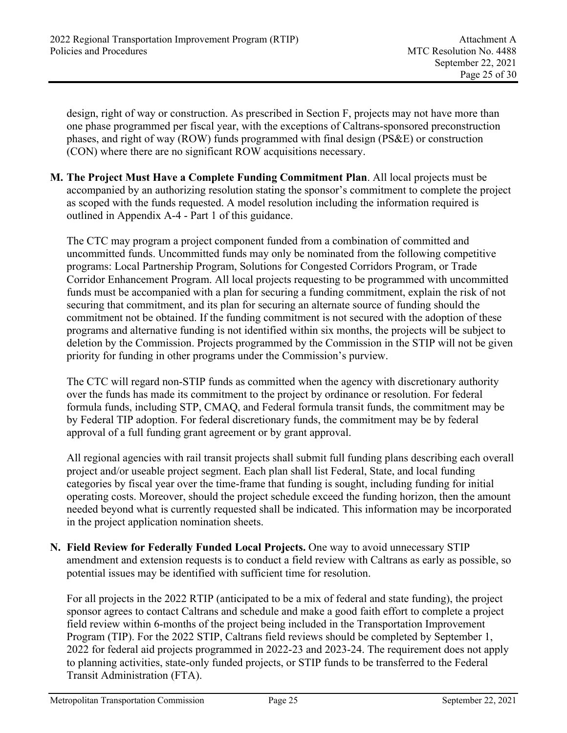design, right of way or construction. As prescribed in Section F, projects may not have more than one phase programmed per fiscal year, with the exceptions of Caltrans-sponsored preconstruction phases, and right of way (ROW) funds programmed with final design (PS&E) or construction (CON) where there are no significant ROW acquisitions necessary.

**M. The Project Must Have a Complete Funding Commitment Plan**. All local projects must be accompanied by an authorizing resolution stating the sponsor's commitment to complete the project as scoped with the funds requested. A model resolution including the information required is outlined in Appendix A-4 - Part 1 of this guidance.

The CTC may program a project component funded from a combination of committed and uncommitted funds. Uncommitted funds may only be nominated from the following competitive programs: Local Partnership Program, Solutions for Congested Corridors Program, or Trade Corridor Enhancement Program. All local projects requesting to be programmed with uncommitted funds must be accompanied with a plan for securing a funding commitment, explain the risk of not securing that commitment, and its plan for securing an alternate source of funding should the commitment not be obtained. If the funding commitment is not secured with the adoption of these programs and alternative funding is not identified within six months, the projects will be subject to deletion by the Commission. Projects programmed by the Commission in the STIP will not be given priority for funding in other programs under the Commission's purview.

The CTC will regard non-STIP funds as committed when the agency with discretionary authority over the funds has made its commitment to the project by ordinance or resolution. For federal formula funds, including STP, CMAQ, and Federal formula transit funds, the commitment may be by Federal TIP adoption. For federal discretionary funds, the commitment may be by federal approval of a full funding grant agreement or by grant approval.

All regional agencies with rail transit projects shall submit full funding plans describing each overall project and/or useable project segment. Each plan shall list Federal, State, and local funding categories by fiscal year over the time-frame that funding is sought, including funding for initial operating costs. Moreover, should the project schedule exceed the funding horizon, then the amount needed beyond what is currently requested shall be indicated. This information may be incorporated in the project application nomination sheets.

**N. Field Review for Federally Funded Local Projects.** One way to avoid unnecessary STIP amendment and extension requests is to conduct a field review with Caltrans as early as possible, so potential issues may be identified with sufficient time for resolution.

For all projects in the 2022 RTIP (anticipated to be a mix of federal and state funding), the project sponsor agrees to contact Caltrans and schedule and make a good faith effort to complete a project field review within 6-months of the project being included in the Transportation Improvement Program (TIP). For the 2022 STIP, Caltrans field reviews should be completed by September 1, 2022 for federal aid projects programmed in 2022-23 and 2023-24. The requirement does not apply to planning activities, state-only funded projects, or STIP funds to be transferred to the Federal Transit Administration (FTA).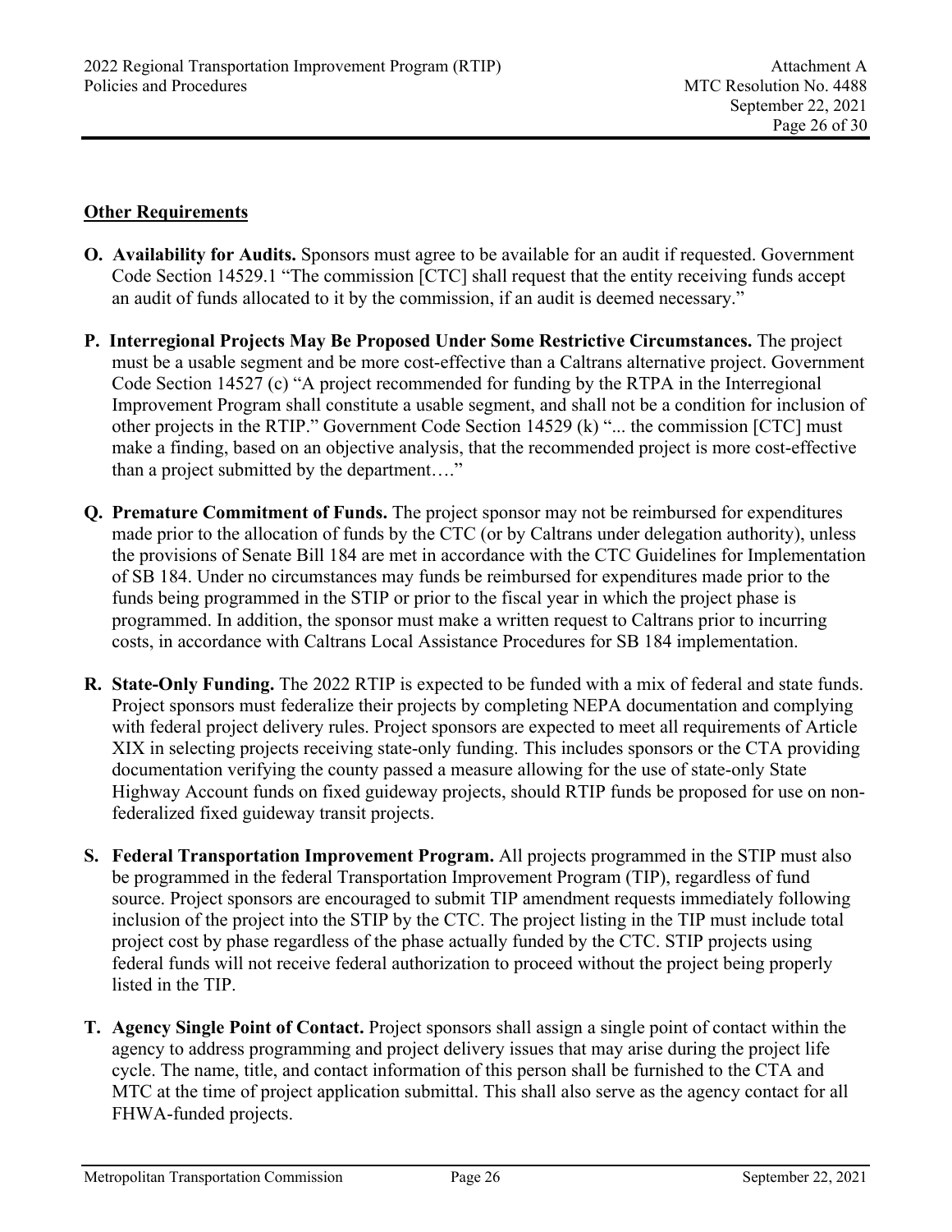## Other Requirements

**O. Availability for Audits.** Sponsors must agree to be available for an audit if requested. Government Code Section 14529.1 "The commission [CTC] shall request that the entity receiving funds accept an audit of funds allocated to it by the commission, if an audit is deemed necessary."

**P. Interregional Projects May Be Proposed Under Some Restrictive Circumstances.** The project must be a usable segment and be more cost-effective than a Caltrans alternative project. Government Code Section 14527 (c) "A project recommended for funding by the RTPA in the Interregional Improvement Program shall constitute a usable segment, and shall not be a condition for inclusion of other projects in the RTIP." Government Code Section 14529 (k) "... the commission [CTC] must make a finding, based on an objective analysis, that the recommended project is more cost-effective than a project submitted by the department…."

**Q. Premature Commitment of Funds.** The project sponsor may not be reimbursed for expenditures made prior to the allocation of funds by the CTC (or by Caltrans under delegation authority), unless the provisions of Senate Bill 184 are met in accordance with the CTC Guidelines for Implementation of SB 184. Under no circumstances may funds be reimbursed for expenditures made prior to the funds being programmed in the STIP or prior to the fiscal year in which the project phase is programmed. In addition, the sponsor must make a written request to Caltrans prior to incurring costs, in accordance with Caltrans Local Assistance Procedures for SB 184 implementation.

**R. State-Only Funding.** The 2022 RTIP is expected to be funded with a mix of federal and state funds. Project sponsors must federalize their projects by completing NEPA documentation and complying with federal project delivery rules. Project sponsors are expected to meet all requirements of Article XIX in selecting projects receiving state-only funding. This includes sponsors or the CTA providing documentation verifying the county passed a measure allowing for the use of state-only State Highway Account funds on fixed guideway projects, should RTIP funds be proposed for use on non-federalized fixed guideway transit projects.

**S. Federal Transportation Improvement Program.** All projects programmed in the STIP must also be programmed in the federal Transportation Improvement Program (TIP), regardless of fund source. Project sponsors are encouraged to submit TIP amendment requests immediately following inclusion of the project into the STIP by the CTC. The project listing in the TIP must include total project cost by phase regardless of the phase actually funded by the CTC. STIP projects using federal funds will not receive federal authorization to proceed without the project being properly listed in the TIP.

**T. Agency Single Point of Contact.** Project sponsors shall assign a single point of contact within the agency to address programming and project delivery issues that may arise during the project life cycle. The name, title, and contact information of this person shall be furnished to the CTA and MTC at the time of project application submittal. This shall also serve as the agency contact for all FHWA-funded projects.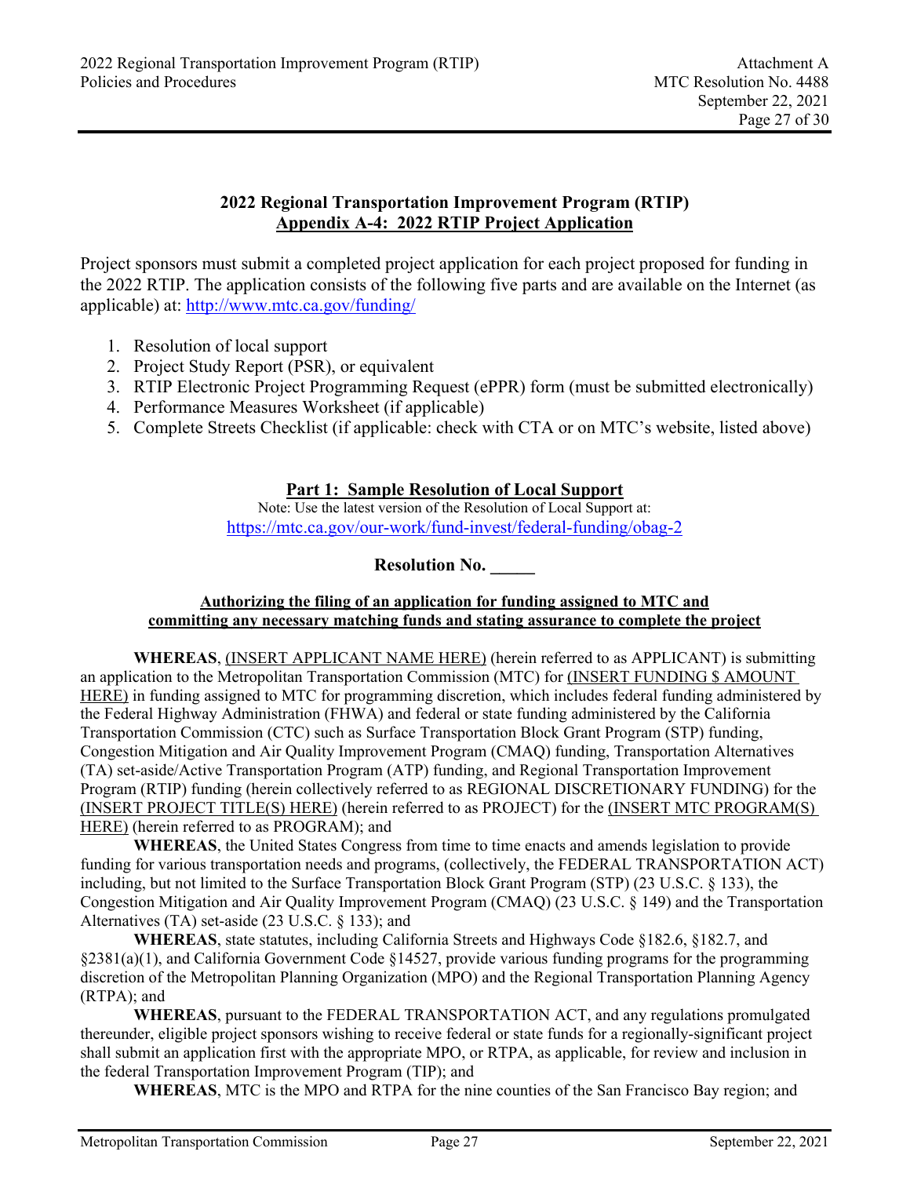**2022 Regional Transportation Improvement Program (RTIP)**
**Appendix A-4: 2022 RTIP Project Application**

Project sponsors must submit a completed project application for each project proposed for funding in the 2022 RTIP. The application consists of the following five parts and are available on the Internet (as applicable) at: http://www.mtc.ca.gov/funding/

1. Resolution of local support
2. Project Study Report (PSR), or equivalent
3. RTIP Electronic Project Programming Request (ePPR) form (must be submitted electronically)
4. Performance Measures Worksheet (if applicable)
5. Complete Streets Checklist (if applicable: check with CTA or on MTC's website, listed above)

**Part 1: Sample Resolution of Local Support**

Note: Use the latest version of the Resolution of Local Support at:
https://mtc.ca.gov/our-work/fund-invest/federal-funding/obag-2

**Resolution No. _____**

**Authorizing the filing of an application for funding assigned to MTC and committing any necessary matching funds and stating assurance to complete the project**

**WHEREAS**, (INSERT APPLICANT NAME HERE) (herein referred to as APPLICANT) is submitting an application to the Metropolitan Transportation Commission (MTC) for (INSERT FUNDING $ AMOUNT HERE) in funding assigned to MTC for programming discretion, which includes federal funding administered by the Federal Highway Administration (FHWA) and federal or state funding administered by the California Transportation Commission (CTC) such as Surface Transportation Block Grant Program (STP) funding, Congestion Mitigation and Air Quality Improvement Program (CMAQ) funding, Transportation Alternatives (TA) set-aside/Active Transportation Program (ATP) funding, and Regional Transportation Improvement Program (RTIP) funding (herein collectively referred to as REGIONAL DISCRETIONARY FUNDING) for the (INSERT PROJECT TITLE(S) HERE) (herein referred to as PROJECT) for the (INSERT MTC PROGRAM(S) HERE) (herein referred to as PROGRAM); and

**WHEREAS**, the United States Congress from time to time enacts and amends legislation to provide funding for various transportation needs and programs, (collectively, the FEDERAL TRANSPORTATION ACT) including, but not limited to the Surface Transportation Block Grant Program (STP) (23 U.S.C. § 133), the Congestion Mitigation and Air Quality Improvement Program (CMAQ) (23 U.S.C. § 149) and the Transportation Alternatives (TA) set-aside (23 U.S.C. § 133); and

**WHEREAS**, state statutes, including California Streets and Highways Code §182.6, §182.7, and §2381(a)(1), and California Government Code §14527, provide various funding programs for the programming discretion of the Metropolitan Planning Organization (MPO) and the Regional Transportation Planning Agency (RTPA); and

**WHEREAS**, pursuant to the FEDERAL TRANSPORTATION ACT, and any regulations promulgated thereunder, eligible project sponsors wishing to receive federal or state funds for a regionally-significant project shall submit an application first with the appropriate MPO, or RTPA, as applicable, for review and inclusion in the federal Transportation Improvement Program (TIP); and

**WHEREAS**, MTC is the MPO and RTPA for the nine counties of the San Francisco Bay region; and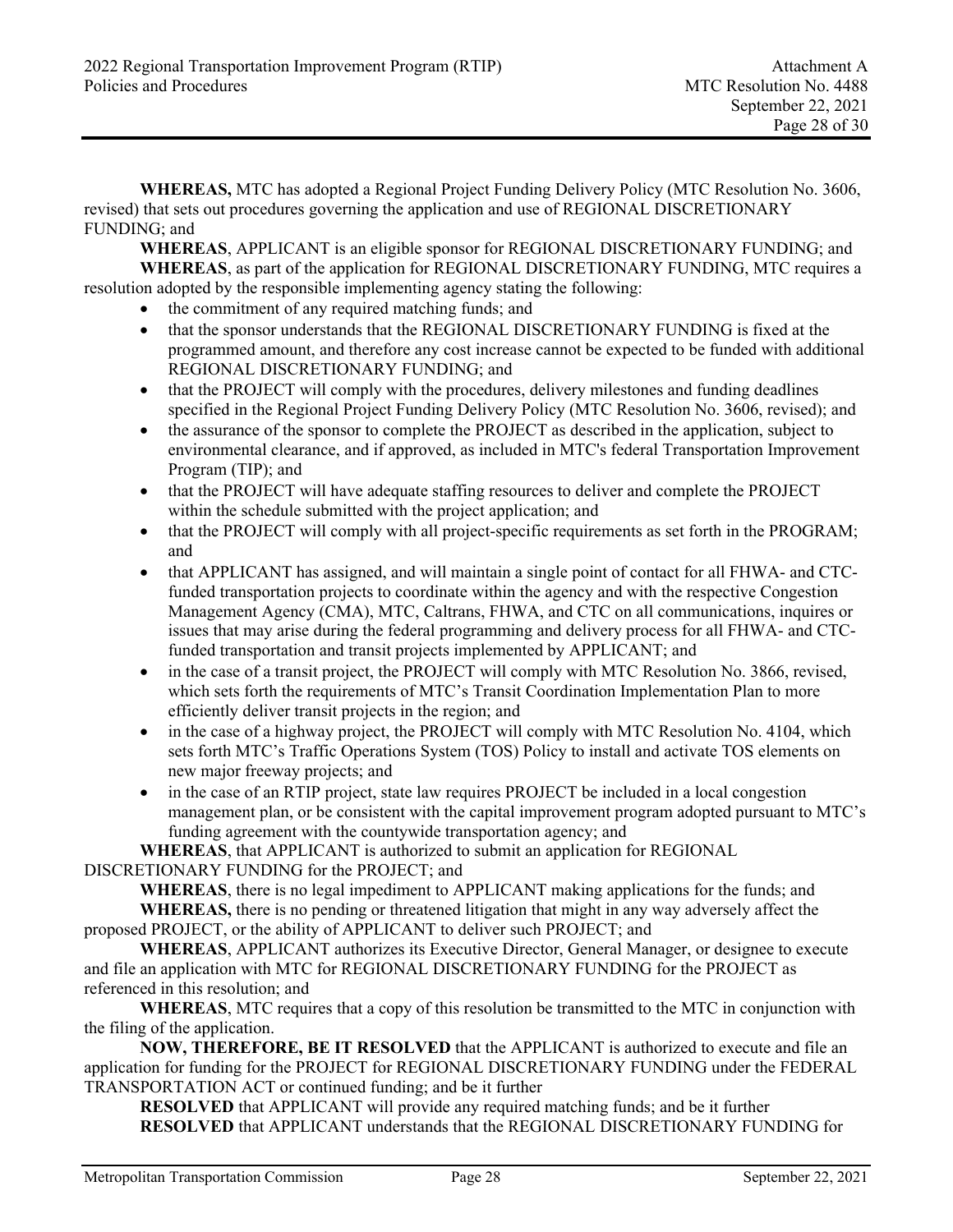**WHEREAS,** MTC has adopted a Regional Project Funding Delivery Policy (MTC Resolution No. 3606, revised) that sets out procedures governing the application and use of REGIONAL DISCRETIONARY FUNDING; and

**WHEREAS**, APPLICANT is an eligible sponsor for REGIONAL DISCRETIONARY FUNDING; and

**WHEREAS**, as part of the application for REGIONAL DISCRETIONARY FUNDING, MTC requires a resolution adopted by the responsible implementing agency stating the following:

- the commitment of any required matching funds; and
- that the sponsor understands that the REGIONAL DISCRETIONARY FUNDING is fixed at the programmed amount, and therefore any cost increase cannot be expected to be funded with additional REGIONAL DISCRETIONARY FUNDING; and
- that the PROJECT will comply with the procedures, delivery milestones and funding deadlines specified in the Regional Project Funding Delivery Policy (MTC Resolution No. 3606, revised); and
- the assurance of the sponsor to complete the PROJECT as described in the application, subject to environmental clearance, and if approved, as included in MTC's federal Transportation Improvement Program (TIP); and
- that the PROJECT will have adequate staffing resources to deliver and complete the PROJECT within the schedule submitted with the project application; and
- that the PROJECT will comply with all project-specific requirements as set forth in the PROGRAM; and
- that APPLICANT has assigned, and will maintain a single point of contact for all FHWA- and CTC-funded transportation projects to coordinate within the agency and with the respective Congestion Management Agency (CMA), MTC, Caltrans, FHWA, and CTC on all communications, inquires or issues that may arise during the federal programming and delivery process for all FHWA- and CTC-funded transportation and transit projects implemented by APPLICANT; and
- in the case of a transit project, the PROJECT will comply with MTC Resolution No. 3866, revised, which sets forth the requirements of MTC's Transit Coordination Implementation Plan to more efficiently deliver transit projects in the region; and
- in the case of a highway project, the PROJECT will comply with MTC Resolution No. 4104, which sets forth MTC's Traffic Operations System (TOS) Policy to install and activate TOS elements on new major freeway projects; and
- in the case of an RTIP project, state law requires PROJECT be included in a local congestion management plan, or be consistent with the capital improvement program adopted pursuant to MTC's funding agreement with the countywide transportation agency; and

**WHEREAS**, that APPLICANT is authorized to submit an application for REGIONAL DISCRETIONARY FUNDING for the PROJECT; and

**WHEREAS**, there is no legal impediment to APPLICANT making applications for the funds; and

**WHEREAS,** there is no pending or threatened litigation that might in any way adversely affect the proposed PROJECT, or the ability of APPLICANT to deliver such PROJECT; and

**WHEREAS**, APPLICANT authorizes its Executive Director, General Manager, or designee to execute and file an application with MTC for REGIONAL DISCRETIONARY FUNDING for the PROJECT as referenced in this resolution; and

**WHEREAS**, MTC requires that a copy of this resolution be transmitted to the MTC in conjunction with the filing of the application.

**NOW, THEREFORE, BE IT RESOLVED** that the APPLICANT is authorized to execute and file an application for funding for the PROJECT for REGIONAL DISCRETIONARY FUNDING under the FEDERAL TRANSPORTATION ACT or continued funding; and be it further

**RESOLVED** that APPLICANT will provide any required matching funds; and be it further

**RESOLVED** that APPLICANT understands that the REGIONAL DISCRETIONARY FUNDING for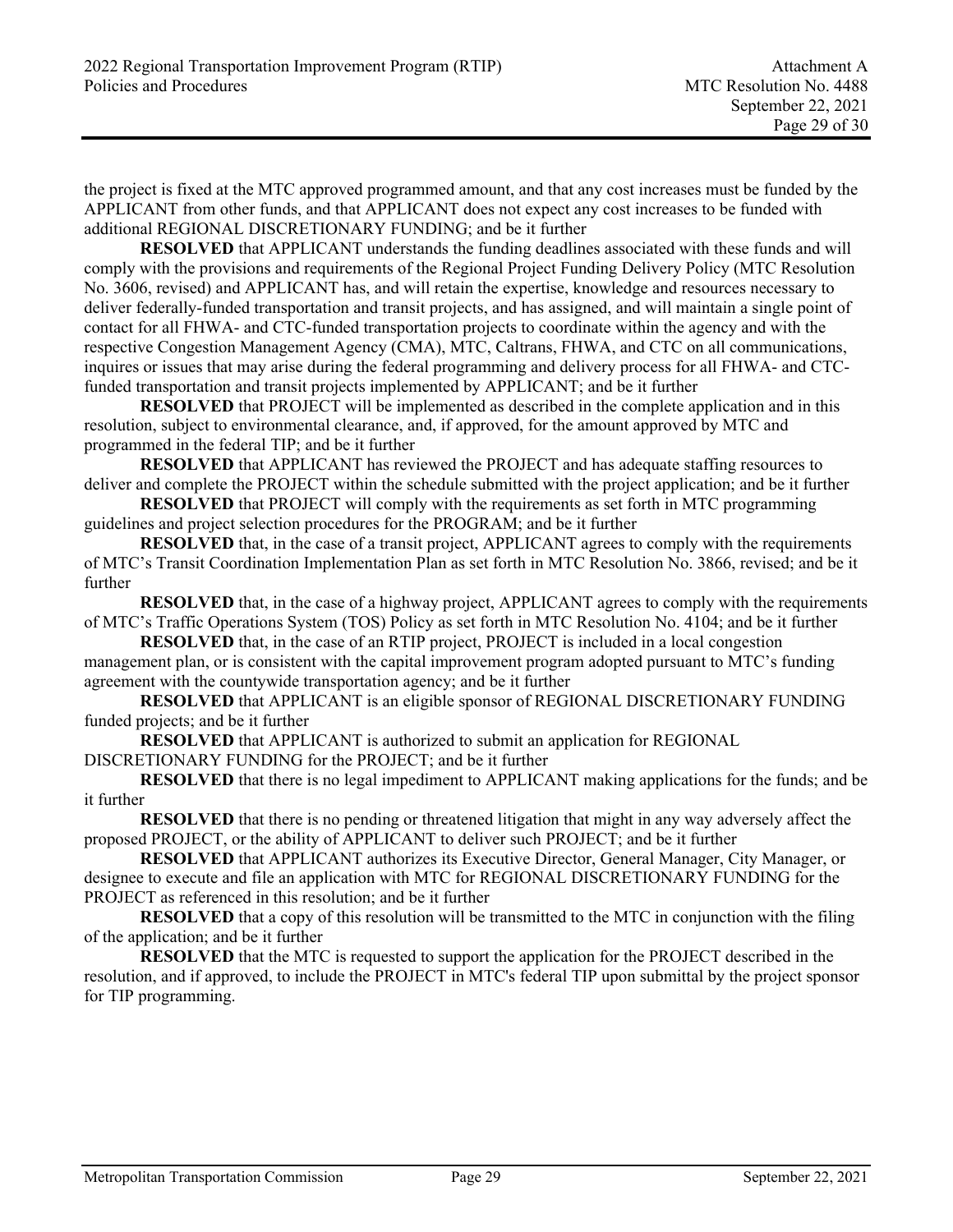the project is fixed at the MTC approved programmed amount, and that any cost increases must be funded by the APPLICANT from other funds, and that APPLICANT does not expect any cost increases to be funded with additional REGIONAL DISCRETIONARY FUNDING; and be it further

**RESOLVED** that APPLICANT understands the funding deadlines associated with these funds and will comply with the provisions and requirements of the Regional Project Funding Delivery Policy (MTC Resolution No. 3606, revised) and APPLICANT has, and will retain the expertise, knowledge and resources necessary to deliver federally-funded transportation and transit projects, and has assigned, and will maintain a single point of contact for all FHWA- and CTC-funded transportation projects to coordinate within the agency and with the respective Congestion Management Agency (CMA), MTC, Caltrans, FHWA, and CTC on all communications, inquires or issues that may arise during the federal programming and delivery process for all FHWA- and CTC-funded transportation and transit projects implemented by APPLICANT; and be it further

**RESOLVED** that PROJECT will be implemented as described in the complete application and in this resolution, subject to environmental clearance, and, if approved, for the amount approved by MTC and programmed in the federal TIP; and be it further

**RESOLVED** that APPLICANT has reviewed the PROJECT and has adequate staffing resources to deliver and complete the PROJECT within the schedule submitted with the project application; and be it further

**RESOLVED** that PROJECT will comply with the requirements as set forth in MTC programming guidelines and project selection procedures for the PROGRAM; and be it further

**RESOLVED** that, in the case of a transit project, APPLICANT agrees to comply with the requirements of MTC's Transit Coordination Implementation Plan as set forth in MTC Resolution No. 3866, revised; and be it further

**RESOLVED** that, in the case of a highway project, APPLICANT agrees to comply with the requirements of MTC's Traffic Operations System (TOS) Policy as set forth in MTC Resolution No. 4104; and be it further

**RESOLVED** that, in the case of an RTIP project, PROJECT is included in a local congestion management plan, or is consistent with the capital improvement program adopted pursuant to MTC's funding agreement with the countywide transportation agency; and be it further

**RESOLVED** that APPLICANT is an eligible sponsor of REGIONAL DISCRETIONARY FUNDING funded projects; and be it further

**RESOLVED** that APPLICANT is authorized to submit an application for REGIONAL DISCRETIONARY FUNDING for the PROJECT; and be it further

**RESOLVED** that there is no legal impediment to APPLICANT making applications for the funds; and be it further

**RESOLVED** that there is no pending or threatened litigation that might in any way adversely affect the proposed PROJECT, or the ability of APPLICANT to deliver such PROJECT; and be it further

**RESOLVED** that APPLICANT authorizes its Executive Director, General Manager, City Manager, or designee to execute and file an application with MTC for REGIONAL DISCRETIONARY FUNDING for the PROJECT as referenced in this resolution; and be it further

**RESOLVED** that a copy of this resolution will be transmitted to the MTC in conjunction with the filing of the application; and be it further

**RESOLVED** that the MTC is requested to support the application for the PROJECT described in the resolution, and if approved, to include the PROJECT in MTC's federal TIP upon submittal by the project sponsor for TIP programming.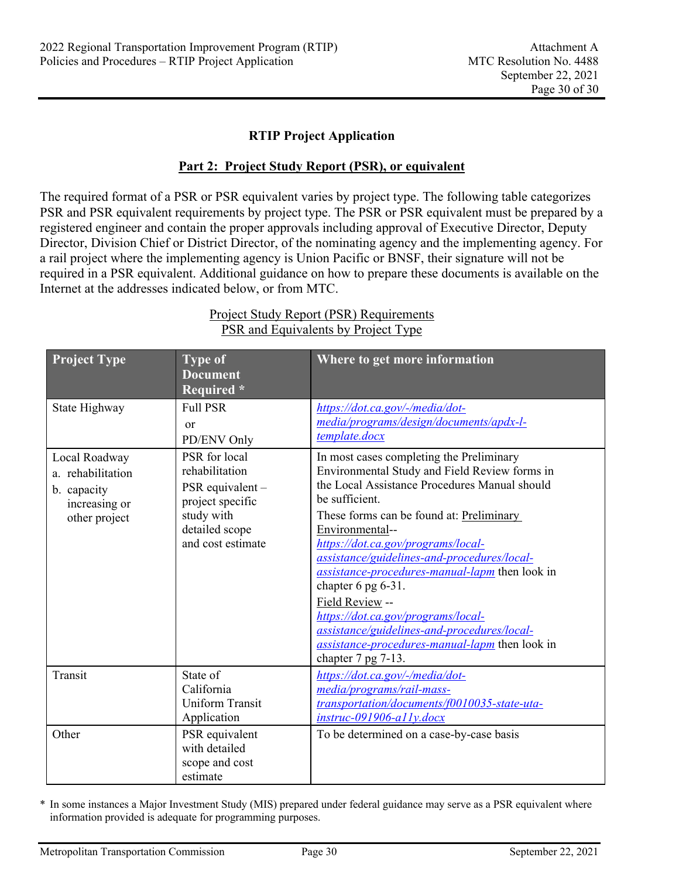## RTIP Project Application

### Part 2: Project Study Report (PSR), or equivalent

The required format of a PSR or PSR equivalent varies by project type. The following table categorizes PSR and PSR equivalent requirements by project type. The PSR or PSR equivalent must be prepared by a registered engineer and contain the proper approvals including approval of Executive Director, Deputy Director, Division Chief or District Director, of the nominating agency and the implementing agency. For a rail project where the implementing agency is Union Pacific or BNSF, their signature will not be required in a PSR equivalent. Additional guidance on how to prepare these documents is available on the Internet at the addresses indicated below, or from MTC.

Project Study Report (PSR) Requirements
PSR and Equivalents by Project Type

| Project Type | Type of Document Required * | Where to get more information |
|---|---|---|
| State Highway | Full PSR or PD/ENV Only | *https://dot.ca.gov/-/media/dot-media/programs/design/documents/apdx-l-template.docx* |
| Local Roadway<br>a. rehabilitation<br>b. capacity increasing or other project | PSR for local rehabilitation<br>PSR equivalent – project specific study with detailed scope and cost estimate | In most cases completing the Preliminary Environmental Study and Field Review forms in the Local Assistance Procedures Manual should be sufficient.<br>These forms can be found at: Preliminary Environmental-- *https://dot.ca.gov/programs/local-assistance/guidelines-and-procedures/local-assistance-procedures-manual-lapm* then look in chapter 6 pg 6-31.<br>Field Review -- *https://dot.ca.gov/programs/local-assistance/guidelines-and-procedures/local-assistance-procedures-manual-lapm* then look in chapter 7 pg 7-13. |
| Transit | State of California Uniform Transit Application | *https://dot.ca.gov/-/media/dot-media/programs/rail-mass-transportation/documents/f0010035-state-uta-instruc-091906-a11y.docx* |
| Other | PSR equivalent with detailed scope and cost estimate | To be determined on a case-by-case basis |

\* In some instances a Major Investment Study (MIS) prepared under federal guidance may serve as a PSR equivalent where information provided is adequate for programming purposes.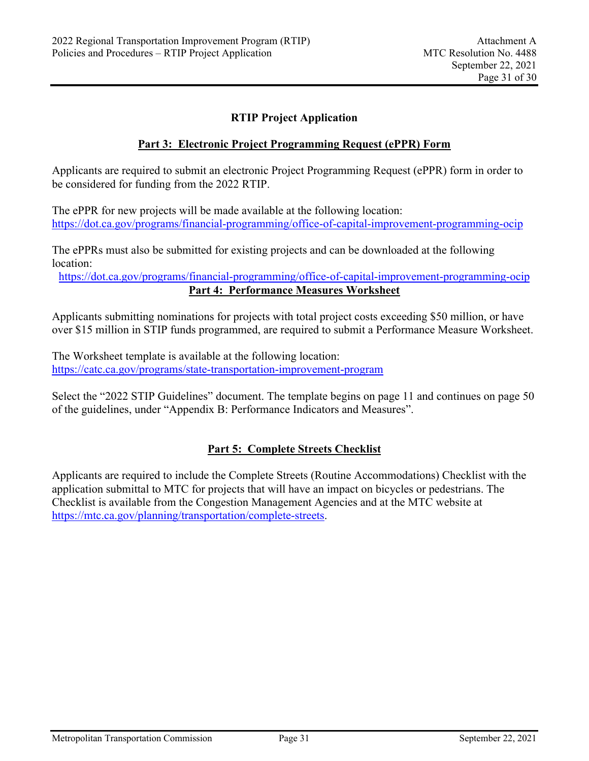## RTIP Project Application

### Part 3: Electronic Project Programming Request (ePPR) Form

Applicants are required to submit an electronic Project Programming Request (ePPR) form in order to be considered for funding from the 2022 RTIP.

The ePPR for new projects will be made available at the following location:
https://dot.ca.gov/programs/financial-programming/office-of-capital-improvement-programming-ocip

The ePPRs must also be submitted for existing projects and can be downloaded at the following location:
https://dot.ca.gov/programs/financial-programming/office-of-capital-improvement-programming-ocip

### Part 4: Performance Measures Worksheet

Applicants submitting nominations for projects with total project costs exceeding $50 million, or have over $15 million in STIP funds programmed, are required to submit a Performance Measure Worksheet.

The Worksheet template is available at the following location:
https://catc.ca.gov/programs/state-transportation-improvement-program

Select the "2022 STIP Guidelines" document. The template begins on page 11 and continues on page 50 of the guidelines, under "Appendix B: Performance Indicators and Measures".

### Part 5: Complete Streets Checklist

Applicants are required to include the Complete Streets (Routine Accommodations) Checklist with the application submittal to MTC for projects that will have an impact on bicycles or pedestrians. The Checklist is available from the Congestion Management Agencies and at the MTC website at https://mtc.ca.gov/planning/transportation/complete-streets.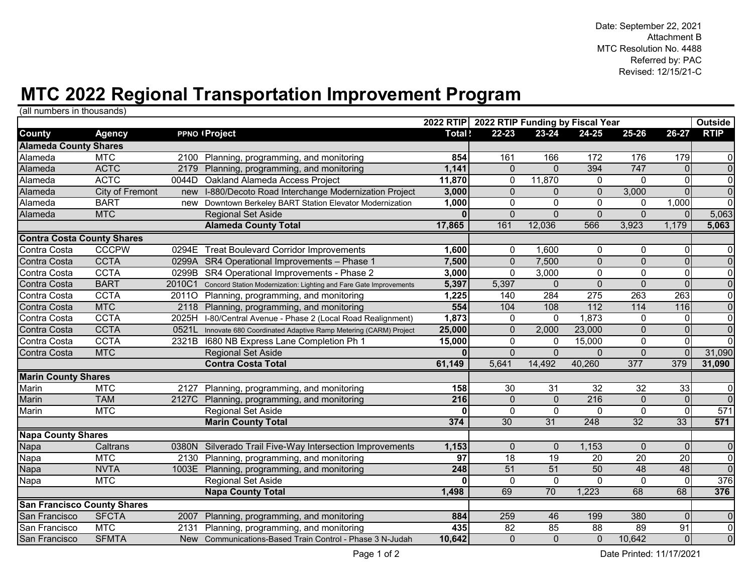Date: September 22, 2021
Attachment B
MTC Resolution No. 4488
Referred by: PAC
Revised: 12/15/21-C

# MTC 2022 Regional Transportation Improvement Program

(all numbers in thousands)

| | | | | 2022 RTIP | 2022 RTIP Funding by Fiscal Year | | | | | Outside |
|---|---|---|---|---|---|---|---|---|---|---|
| **County** | **Agency** | **PPNO** | **Project** | **Total** | **22-23** | **23-24** | **24-25** | **25-26** | **26-27** | **RTIP** |
| **Alameda County Shares** | | | | | | | | | | |
| Alameda | MTC | 2100 | Planning, programming, and monitoring | **854** | 161 | 166 | 172 | 176 | 179 | 0 |
| Alameda | ACTC | 2179 | Planning, programming, and monitoring | **1,141** | 0 | 0 | 394 | 747 | 0 | 0 |
| Alameda | ACTC | 0044D | Oakland Alameda Access Project | **11,870** | 0 | 11,870 | 0 | 0 | 0 | 0 |
| Alameda | City of Fremont | new | I-880/Decoto Road Interchange Modernization Project | **3,000** | 0 | 0 | 0 | 3,000 | 0 | 0 |
| Alameda | BART | new | Downtown Berkeley BART Station Elevator Modernization | **1,000** | 0 | 0 | 0 | 0 | 1,000 | 0 |
| Alameda | MTC | | Regional Set Aside | **0** | 0 | 0 | 0 | 0 | 0 | 5,063 |
| | | | **Alameda County Total** | **17,865** | 161 | 12,036 | 566 | 3,923 | 1,179 | **5,063** |
| **Contra Costa County Shares** | | | | | | | | | | |
| Contra Costa | CCCPW | 0294E | Treat Boulevard Corridor Improvements | **1,600** | 0 | 1,600 | 0 | 0 | 0 | 0 |
| Contra Costa | CCTA | 0299A | SR4 Operational Improvements – Phase 1 | **7,500** | 0 | 7,500 | 0 | 0 | 0 | 0 |
| Contra Costa | CCTA | 0299B | SR4 Operational Improvements - Phase 2 | **3,000** | 0 | 3,000 | 0 | 0 | 0 | 0 |
| Contra Costa | BART | 2010C1 | Concord Station Modernization: Lighting and Fare Gate Improvements | **5,397** | 5,397 | 0 | 0 | 0 | 0 | 0 |
| Contra Costa | CCTA | 2011O | Planning, programming, and monitoring | **1,225** | 140 | 284 | 275 | 263 | 263 | 0 |
| Contra Costa | MTC | 2118 | Planning, programming, and monitoring | **554** | 104 | 108 | 112 | 114 | 116 | 0 |
| Contra Costa | CCTA | 2025H | I-80/Central Avenue - Phase 2 (Local Road Realignment) | **1,873** | 0 | 0 | 1,873 | 0 | 0 | 0 |
| Contra Costa | CCTA | 0521L | Innovate 680 Coordinated Adaptive Ramp Metering (CARM) Project | **25,000** | 0 | 2,000 | 23,000 | 0 | 0 | 0 |
| Contra Costa | CCTA | 2321B | I680 NB Express Lane Completion Ph 1 | **15,000** | 0 | 0 | 15,000 | 0 | 0 | 0 |
| Contra Costa | MTC | | Regional Set Aside | **0** | 0 | 0 | 0 | 0 | 0 | 31,090 |
| | | | **Contra Costa Total** | **61,149** | 5,641 | 14,492 | 40,260 | 377 | 379 | **31,090** |
| **Marin County Shares** | | | | | | | | | | |
| Marin | MTC | 2127 | Planning, programming, and monitoring | **158** | 30 | 31 | 32 | 32 | 33 | 0 |
| Marin | TAM | 2127C | Planning, programming, and monitoring | **216** | 0 | 0 | 216 | 0 | 0 | 0 |
| Marin | MTC | | Regional Set Aside | **0** | 0 | 0 | 0 | 0 | 0 | 571 |
| | | | **Marin County Total** | **374** | 30 | 31 | 248 | 32 | 33 | **571** |
| **Napa County Shares** | | | | | | | | | | |
| Napa | Caltrans | 0380N | Silverado Trail Five-Way Intersection Improvements | **1,153** | 0 | 0 | 1,153 | 0 | 0 | 0 |
| Napa | MTC | 2130 | Planning, programming, and monitoring | **97** | 18 | 19 | 20 | 20 | 20 | 0 |
| Napa | NVTA | 1003E | Planning, programming, and monitoring | **248** | 51 | 51 | 50 | 48 | 48 | 0 |
| Napa | MTC | | Regional Set Aside | **0** | 0 | 0 | 0 | 0 | 0 | 376 |
| | | | **Napa County Total** | **1,498** | 69 | 70 | 1,223 | 68 | 68 | **376** |
| **San Francisco County Shares** | | | | | | | | | | |
| San Francisco | SFCTA | 2007 | Planning, programming, and monitoring | **884** | 259 | 46 | 199 | 380 | 0 | 0 |
| San Francisco | MTC | 2131 | Planning, programming, and monitoring | **435** | 82 | 85 | 88 | 89 | 91 | 0 |
| San Francisco | SFMTA | New | Communications-Based Train Control - Phase 3 N-Judah | **10,642** | 0 | 0 | 0 | 10,642 | 0 | 0 |

Date Printed: 11/17/2021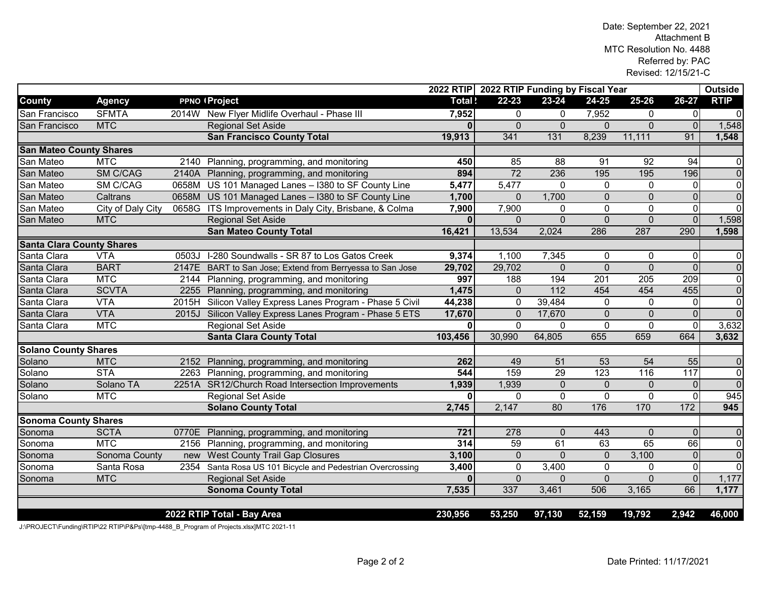Date: September 22, 2021
Attachment B
MTC Resolution No. 4488
Referred by: PAC
Revised: 12/15/21-C

| County | Agency | PPNO | Project | 2022 RTIP Total | 2022 RTIP Funding by Fiscal Year 22-23 | 23-24 | 24-25 | 25-26 | 26-27 | Outside RTIP |
|---|---|---|---|---|---|---|---|---|---|---|
| San Francisco | SFMTA | 2014W | New Flyer Midlife Overhaul - Phase III | **7,952** | 0 | 0 | 7,952 | 0 | 0 | 0 |
| San Francisco | MTC | | Regional Set Aside | **0** | 0 | 0 | 0 | 0 | 0 | 1,548 |
| | | | **San Francisco County Total** | **19,913** | 341 | 131 | 8,239 | 11,111 | 91 | **1,548** |
| **San Mateo County Shares** | | | | | | | | | | |
| San Mateo | MTC | 2140 | Planning, programming, and monitoring | **450** | 85 | 88 | 91 | 92 | 94 | 0 |
| San Mateo | SM C/CAG | 2140A | Planning, programming, and monitoring | **894** | 72 | 236 | 195 | 195 | 196 | 0 |
| San Mateo | SM C/CAG | 0658M | US 101 Managed Lanes – I380 to SF County Line | **5,477** | 5,477 | 0 | 0 | 0 | 0 | 0 |
| San Mateo | Caltrans | 0658M | US 101 Managed Lanes – I380 to SF County Line | **1,700** | 0 | 1,700 | 0 | 0 | 0 | 0 |
| San Mateo | City of Daly City | 0658G | ITS Improvements in Daly City, Brisbane, & Colma | **7,900** | 7,900 | 0 | 0 | 0 | 0 | 0 |
| San Mateo | MTC | | Regional Set Aside | **0** | 0 | 0 | 0 | 0 | 0 | 1,598 |
| | | | **San Mateo County Total** | **16,421** | 13,534 | 2,024 | 286 | 287 | 290 | **1,598** |
| **Santa Clara County Shares** | | | | | | | | | | |
| Santa Clara | VTA | 0503J | I-280 Soundwalls - SR 87 to Los Gatos Creek | **9,374** | 1,100 | 7,345 | 0 | 0 | 0 | 0 |
| Santa Clara | BART | 2147E | BART to San Jose; Extend from Berryessa to San Jose | **29,702** | 29,702 | 0 | 0 | 0 | 0 | 0 |
| Santa Clara | MTC | 2144 | Planning, programming, and monitoring | **997** | 188 | 194 | 201 | 205 | 209 | 0 |
| Santa Clara | SCVTA | 2255 | Planning, programming, and monitoring | **1,475** | 0 | 112 | 454 | 454 | 455 | 0 |
| Santa Clara | VTA | 2015H | Silicon Valley Express Lanes Program - Phase 5 Civil | **44,238** | 0 | 39,484 | 0 | 0 | 0 | 0 |
| Santa Clara | VTA | 2015J | Silicon Valley Express Lanes Program - Phase 5 ETS | **17,670** | 0 | 17,670 | 0 | 0 | 0 | 0 |
| Santa Clara | MTC | | Regional Set Aside | **0** | 0 | 0 | 0 | 0 | 0 | 3,632 |
| | | | **Santa Clara County Total** | **103,456** | 30,990 | 64,805 | 655 | 659 | 664 | **3,632** |
| **Solano County Shares** | | | | | | | | | | |
| Solano | MTC | 2152 | Planning, programming, and monitoring | **262** | 49 | 51 | 53 | 54 | 55 | 0 |
| Solano | STA | 2263 | Planning, programming, and monitoring | **544** | 159 | 29 | 123 | 116 | 117 | 0 |
| Solano | Solano TA | 2251A | SR12/Church Road Intersection Improvements | **1,939** | 1,939 | 0 | 0 | 0 | 0 | 0 |
| Solano | MTC | | Regional Set Aside | **0** | 0 | 0 | 0 | 0 | 0 | 945 |
| | | | **Solano County Total** | **2,745** | 2,147 | 80 | 176 | 170 | 172 | **945** |
| **Sonoma County Shares** | | | | | | | | | | |
| Sonoma | SCTA | 0770E | Planning, programming, and monitoring | **721** | 278 | 0 | 443 | 0 | 0 | 0 |
| Sonoma | MTC | 2156 | Planning, programming, and monitoring | **314** | 59 | 61 | 63 | 65 | 66 | 0 |
| Sonoma | Sonoma County | new | West County Trail Gap Closures | **3,100** | 0 | 0 | 0 | 3,100 | 0 | 0 |
| Sonoma | Santa Rosa | 2354 | Santa Rosa US 101 Bicycle and Pedestrian Overcrossing | **3,400** | 0 | 3,400 | 0 | 0 | 0 | 0 |
| Sonoma | MTC | | Regional Set Aside | **0** | 0 | 0 | 0 | 0 | 0 | 1,177 |
| | | | **Sonoma County Total** | **7,535** | 337 | 3,461 | 506 | 3,165 | 66 | **1,177** |
| | | | **2022 RTIP Total - Bay Area** | **230,956** | **53,250** | **97,130** | **52,159** | **19,792** | **2,942** | **46,000** |

J:\PROJECT\Funding\RTIP\22 RTIP\P&Ps\[tmp-4488_B_Program of Projects.xlsx]MTC 2021-11

Date Printed: 11/17/2021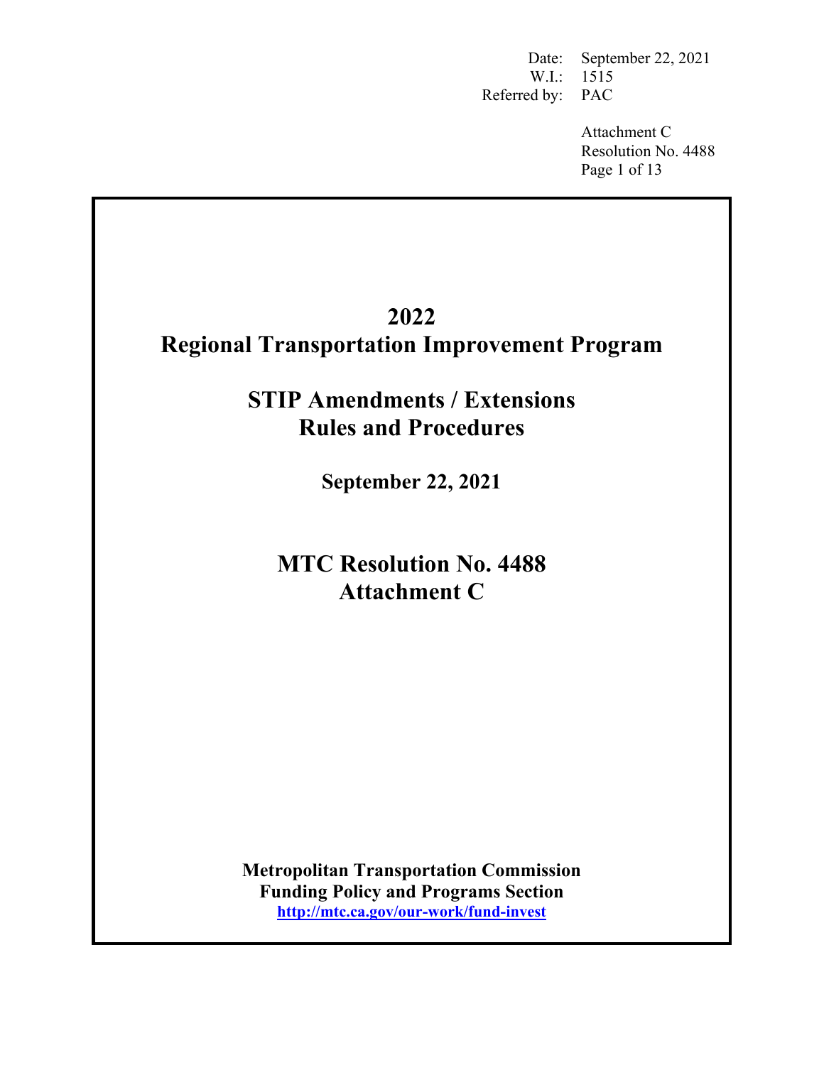Date: September 22, 2021
W.I.: 1515
Referred by: PAC

Attachment C
Resolution No. 4488

# 2022
# Regional Transportation Improvement Program

## STIP Amendments / Extensions Rules and Procedures

**September 22, 2021**

## MTC Resolution No. 4488
## Attachment C

**Metropolitan Transportation Commission**
**Funding Policy and Programs Section**
**http://mtc.ca.gov/our-work/fund-invest**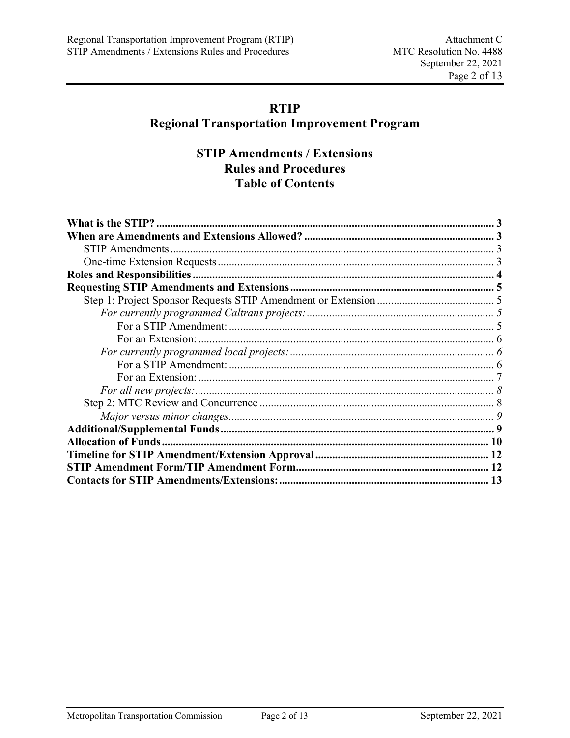# RTIP
# Regional Transportation Improvement Program

## STIP Amendments / Extensions
## Rules and Procedures
## Table of Contents

**What is the STIP?** .......... **3**

**When are Amendments and Extensions Allowed?** .......... **3**

- STIP Amendments .......... 3
- One-time Extension Requests .......... 3

**Roles and Responsibilities** .......... **4**

**Requesting STIP Amendments and Extensions** .......... **5**

- Step 1: Project Sponsor Requests STIP Amendment or Extension .......... 5
  - *For currently programmed Caltrans projects:* .......... *5*
    - For a STIP Amendment: .......... 5
    - For an Extension: .......... 6
  - *For currently programmed local projects:* .......... *6*
    - For a STIP Amendment: .......... 6
    - For an Extension: .......... 7
  - *For all new projects:* .......... *8*
- Step 2: MTC Review and Concurrence .......... 8
  - *Major versus minor changes* .......... *9*

**Additional/Supplemental Funds** .......... **9**

**Allocation of Funds** .......... **10**

**Timeline for STIP Amendment/Extension Approval** .......... **12**

**STIP Amendment Form/TIP Amendment Form** .......... **12**

**Contacts for STIP Amendments/Extensions:** .......... **13**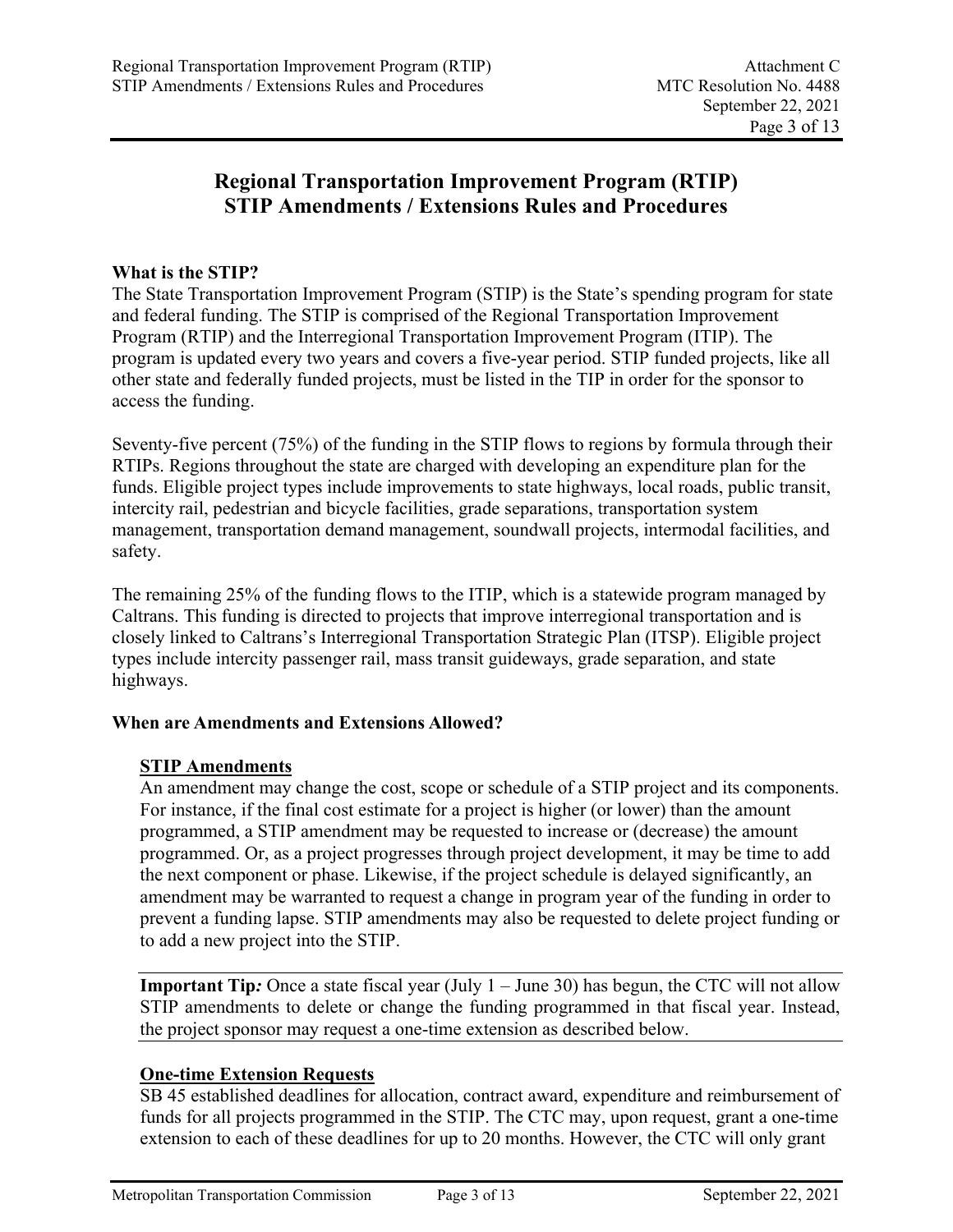# Regional Transportation Improvement Program (RTIP) STIP Amendments / Extensions Rules and Procedures

**What is the STIP?**

The State Transportation Improvement Program (STIP) is the State's spending program for state and federal funding. The STIP is comprised of the Regional Transportation Improvement Program (RTIP) and the Interregional Transportation Improvement Program (ITIP). The program is updated every two years and covers a five-year period. STIP funded projects, like all other state and federally funded projects, must be listed in the TIP in order for the sponsor to access the funding.

Seventy-five percent (75%) of the funding in the STIP flows to regions by formula through their RTIPs. Regions throughout the state are charged with developing an expenditure plan for the funds. Eligible project types include improvements to state highways, local roads, public transit, intercity rail, pedestrian and bicycle facilities, grade separations, transportation system management, transportation demand management, soundwall projects, intermodal facilities, and safety.

The remaining 25% of the funding flows to the ITIP, which is a statewide program managed by Caltrans. This funding is directed to projects that improve interregional transportation and is closely linked to Caltrans's Interregional Transportation Strategic Plan (ITSP). Eligible project types include intercity passenger rail, mass transit guideways, grade separation, and state highways.

**When are Amendments and Extensions Allowed?**

**STIP Amendments**

An amendment may change the cost, scope or schedule of a STIP project and its components. For instance, if the final cost estimate for a project is higher (or lower) than the amount programmed, a STIP amendment may be requested to increase or (decrease) the amount programmed. Or, as a project progresses through project development, it may be time to add the next component or phase. Likewise, if the project schedule is delayed significantly, an amendment may be warranted to request a change in program year of the funding in order to prevent a funding lapse. STIP amendments may also be requested to delete project funding or to add a new project into the STIP.

**Important Tip***:* Once a state fiscal year (July 1 – June 30) has begun, the CTC will not allow STIP amendments to delete or change the funding programmed in that fiscal year. Instead, the project sponsor may request a one-time extension as described below.

**One-time Extension Requests**

SB 45 established deadlines for allocation, contract award, expenditure and reimbursement of funds for all projects programmed in the STIP. The CTC may, upon request, grant a one-time extension to each of these deadlines for up to 20 months. However, the CTC will only grant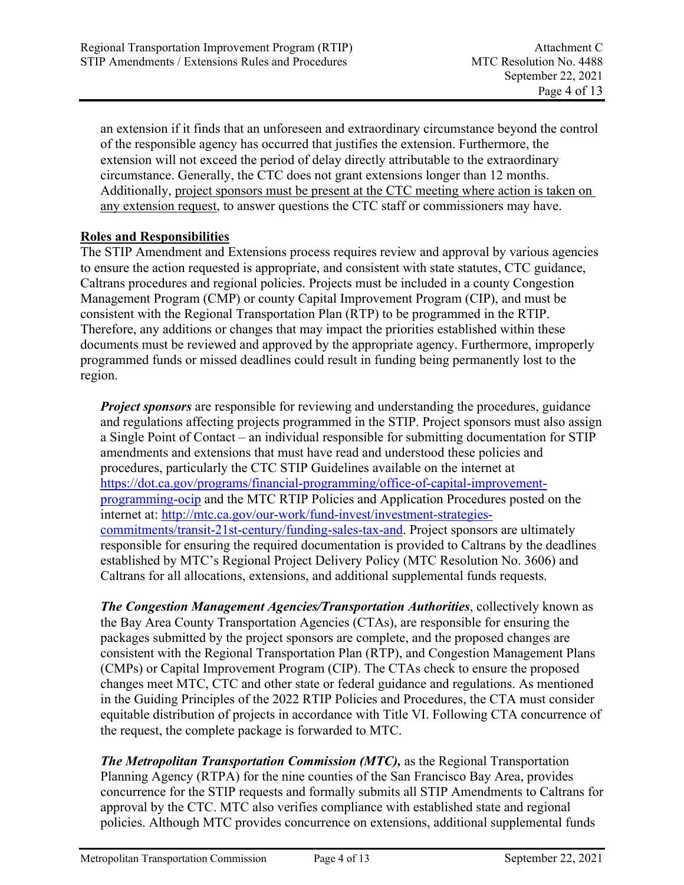an extension if it finds that an unforeseen and extraordinary circumstance beyond the control of the responsible agency has occurred that justifies the extension. Furthermore, the extension will not exceed the period of delay directly attributable to the extraordinary circumstance. Generally, the CTC does not grant extensions longer than 12 months. Additionally, <u>project sponsors must be present at the CTC meeting where action is taken on any extension request</u>, to answer questions the CTC staff or commissioners may have.

## Roles and Responsibilities

The STIP Amendment and Extensions process requires review and approval by various agencies to ensure the action requested is appropriate, and consistent with state statutes, CTC guidance, Caltrans procedures and regional policies. Projects must be included in a county Congestion Management Program (CMP) or county Capital Improvement Program (CIP), and must be consistent with the Regional Transportation Plan (RTP) to be programmed in the RTIP. Therefore, any additions or changes that may impact the priorities established within these documents must be reviewed and approved by the appropriate agency. Furthermore, improperly programmed funds or missed deadlines could result in funding being permanently lost to the region.

***Project sponsors*** are responsible for reviewing and understanding the procedures, guidance and regulations affecting projects programmed in the STIP. Project sponsors must also assign a Single Point of Contact – an individual responsible for submitting documentation for STIP amendments and extensions that must have read and understood these policies and procedures, particularly the CTC STIP Guidelines available on the internet at https://dot.ca.gov/programs/financial-programming/office-of-capital-improvement-programming-ocip and the MTC RTIP Policies and Application Procedures posted on the internet at: http://mtc.ca.gov/our-work/fund-invest/investment-strategies-commitments/transit-21st-century/funding-sales-tax-and. Project sponsors are ultimately responsible for ensuring the required documentation is provided to Caltrans by the deadlines established by MTC's Regional Project Delivery Policy (MTC Resolution No. 3606) and Caltrans for all allocations, extensions, and additional supplemental funds requests.

***The Congestion Management Agencies/Transportation Authorities***, collectively known as the Bay Area County Transportation Agencies (CTAs), are responsible for ensuring the packages submitted by the project sponsors are complete, and the proposed changes are consistent with the Regional Transportation Plan (RTP), and Congestion Management Plans (CMPs) or Capital Improvement Program (CIP). The CTAs check to ensure the proposed changes meet MTC, CTC and other state or federal guidance and regulations. As mentioned in the Guiding Principles of the 2022 RTIP Policies and Procedures, the CTA must consider equitable distribution of projects in accordance with Title VI. Following CTA concurrence of the request, the complete package is forwarded to MTC.

***The Metropolitan Transportation Commission (MTC),*** as the Regional Transportation Planning Agency (RTPA) for the nine counties of the San Francisco Bay Area, provides concurrence for the STIP requests and formally submits all STIP Amendments to Caltrans for approval by the CTC. MTC also verifies compliance with established state and regional policies. Although MTC provides concurrence on extensions, additional supplemental funds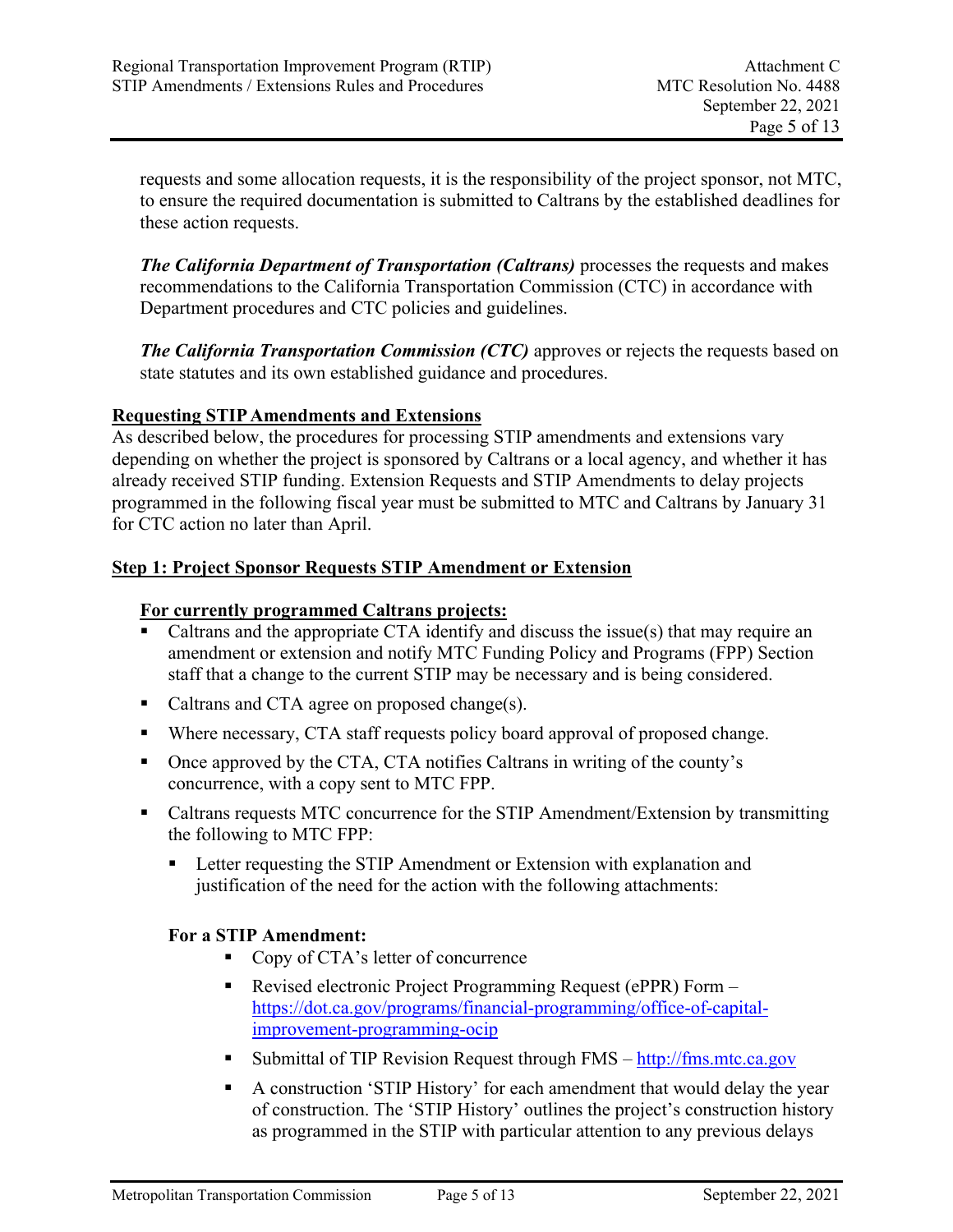requests and some allocation requests, it is the responsibility of the project sponsor, not MTC, to ensure the required documentation is submitted to Caltrans by the established deadlines for these action requests.

***The California Department of Transportation (Caltrans)*** processes the requests and makes recommendations to the California Transportation Commission (CTC) in accordance with Department procedures and CTC policies and guidelines.

***The California Transportation Commission (CTC)*** approves or rejects the requests based on state statutes and its own established guidance and procedures.

**Requesting STIP Amendments and Extensions**

As described below, the procedures for processing STIP amendments and extensions vary depending on whether the project is sponsored by Caltrans or a local agency, and whether it has already received STIP funding. Extension Requests and STIP Amendments to delay projects programmed in the following fiscal year must be submitted to MTC and Caltrans by January 31 for CTC action no later than April.

**Step 1: Project Sponsor Requests STIP Amendment or Extension**

**For currently programmed Caltrans projects:**

- Caltrans and the appropriate CTA identify and discuss the issue(s) that may require an amendment or extension and notify MTC Funding Policy and Programs (FPP) Section staff that a change to the current STIP may be necessary and is being considered.
- Caltrans and CTA agree on proposed change(s).
- Where necessary, CTA staff requests policy board approval of proposed change.
- Once approved by the CTA, CTA notifies Caltrans in writing of the county's concurrence, with a copy sent to MTC FPP.
- Caltrans requests MTC concurrence for the STIP Amendment/Extension by transmitting the following to MTC FPP:
  - Letter requesting the STIP Amendment or Extension with explanation and justification of the need for the action with the following attachments:

**For a STIP Amendment:**

- Copy of CTA's letter of concurrence
- Revised electronic Project Programming Request (ePPR) Form – https://dot.ca.gov/programs/financial-programming/office-of-capital-improvement-programming-ocip
- Submittal of TIP Revision Request through FMS – http://fms.mtc.ca.gov
- A construction 'STIP History' for each amendment that would delay the year of construction. The 'STIP History' outlines the project's construction history as programmed in the STIP with particular attention to any previous delays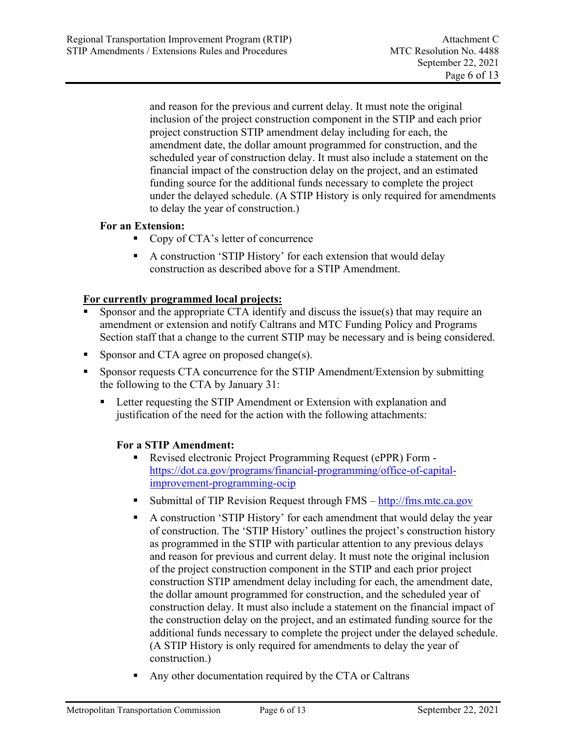and reason for the previous and current delay. It must note the original inclusion of the project construction component in the STIP and each prior project construction STIP amendment delay including for each, the amendment date, the dollar amount programmed for construction, and the scheduled year of construction delay. It must also include a statement on the financial impact of the construction delay on the project, and an estimated funding source for the additional funds necessary to complete the project under the delayed schedule. (A STIP History is only required for amendments to delay the year of construction.)

**For an Extension:**

- Copy of CTA's letter of concurrence
- A construction 'STIP History' for each extension that would delay construction as described above for a STIP Amendment.

**For currently programmed local projects:**

- Sponsor and the appropriate CTA identify and discuss the issue(s) that may require an amendment or extension and notify Caltrans and MTC Funding Policy and Programs Section staff that a change to the current STIP may be necessary and is being considered.
- Sponsor and CTA agree on proposed change(s).
- Sponsor requests CTA concurrence for the STIP Amendment/Extension by submitting the following to the CTA by January 31:
  - Letter requesting the STIP Amendment or Extension with explanation and justification of the need for the action with the following attachments:

    **For a STIP Amendment:**

    - Revised electronic Project Programming Request (ePPR) Form - https://dot.ca.gov/programs/financial-programming/office-of-capital-improvement-programming-ocip
    - Submittal of TIP Revision Request through FMS – http://fms.mtc.ca.gov
    - A construction 'STIP History' for each amendment that would delay the year of construction. The 'STIP History' outlines the project's construction history as programmed in the STIP with particular attention to any previous delays and reason for previous and current delay. It must note the original inclusion of the project construction component in the STIP and each prior project construction STIP amendment delay including for each, the amendment date, the dollar amount programmed for construction, and the scheduled year of construction delay. It must also include a statement on the financial impact of the construction delay on the project, and an estimated funding source for the additional funds necessary to complete the project under the delayed schedule. (A STIP History is only required for amendments to delay the year of construction.)
    - Any other documentation required by the CTA or Caltrans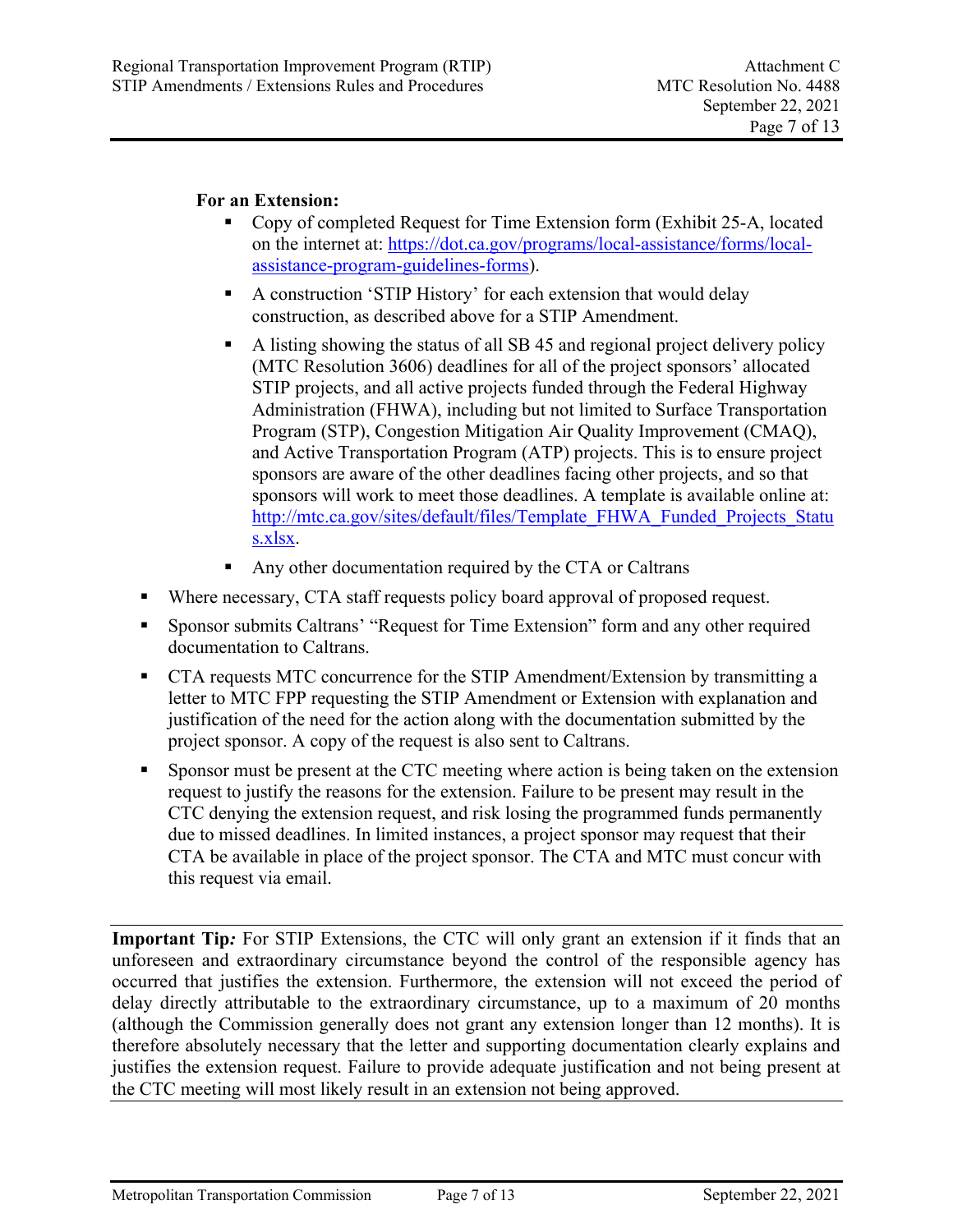**For an Extension:**

- Copy of completed Request for Time Extension form (Exhibit 25-A, located on the internet at: https://dot.ca.gov/programs/local-assistance/forms/local-assistance-program-guidelines-forms).
- A construction 'STIP History' for each extension that would delay construction, as described above for a STIP Amendment.
- A listing showing the status of all SB 45 and regional project delivery policy (MTC Resolution 3606) deadlines for all of the project sponsors' allocated STIP projects, and all active projects funded through the Federal Highway Administration (FHWA), including but not limited to Surface Transportation Program (STP), Congestion Mitigation Air Quality Improvement (CMAQ), and Active Transportation Program (ATP) projects. This is to ensure project sponsors are aware of the other deadlines facing other projects, and so that sponsors will work to meet those deadlines. A template is available online at: http://mtc.ca.gov/sites/default/files/Template_FHWA_Funded_Projects_Status.xlsx.
- Any other documentation required by the CTA or Caltrans

- Where necessary, CTA staff requests policy board approval of proposed request.
- Sponsor submits Caltrans' "Request for Time Extension" form and any other required documentation to Caltrans.
- CTA requests MTC concurrence for the STIP Amendment/Extension by transmitting a letter to MTC FPP requesting the STIP Amendment or Extension with explanation and justification of the need for the action along with the documentation submitted by the project sponsor. A copy of the request is also sent to Caltrans.
- Sponsor must be present at the CTC meeting where action is being taken on the extension request to justify the reasons for the extension. Failure to be present may result in the CTC denying the extension request, and risk losing the programmed funds permanently due to missed deadlines. In limited instances, a project sponsor may request that their CTA be available in place of the project sponsor. The CTA and MTC must concur with this request via email.

---

**Important Tip*:*** For STIP Extensions, the CTC will only grant an extension if it finds that an unforeseen and extraordinary circumstance beyond the control of the responsible agency has occurred that justifies the extension. Furthermore, the extension will not exceed the period of delay directly attributable to the extraordinary circumstance, up to a maximum of 20 months (although the Commission generally does not grant any extension longer than 12 months). It is therefore absolutely necessary that the letter and supporting documentation clearly explains and justifies the extension request. Failure to provide adequate justification and not being present at the CTC meeting will most likely result in an extension not being approved.

---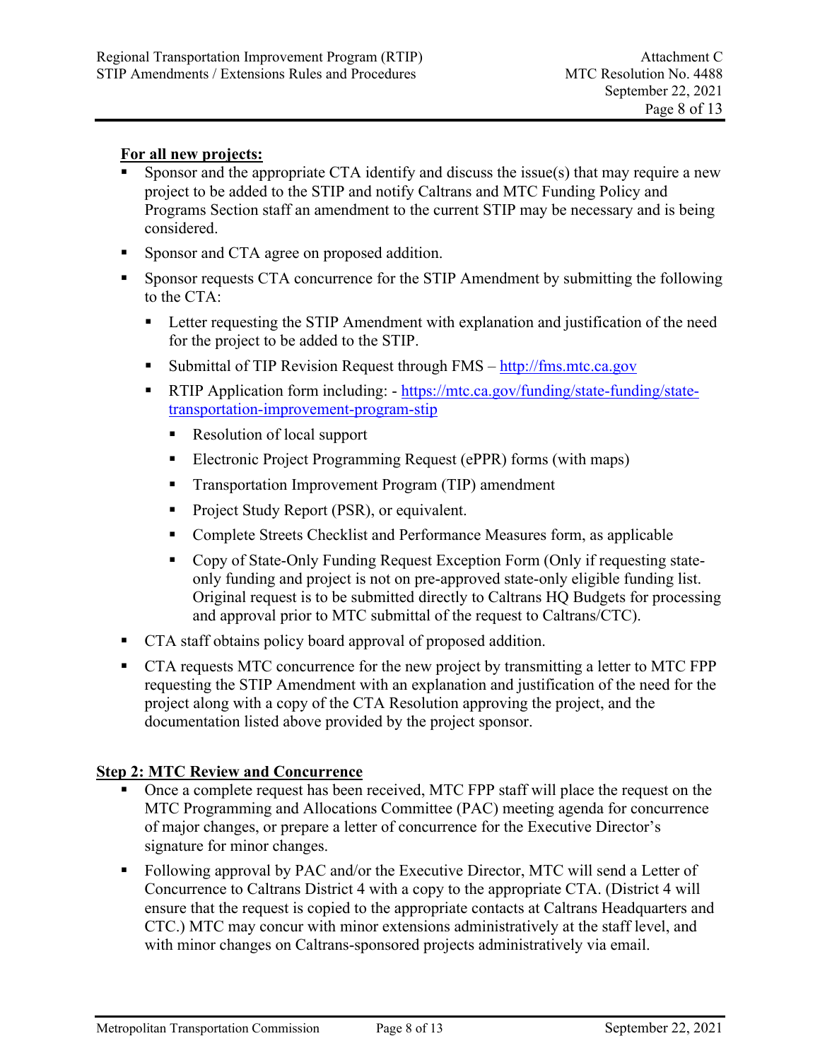**For all new projects:**

- Sponsor and the appropriate CTA identify and discuss the issue(s) that may require a new project to be added to the STIP and notify Caltrans and MTC Funding Policy and Programs Section staff an amendment to the current STIP may be necessary and is being considered.
- Sponsor and CTA agree on proposed addition.
- Sponsor requests CTA concurrence for the STIP Amendment by submitting the following to the CTA:
  - Letter requesting the STIP Amendment with explanation and justification of the need for the project to be added to the STIP.
  - Submittal of TIP Revision Request through FMS – http://fms.mtc.ca.gov
  - RTIP Application form including: - https://mtc.ca.gov/funding/state-funding/state-transportation-improvement-program-stip
    - Resolution of local support
    - Electronic Project Programming Request (ePPR) forms (with maps)
    - Transportation Improvement Program (TIP) amendment
    - Project Study Report (PSR), or equivalent.
    - Complete Streets Checklist and Performance Measures form, as applicable
    - Copy of State-Only Funding Request Exception Form (Only if requesting state-only funding and project is not on pre-approved state-only eligible funding list. Original request is to be submitted directly to Caltrans HQ Budgets for processing and approval prior to MTC submittal of the request to Caltrans/CTC).
- CTA staff obtains policy board approval of proposed addition.
- CTA requests MTC concurrence for the new project by transmitting a letter to MTC FPP requesting the STIP Amendment with an explanation and justification of the need for the project along with a copy of the CTA Resolution approving the project, and the documentation listed above provided by the project sponsor.

**Step 2: MTC Review and Concurrence**

- Once a complete request has been received, MTC FPP staff will place the request on the MTC Programming and Allocations Committee (PAC) meeting agenda for concurrence of major changes, or prepare a letter of concurrence for the Executive Director's signature for minor changes.
- Following approval by PAC and/or the Executive Director, MTC will send a Letter of Concurrence to Caltrans District 4 with a copy to the appropriate CTA. (District 4 will ensure that the request is copied to the appropriate contacts at Caltrans Headquarters and CTC.) MTC may concur with minor extensions administratively at the staff level, and with minor changes on Caltrans-sponsored projects administratively via email.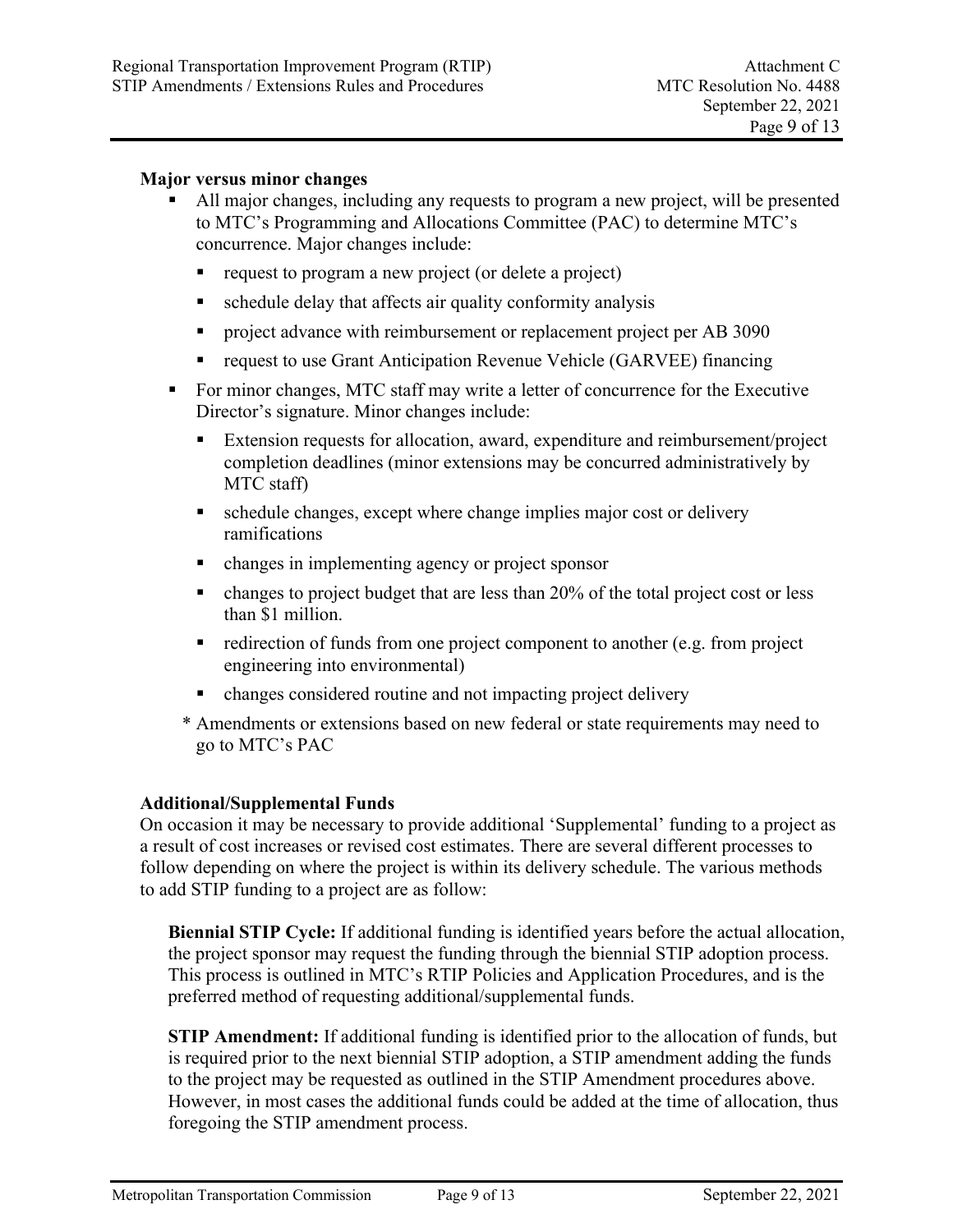**Major versus minor changes**

- All major changes, including any requests to program a new project, will be presented to MTC's Programming and Allocations Committee (PAC) to determine MTC's concurrence. Major changes include:
  - request to program a new project (or delete a project)
  - schedule delay that affects air quality conformity analysis
  - project advance with reimbursement or replacement project per AB 3090
  - request to use Grant Anticipation Revenue Vehicle (GARVEE) financing
- For minor changes, MTC staff may write a letter of concurrence for the Executive Director's signature. Minor changes include:
  - Extension requests for allocation, award, expenditure and reimbursement/project completion deadlines (minor extensions may be concurred administratively by MTC staff)
  - schedule changes, except where change implies major cost or delivery ramifications
  - changes in implementing agency or project sponsor
  - changes to project budget that are less than 20% of the total project cost or less than $1 million.
  - redirection of funds from one project component to another (e.g. from project engineering into environmental)
  - changes considered routine and not impacting project delivery

\* Amendments or extensions based on new federal or state requirements may need to go to MTC's PAC

**Additional/Supplemental Funds**

On occasion it may be necessary to provide additional 'Supplemental' funding to a project as a result of cost increases or revised cost estimates. There are several different processes to follow depending on where the project is within its delivery schedule. The various methods to add STIP funding to a project are as follow:

**Biennial STIP Cycle:** If additional funding is identified years before the actual allocation, the project sponsor may request the funding through the biennial STIP adoption process. This process is outlined in MTC's RTIP Policies and Application Procedures, and is the preferred method of requesting additional/supplemental funds.

**STIP Amendment:** If additional funding is identified prior to the allocation of funds, but is required prior to the next biennial STIP adoption, a STIP amendment adding the funds to the project may be requested as outlined in the STIP Amendment procedures above. However, in most cases the additional funds could be added at the time of allocation, thus foregoing the STIP amendment process.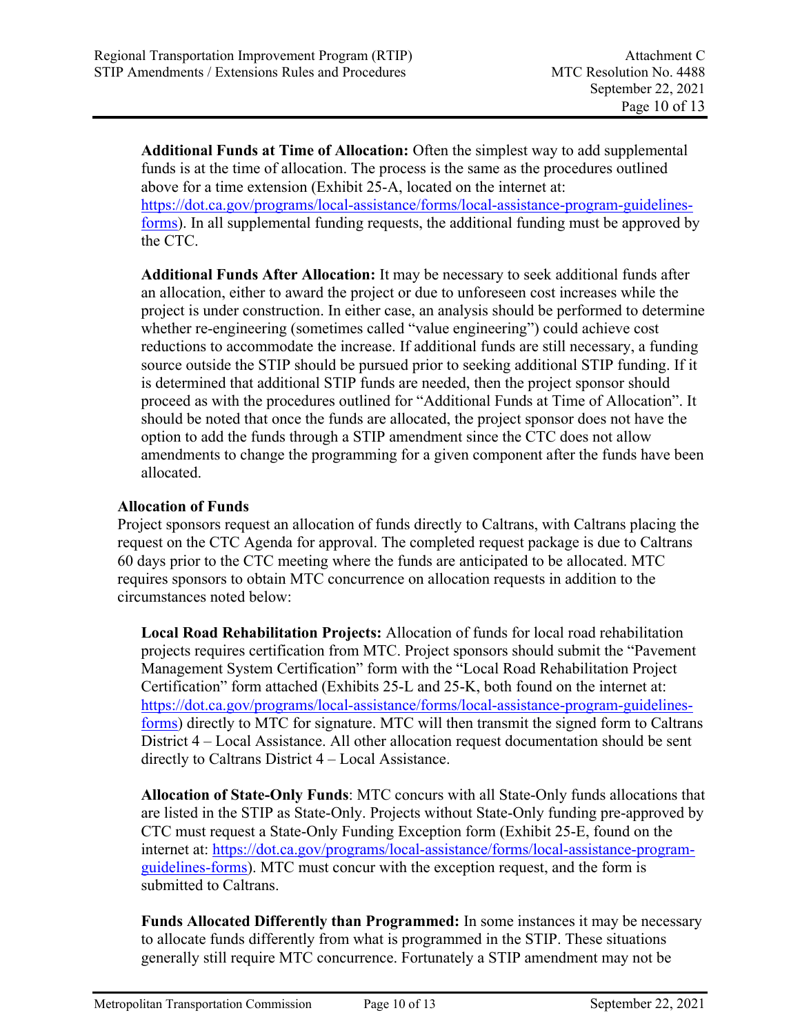**Additional Funds at Time of Allocation:** Often the simplest way to add supplemental funds is at the time of allocation. The process is the same as the procedures outlined above for a time extension (Exhibit 25-A, located on the internet at: https://dot.ca.gov/programs/local-assistance/forms/local-assistance-program-guidelines-forms). In all supplemental funding requests, the additional funding must be approved by the CTC.

**Additional Funds After Allocation:** It may be necessary to seek additional funds after an allocation, either to award the project or due to unforeseen cost increases while the project is under construction. In either case, an analysis should be performed to determine whether re-engineering (sometimes called "value engineering") could achieve cost reductions to accommodate the increase. If additional funds are still necessary, a funding source outside the STIP should be pursued prior to seeking additional STIP funding. If it is determined that additional STIP funds are needed, then the project sponsor should proceed as with the procedures outlined for "Additional Funds at Time of Allocation". It should be noted that once the funds are allocated, the project sponsor does not have the option to add the funds through a STIP amendment since the CTC does not allow amendments to change the programming for a given component after the funds have been allocated.

**Allocation of Funds**

Project sponsors request an allocation of funds directly to Caltrans, with Caltrans placing the request on the CTC Agenda for approval. The completed request package is due to Caltrans 60 days prior to the CTC meeting where the funds are anticipated to be allocated. MTC requires sponsors to obtain MTC concurrence on allocation requests in addition to the circumstances noted below:

**Local Road Rehabilitation Projects:** Allocation of funds for local road rehabilitation projects requires certification from MTC. Project sponsors should submit the "Pavement Management System Certification" form with the "Local Road Rehabilitation Project Certification" form attached (Exhibits 25-L and 25-K, both found on the internet at: https://dot.ca.gov/programs/local-assistance/forms/local-assistance-program-guidelines-forms) directly to MTC for signature. MTC will then transmit the signed form to Caltrans District 4 – Local Assistance. All other allocation request documentation should be sent directly to Caltrans District 4 – Local Assistance.

**Allocation of State-Only Funds**: MTC concurs with all State-Only funds allocations that are listed in the STIP as State-Only. Projects without State-Only funding pre-approved by CTC must request a State-Only Funding Exception form (Exhibit 25-E, found on the internet at: https://dot.ca.gov/programs/local-assistance/forms/local-assistance-program-guidelines-forms). MTC must concur with the exception request, and the form is submitted to Caltrans.

**Funds Allocated Differently than Programmed:** In some instances it may be necessary to allocate funds differently from what is programmed in the STIP. These situations generally still require MTC concurrence. Fortunately a STIP amendment may not be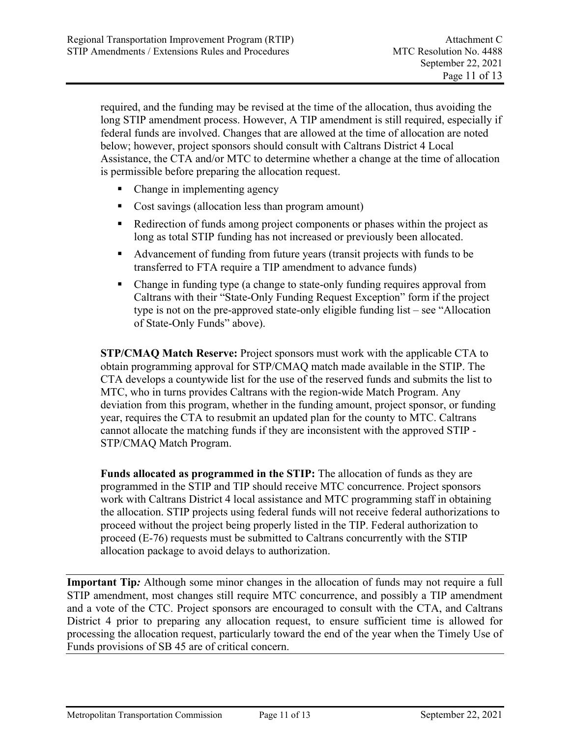required, and the funding may be revised at the time of the allocation, thus avoiding the long STIP amendment process. However, A TIP amendment is still required, especially if federal funds are involved. Changes that are allowed at the time of allocation are noted below; however, project sponsors should consult with Caltrans District 4 Local Assistance, the CTA and/or MTC to determine whether a change at the time of allocation is permissible before preparing the allocation request.

- Change in implementing agency
- Cost savings (allocation less than program amount)
- Redirection of funds among project components or phases within the project as long as total STIP funding has not increased or previously been allocated.
- Advancement of funding from future years (transit projects with funds to be transferred to FTA require a TIP amendment to advance funds)
- Change in funding type (a change to state-only funding requires approval from Caltrans with their "State-Only Funding Request Exception" form if the project type is not on the pre-approved state-only eligible funding list – see "Allocation of State-Only Funds" above).

**STP/CMAQ Match Reserve:** Project sponsors must work with the applicable CTA to obtain programming approval for STP/CMAQ match made available in the STIP. The CTA develops a countywide list for the use of the reserved funds and submits the list to MTC, who in turns provides Caltrans with the region-wide Match Program. Any deviation from this program, whether in the funding amount, project sponsor, or funding year, requires the CTA to resubmit an updated plan for the county to MTC. Caltrans cannot allocate the matching funds if they are inconsistent with the approved STIP - STP/CMAQ Match Program.

**Funds allocated as programmed in the STIP:** The allocation of funds as they are programmed in the STIP and TIP should receive MTC concurrence. Project sponsors work with Caltrans District 4 local assistance and MTC programming staff in obtaining the allocation. STIP projects using federal funds will not receive federal authorizations to proceed without the project being properly listed in the TIP. Federal authorization to proceed (E-76) requests must be submitted to Caltrans concurrently with the STIP allocation package to avoid delays to authorization.

**Important Tip*:*** Although some minor changes in the allocation of funds may not require a full STIP amendment, most changes still require MTC concurrence, and possibly a TIP amendment and a vote of the CTC. Project sponsors are encouraged to consult with the CTA, and Caltrans District 4 prior to preparing any allocation request, to ensure sufficient time is allowed for processing the allocation request, particularly toward the end of the year when the Timely Use of Funds provisions of SB 45 are of critical concern.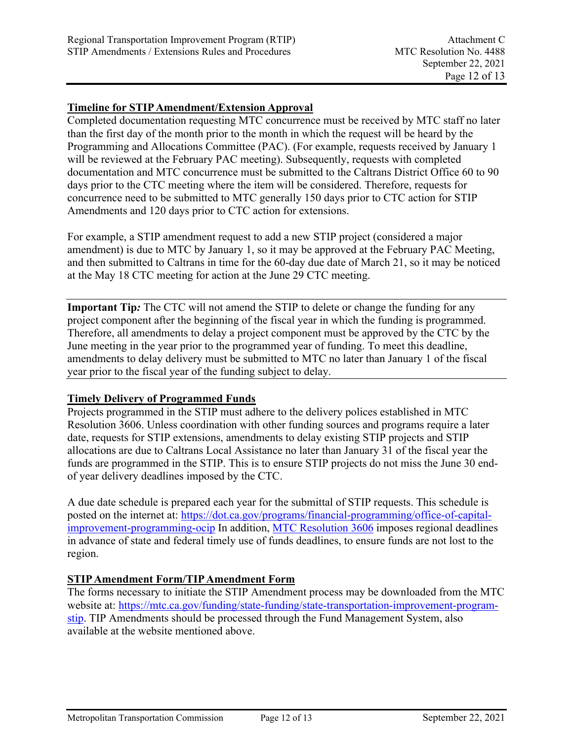## Timeline for STIP Amendment/Extension Approval

Completed documentation requesting MTC concurrence must be received by MTC staff no later than the first day of the month prior to the month in which the request will be heard by the Programming and Allocations Committee (PAC). (For example, requests received by January 1 will be reviewed at the February PAC meeting). Subsequently, requests with completed documentation and MTC concurrence must be submitted to the Caltrans District Office 60 to 90 days prior to the CTC meeting where the item will be considered. Therefore, requests for concurrence need to be submitted to MTC generally 150 days prior to CTC action for STIP Amendments and 120 days prior to CTC action for extensions.

For example, a STIP amendment request to add a new STIP project (considered a major amendment) is due to MTC by January 1, so it may be approved at the February PAC Meeting, and then submitted to Caltrans in time for the 60-day due date of March 21, so it may be noticed at the May 18 CTC meeting for action at the June 29 CTC meeting.

---

**Important Tip*:*** The CTC will not amend the STIP to delete or change the funding for any project component after the beginning of the fiscal year in which the funding is programmed. Therefore, all amendments to delay a project component must be approved by the CTC by the June meeting in the year prior to the programmed year of funding. To meet this deadline, amendments to delay delivery must be submitted to MTC no later than January 1 of the fiscal year prior to the fiscal year of the funding subject to delay.

---

## Timely Delivery of Programmed Funds

Projects programmed in the STIP must adhere to the delivery polices established in MTC Resolution 3606. Unless coordination with other funding sources and programs require a later date, requests for STIP extensions, amendments to delay existing STIP projects and STIP allocations are due to Caltrans Local Assistance no later than January 31 of the fiscal year the funds are programmed in the STIP. This is to ensure STIP projects do not miss the June 30 end-of year delivery deadlines imposed by the CTC.

A due date schedule is prepared each year for the submittal of STIP requests. This schedule is posted on the internet at: [https://dot.ca.gov/programs/financial-programming/office-of-capital-improvement-programming-ocip](https://dot.ca.gov/programs/financial-programming/office-of-capital-improvement-programming-ocip) In addition, MTC Resolution 3606 imposes regional deadlines in advance of state and federal timely use of funds deadlines, to ensure funds are not lost to the region.

## STIP Amendment Form/TIP Amendment Form

The forms necessary to initiate the STIP Amendment process may be downloaded from the MTC website at: [https://mtc.ca.gov/funding/state-funding/state-transportation-improvement-program-stip](https://mtc.ca.gov/funding/state-funding/state-transportation-improvement-program-stip). TIP Amendments should be processed through the Fund Management System, also available at the website mentioned above.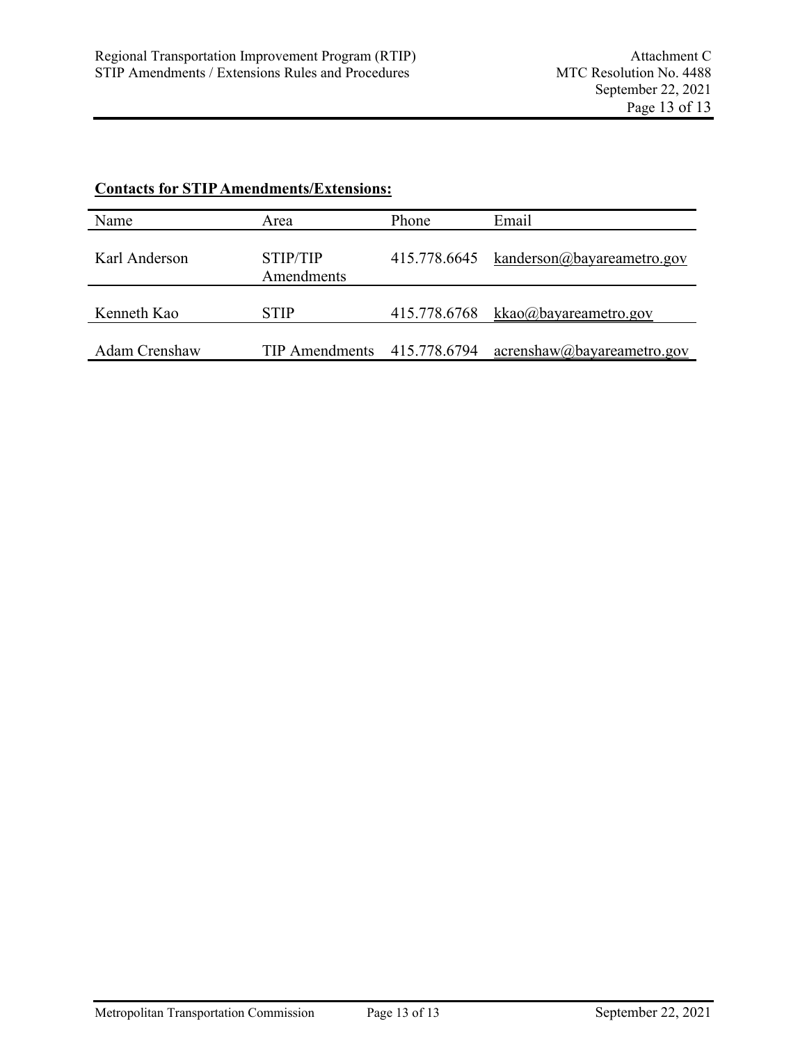**Contacts for STIP Amendments/Extensions:**

| Name | Area | Phone | Email |
|---|---|---|---|
| Karl Anderson | STIP/TIP Amendments | 415.778.6645 | kanderson@bayareametro.gov |
| Kenneth Kao | STIP | 415.778.6768 | kkao@bayareametro.gov |
| Adam Crenshaw | TIP Amendments | 415.778.6794 | acrenshaw@bayareametro.gov |